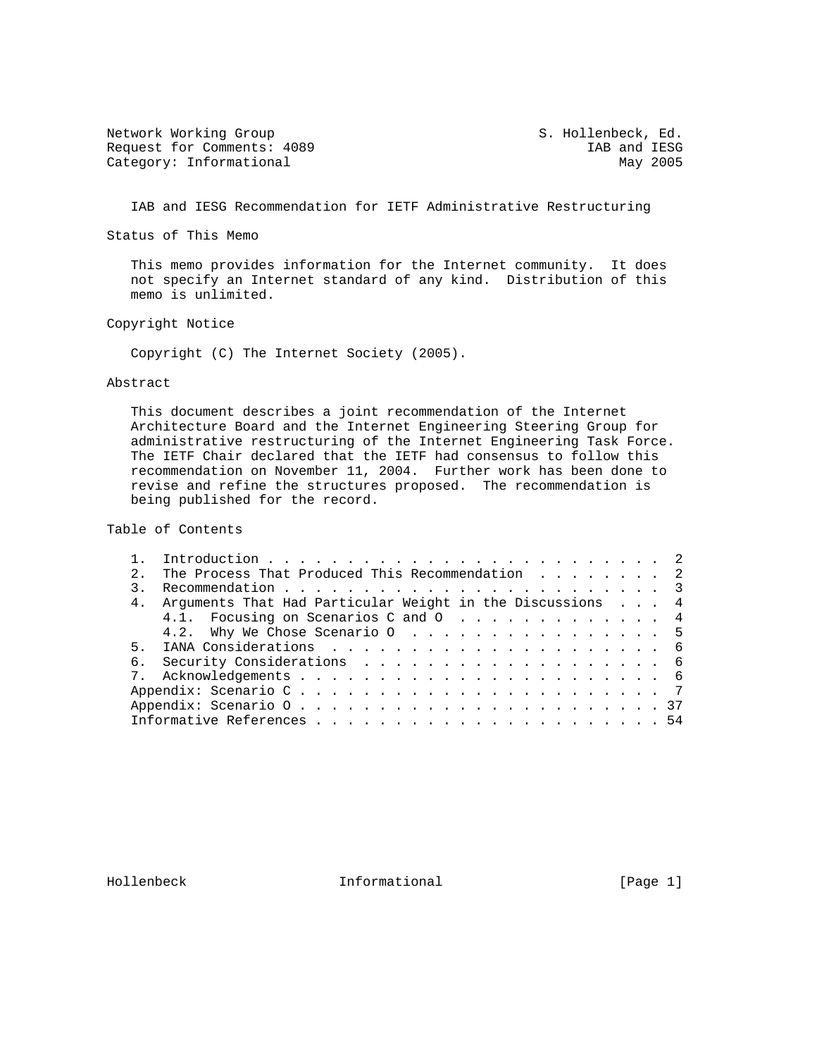Network Working Group S. Hollenbeck, Ed.
Request for Comments: 4089 IAB and IESG
Category: Informational May 2005

# IAB and IESG Recommendation for IETF Administrative Restructuring

## Status of This Memo

This memo provides information for the Internet community. It does not specify an Internet standard of any kind. Distribution of this memo is unlimited.

## Copyright Notice

Copyright (C) The Internet Society (2005).

## Abstract

This document describes a joint recommendation of the Internet Architecture Board and the Internet Engineering Steering Group for administrative restructuring of the Internet Engineering Task Force. The IETF Chair declared that the IETF had consensus to follow this recommendation on November 11, 2004. Further work has been done to revise and refine the structures proposed. The recommendation is being published for the record.

## Table of Contents

```
1.  Introduction . . . . . . . . . . . . . . . . . . . . . . . .  2
2.  The Process That Produced This Recommendation  . . . . . . .  2
3.  Recommendation . . . . . . . . . . . . . . . . . . . . . . .  3
4.  Arguments That Had Particular Weight in the Discussions  . . .  4
    4.1.  Focusing on Scenarios C and O  . . . . . . . . . . . . .  4
    4.2.  Why We Chose Scenario O  . . . . . . . . . . . . . . . .  5
5.  IANA Considerations  . . . . . . . . . . . . . . . . . . . .  6
6.  Security Considerations  . . . . . . . . . . . . . . . . . .  6
7.  Acknowledgements . . . . . . . . . . . . . . . . . . . . . .  6
Appendix: Scenario C . . . . . . . . . . . . . . . . . . . . . .  7
Appendix: Scenario O . . . . . . . . . . . . . . . . . . . . . . 37
Informative References . . . . . . . . . . . . . . . . . . . . . 54
```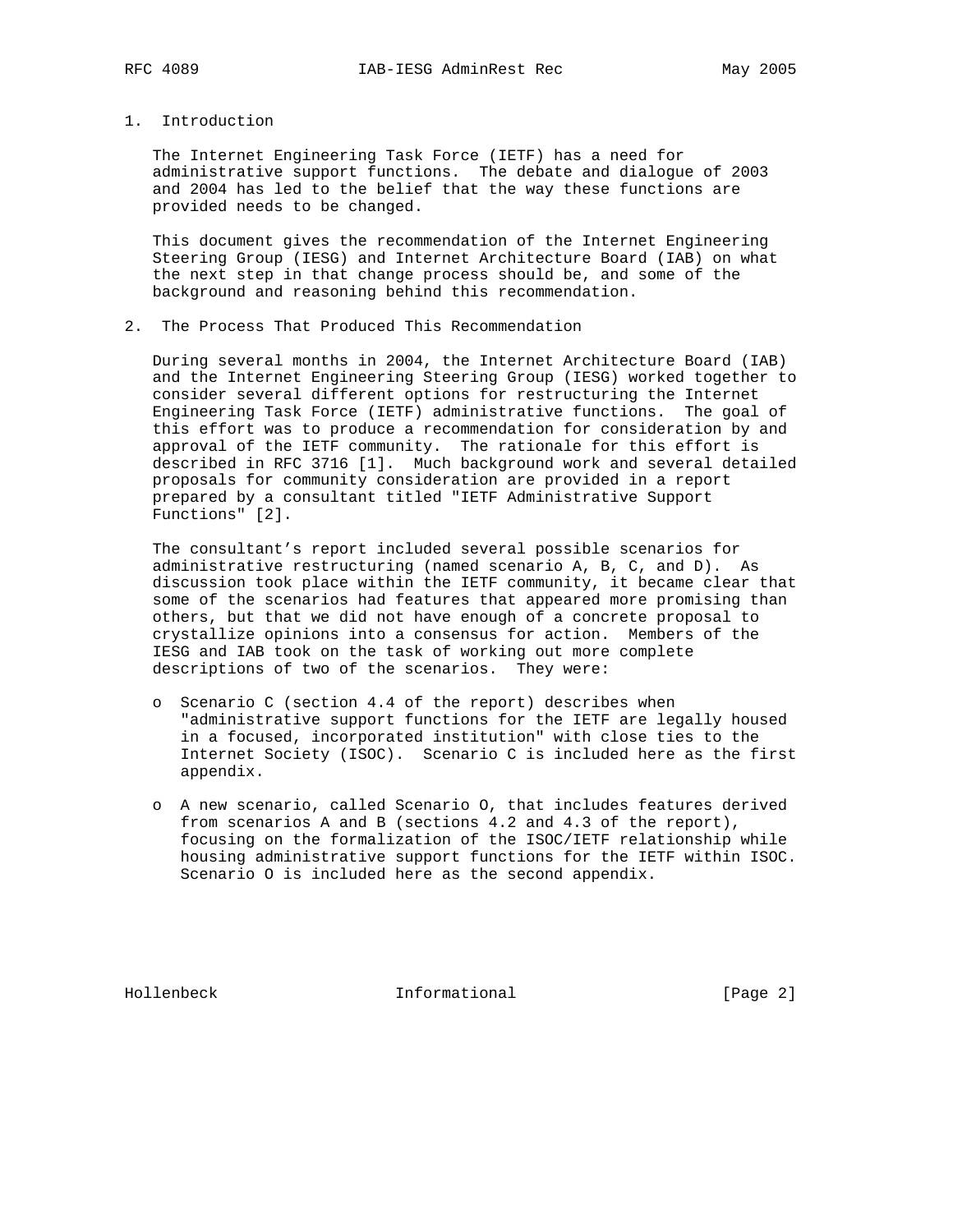## 1. Introduction

The Internet Engineering Task Force (IETF) has a need for administrative support functions. The debate and dialogue of 2003 and 2004 has led to the belief that the way these functions are provided needs to be changed.

This document gives the recommendation of the Internet Engineering Steering Group (IESG) and Internet Architecture Board (IAB) on what the next step in that change process should be, and some of the background and reasoning behind this recommendation.

## 2. The Process That Produced This Recommendation

During several months in 2004, the Internet Architecture Board (IAB) and the Internet Engineering Steering Group (IESG) worked together to consider several different options for restructuring the Internet Engineering Task Force (IETF) administrative functions. The goal of this effort was to produce a recommendation for consideration by and approval of the IETF community. The rationale for this effort is described in RFC 3716 [1]. Much background work and several detailed proposals for community consideration are provided in a report prepared by a consultant titled "IETF Administrative Support Functions" [2].

The consultant's report included several possible scenarios for administrative restructuring (named scenario A, B, C, and D). As discussion took place within the IETF community, it became clear that some of the scenarios had features that appeared more promising than others, but that we did not have enough of a concrete proposal to crystallize opinions into a consensus for action. Members of the IESG and IAB took on the task of working out more complete descriptions of two of the scenarios. They were:

- Scenario C (section 4.4 of the report) describes when "administrative support functions for the IETF are legally housed in a focused, incorporated institution" with close ties to the Internet Society (ISOC). Scenario C is included here as the first appendix.

- A new scenario, called Scenario O, that includes features derived from scenarios A and B (sections 4.2 and 4.3 of the report), focusing on the formalization of the ISOC/IETF relationship while housing administrative support functions for the IETF within ISOC. Scenario O is included here as the second appendix.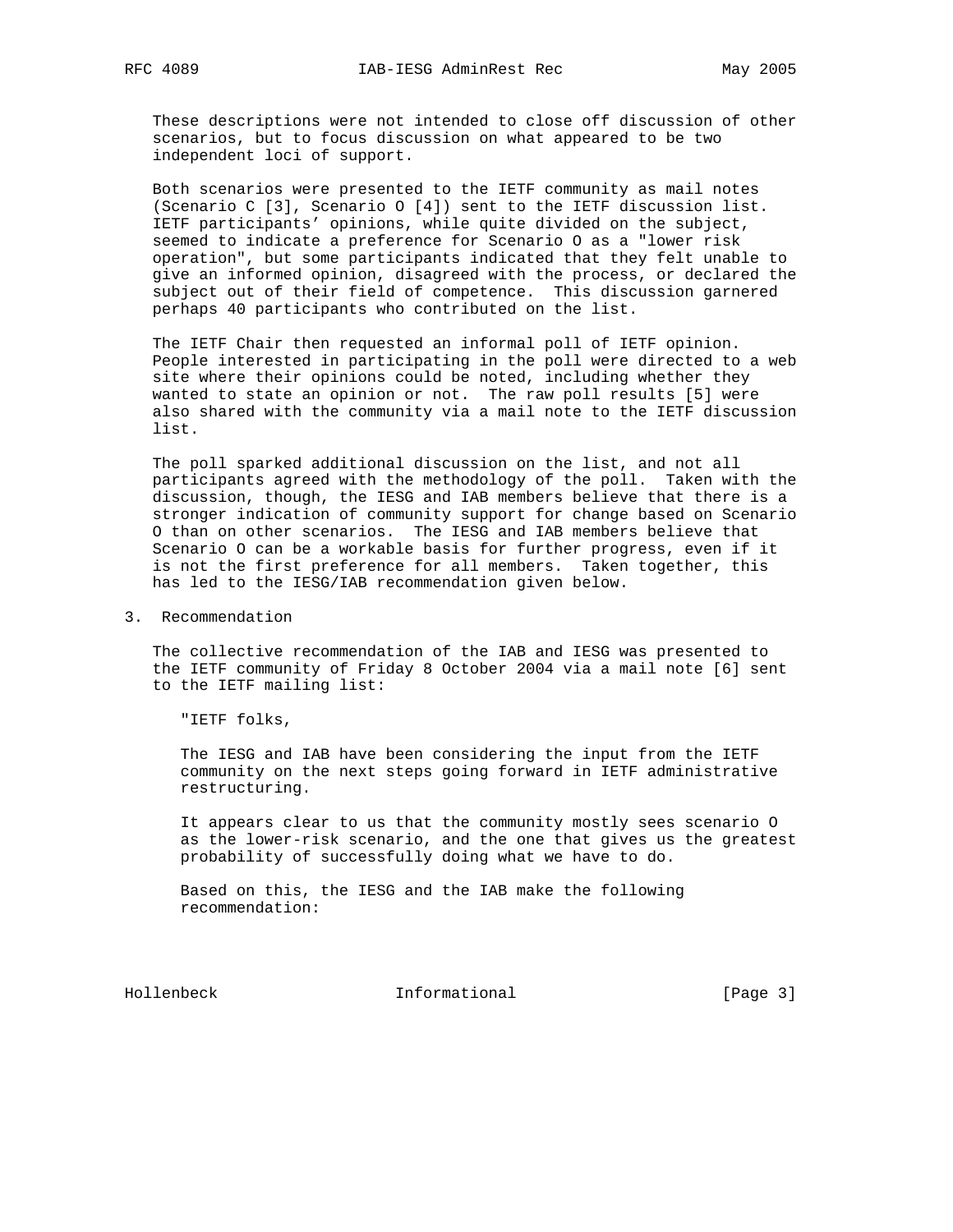These descriptions were not intended to close off discussion of other scenarios, but to focus discussion on what appeared to be two independent loci of support.

Both scenarios were presented to the IETF community as mail notes (Scenario C [3], Scenario O [4]) sent to the IETF discussion list. IETF participants' opinions, while quite divided on the subject, seemed to indicate a preference for Scenario O as a "lower risk operation", but some participants indicated that they felt unable to give an informed opinion, disagreed with the process, or declared the subject out of their field of competence. This discussion garnered perhaps 40 participants who contributed on the list.

The IETF Chair then requested an informal poll of IETF opinion. People interested in participating in the poll were directed to a web site where their opinions could be noted, including whether they wanted to state an opinion or not. The raw poll results [5] were also shared with the community via a mail note to the IETF discussion list.

The poll sparked additional discussion on the list, and not all participants agreed with the methodology of the poll. Taken with the discussion, though, the IESG and IAB members believe that there is a stronger indication of community support for change based on Scenario O than on other scenarios. The IESG and IAB members believe that Scenario O can be a workable basis for further progress, even if it is not the first preference for all members. Taken together, this has led to the IESG/IAB recommendation given below.

## 3. Recommendation

The collective recommendation of the IAB and IESG was presented to the IETF community of Friday 8 October 2004 via a mail note [6] sent to the IETF mailing list:

> "IETF folks,
>
> The IESG and IAB have been considering the input from the IETF community on the next steps going forward in IETF administrative restructuring.
>
> It appears clear to us that the community mostly sees scenario O as the lower-risk scenario, and the one that gives us the greatest probability of successfully doing what we have to do.
>
> Based on this, the IESG and the IAB make the following recommendation: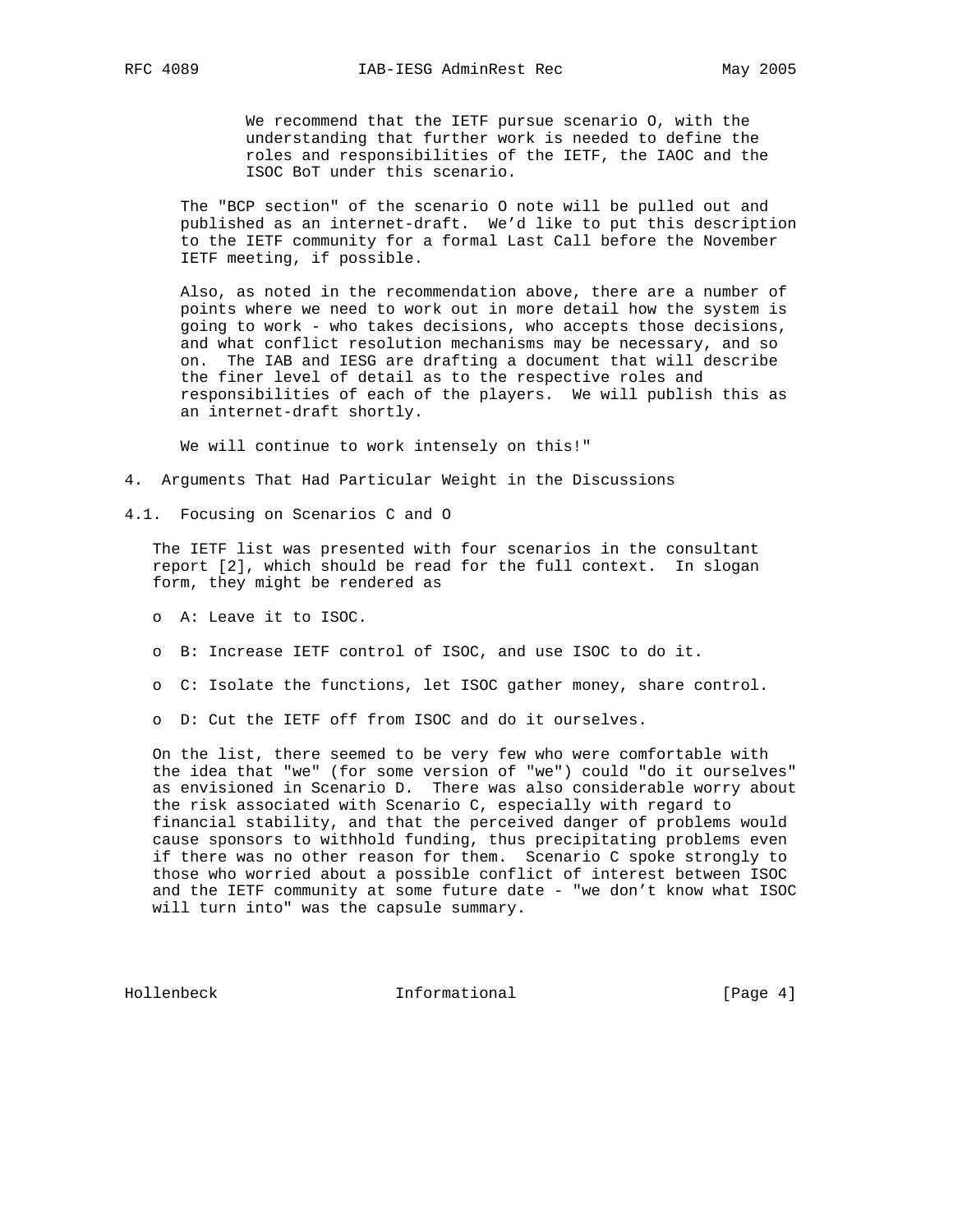We recommend that the IETF pursue scenario O, with the understanding that further work is needed to define the roles and responsibilities of the IETF, the IAOC and the ISOC BoT under this scenario.

The "BCP section" of the scenario O note will be pulled out and published as an internet-draft. We'd like to put this description to the IETF community for a formal Last Call before the November IETF meeting, if possible.

Also, as noted in the recommendation above, there are a number of points where we need to work out in more detail how the system is going to work - who takes decisions, who accepts those decisions, and what conflict resolution mechanisms may be necessary, and so on. The IAB and IESG are drafting a document that will describe the finer level of detail as to the respective roles and responsibilities of each of the players. We will publish this as an internet-draft shortly.

We will continue to work intensely on this!"

## 4. Arguments That Had Particular Weight in the Discussions

### 4.1. Focusing on Scenarios C and O

The IETF list was presented with four scenarios in the consultant report [2], which should be read for the full context. In slogan form, they might be rendered as

- A: Leave it to ISOC.
- B: Increase IETF control of ISOC, and use ISOC to do it.
- C: Isolate the functions, let ISOC gather money, share control.
- D: Cut the IETF off from ISOC and do it ourselves.

On the list, there seemed to be very few who were comfortable with the idea that "we" (for some version of "we") could "do it ourselves" as envisioned in Scenario D. There was also considerable worry about the risk associated with Scenario C, especially with regard to financial stability, and that the perceived danger of problems would cause sponsors to withhold funding, thus precipitating problems even if there was no other reason for them. Scenario C spoke strongly to those who worried about a possible conflict of interest between ISOC and the IETF community at some future date - "we don't know what ISOC will turn into" was the capsule summary.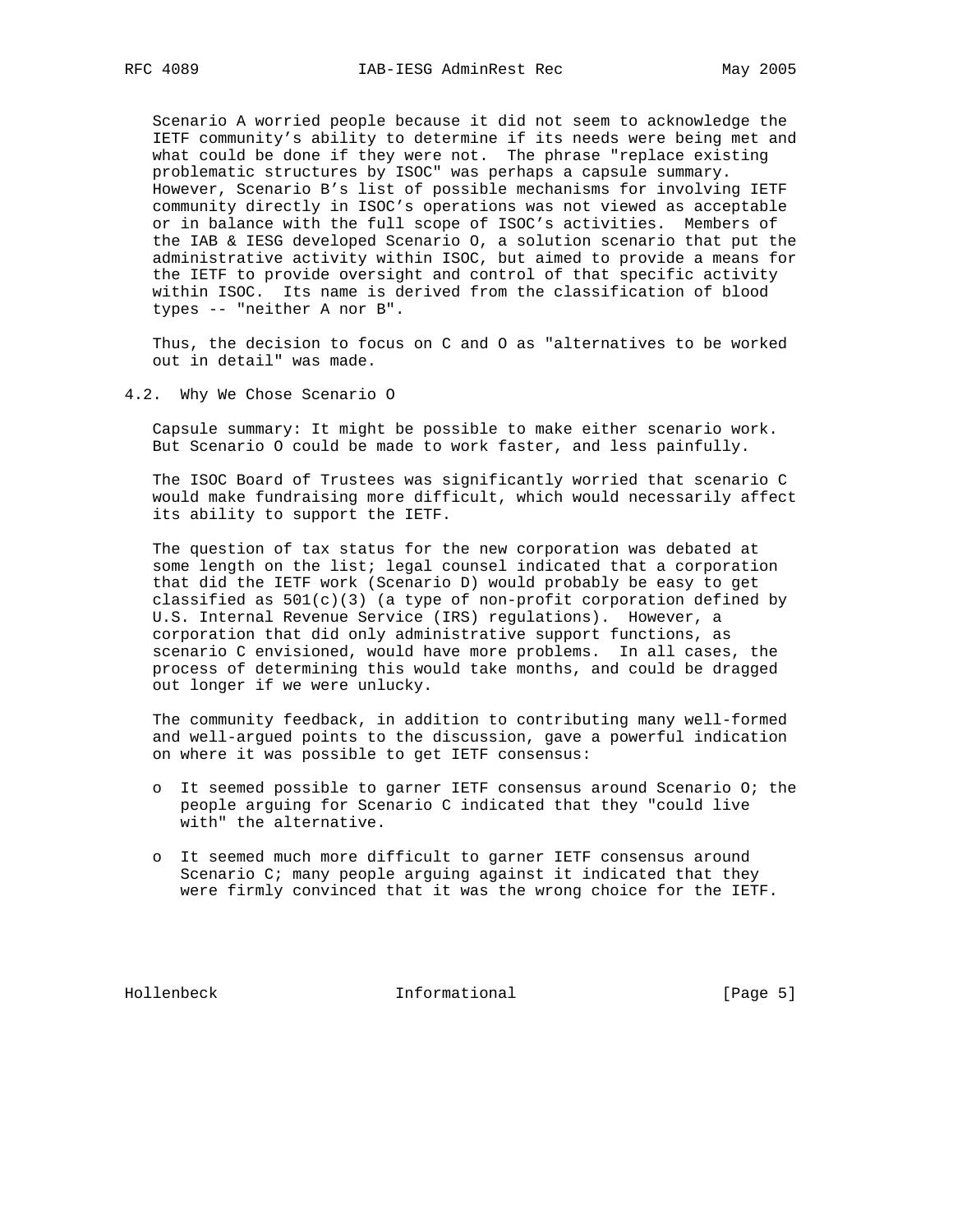Scenario A worried people because it did not seem to acknowledge the IETF community's ability to determine if its needs were being met and what could be done if they were not. The phrase "replace existing problematic structures by ISOC" was perhaps a capsule summary. However, Scenario B's list of possible mechanisms for involving IETF community directly in ISOC's operations was not viewed as acceptable or in balance with the full scope of ISOC's activities. Members of the IAB & IESG developed Scenario O, a solution scenario that put the administrative activity within ISOC, but aimed to provide a means for the IETF to provide oversight and control of that specific activity within ISOC. Its name is derived from the classification of blood types -- "neither A nor B".

Thus, the decision to focus on C and O as "alternatives to be worked out in detail" was made.

## 4.2. Why We Chose Scenario O

Capsule summary: It might be possible to make either scenario work. But Scenario O could be made to work faster, and less painfully.

The ISOC Board of Trustees was significantly worried that scenario C would make fundraising more difficult, which would necessarily affect its ability to support the IETF.

The question of tax status for the new corporation was debated at some length on the list; legal counsel indicated that a corporation that did the IETF work (Scenario D) would probably be easy to get classified as 501(c)(3) (a type of non-profit corporation defined by U.S. Internal Revenue Service (IRS) regulations). However, a corporation that did only administrative support functions, as scenario C envisioned, would have more problems. In all cases, the process of determining this would take months, and could be dragged out longer if we were unlucky.

The community feedback, in addition to contributing many well-formed and well-argued points to the discussion, gave a powerful indication on where it was possible to get IETF consensus:

- It seemed possible to garner IETF consensus around Scenario O; the people arguing for Scenario C indicated that they "could live with" the alternative.
- It seemed much more difficult to garner IETF consensus around Scenario C; many people arguing against it indicated that they were firmly convinced that it was the wrong choice for the IETF.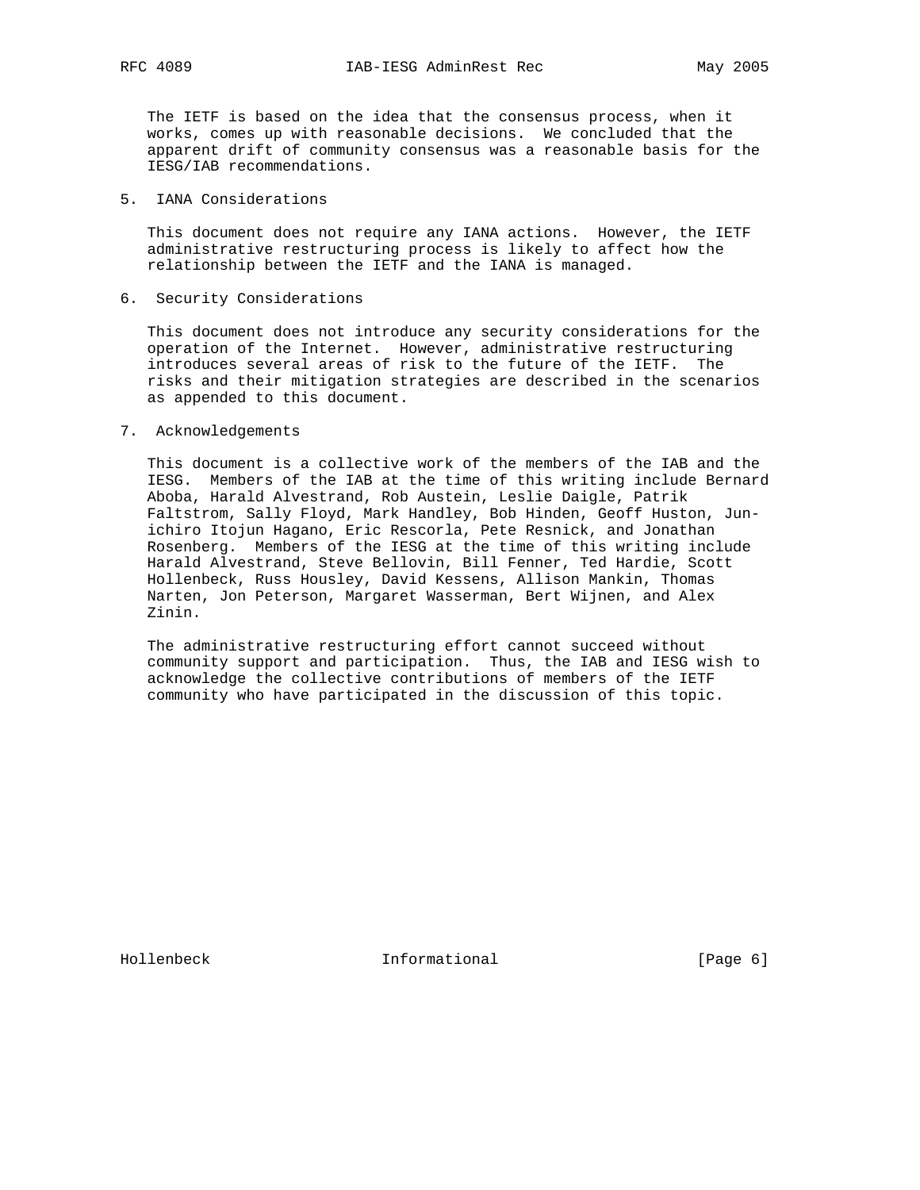The IETF is based on the idea that the consensus process, when it works, comes up with reasonable decisions. We concluded that the apparent drift of community consensus was a reasonable basis for the IESG/IAB recommendations.

## 5. IANA Considerations

This document does not require any IANA actions. However, the IETF administrative restructuring process is likely to affect how the relationship between the IETF and the IANA is managed.

## 6. Security Considerations

This document does not introduce any security considerations for the operation of the Internet. However, administrative restructuring introduces several areas of risk to the future of the IETF. The risks and their mitigation strategies are described in the scenarios as appended to this document.

## 7. Acknowledgements

This document is a collective work of the members of the IAB and the IESG. Members of the IAB at the time of this writing include Bernard Aboba, Harald Alvestrand, Rob Austein, Leslie Daigle, Patrik Faltstrom, Sally Floyd, Mark Handley, Bob Hinden, Geoff Huston, Jun-ichiro Itojun Hagano, Eric Rescorla, Pete Resnick, and Jonathan Rosenberg. Members of the IESG at the time of this writing include Harald Alvestrand, Steve Bellovin, Bill Fenner, Ted Hardie, Scott Hollenbeck, Russ Housley, David Kessens, Allison Mankin, Thomas Narten, Jon Peterson, Margaret Wasserman, Bert Wijnen, and Alex Zinin.

The administrative restructuring effort cannot succeed without community support and participation. Thus, the IAB and IESG wish to acknowledge the collective contributions of members of the IETF community who have participated in the discussion of this topic.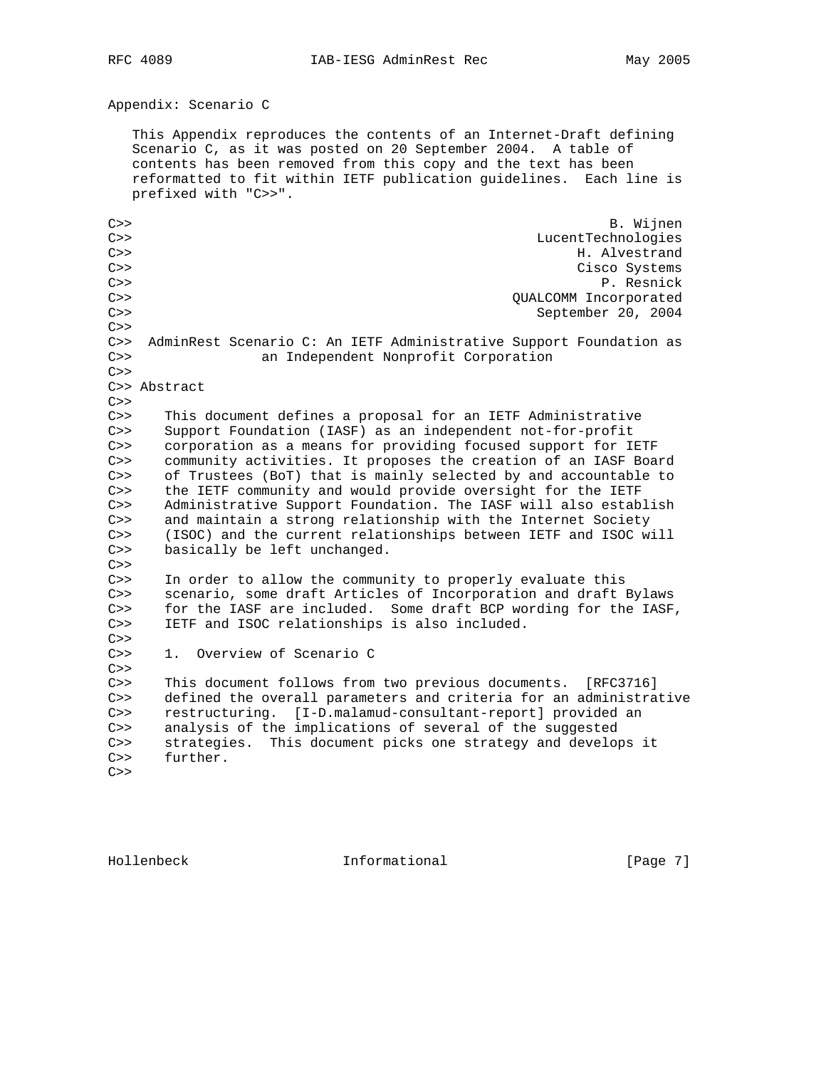## Appendix: Scenario C

This Appendix reproduces the contents of an Internet-Draft defining Scenario C, as it was posted on 20 September 2004. A table of contents has been removed from this copy and the text has been reformatted to fit within IETF publication guidelines. Each line is prefixed with "C>>".

```
C>>                                                        B. Wijnen
C>>                                              LucentTechnologies
C>>                                                    H. Alvestrand
C>>                                                    Cisco Systems
C>>                                                       P. Resnick
C>>                                            QUALCOMM Incorporated
C>>                                               September 20, 2004
C>>
C>>  AdminRest Scenario C: An IETF Administrative Support Foundation as
C>>               an Independent Nonprofit Corporation
C>>
C>> Abstract
C>>
C>>    This document defines a proposal for an IETF Administrative
C>>    Support Foundation (IASF) as an independent not-for-profit
C>>    corporation as a means for providing focused support for IETF
C>>    community activities. It proposes the creation of an IASF Board
C>>    of Trustees (BoT) that is mainly selected by and accountable to
C>>    the IETF community and would provide oversight for the IETF
C>>    Administrative Support Foundation. The IASF will also establish
C>>    and maintain a strong relationship with the Internet Society
C>>    (ISOC) and the current relationships between IETF and ISOC will
C>>    basically be left unchanged.
C>>
C>>    In order to allow the community to properly evaluate this
C>>    scenario, some draft Articles of Incorporation and draft Bylaws
C>>    for the IASF are included.  Some draft BCP wording for the IASF,
C>>    IETF and ISOC relationships is also included.
C>>
C>>    1.  Overview of Scenario C
C>>
C>>    This document follows from two previous documents.  [RFC3716]
C>>    defined the overall parameters and criteria for an administrative
C>>    restructuring.  [I-D.malamud-consultant-report] provided an
C>>    analysis of the implications of several of the suggested
C>>    strategies.  This document picks one strategy and develops it
C>>    further.
C>>
```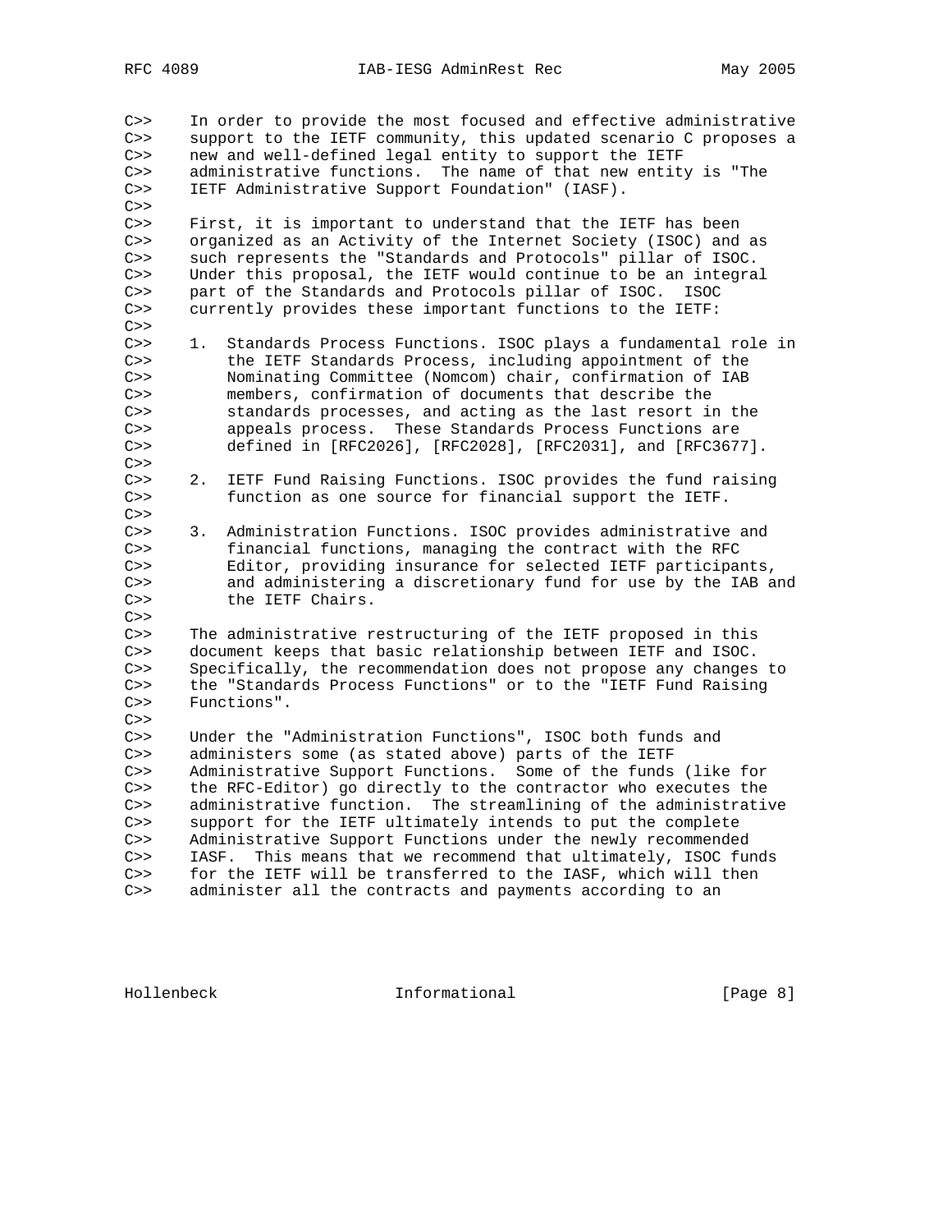C>> In order to provide the most focused and effective administrative
C>> support to the IETF community, this updated scenario C proposes a
C>> new and well-defined legal entity to support the IETF
C>> administrative functions. The name of that new entity is "The
C>> IETF Administrative Support Foundation" (IASF).
C>>
C>> First, it is important to understand that the IETF has been
C>> organized as an Activity of the Internet Society (ISOC) and as
C>> such represents the "Standards and Protocols" pillar of ISOC.
C>> Under this proposal, the IETF would continue to be an integral
C>> part of the Standards and Protocols pillar of ISOC. ISOC
C>> currently provides these important functions to the IETF:
C>>
C>> 1. Standards Process Functions. ISOC plays a fundamental role in
C>> the IETF Standards Process, including appointment of the
C>> Nominating Committee (Nomcom) chair, confirmation of IAB
C>> members, confirmation of documents that describe the
C>> standards processes, and acting as the last resort in the
C>> appeals process. These Standards Process Functions are
C>> defined in [RFC2026], [RFC2028], [RFC2031], and [RFC3677].
C>>
C>> 2. IETF Fund Raising Functions. ISOC provides the fund raising
C>> function as one source for financial support the IETF.
C>>
C>> 3. Administration Functions. ISOC provides administrative and
C>> financial functions, managing the contract with the RFC
C>> Editor, providing insurance for selected IETF participants,
C>> and administering a discretionary fund for use by the IAB and
C>> the IETF Chairs.
C>>
C>> The administrative restructuring of the IETF proposed in this
C>> document keeps that basic relationship between IETF and ISOC.
C>> Specifically, the recommendation does not propose any changes to
C>> the "Standards Process Functions" or to the "IETF Fund Raising
C>> Functions".
C>>
C>> Under the "Administration Functions", ISOC both funds and
C>> administers some (as stated above) parts of the IETF
C>> Administrative Support Functions. Some of the funds (like for
C>> the RFC-Editor) go directly to the contractor who executes the
C>> administrative function. The streamlining of the administrative
C>> support for the IETF ultimately intends to put the complete
C>> Administrative Support Functions under the newly recommended
C>> IASF. This means that we recommend that ultimately, ISOC funds
C>> for the IETF will be transferred to the IASF, which will then
C>> administer all the contracts and payments according to an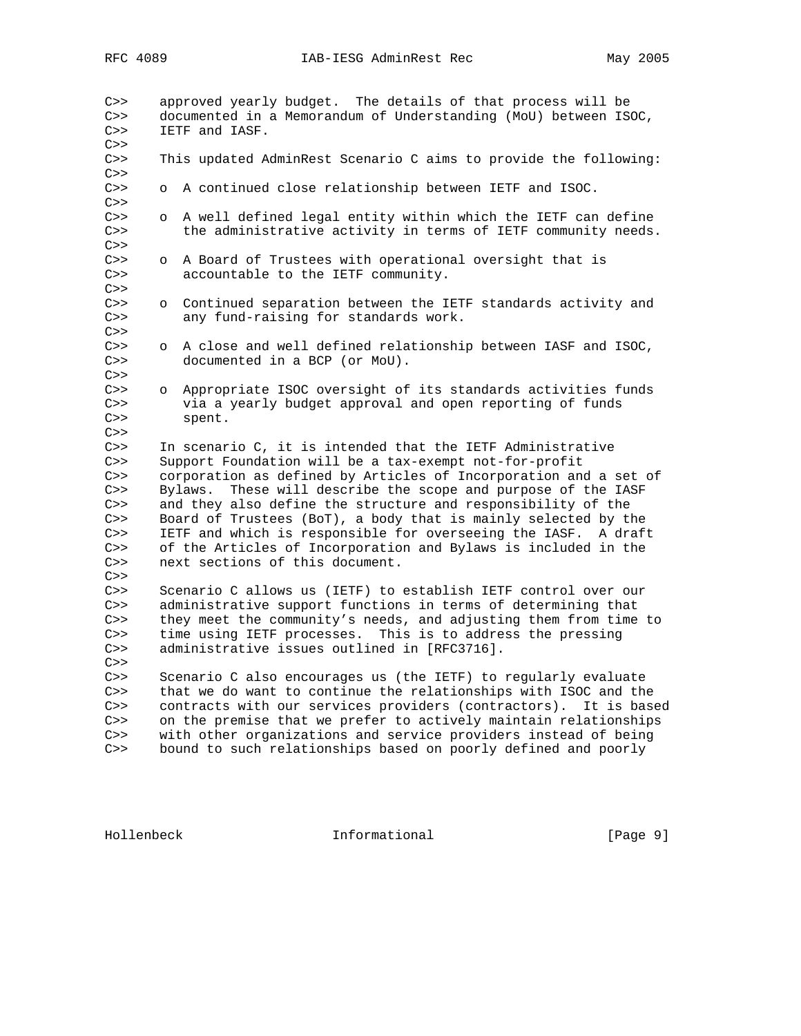C>> approved yearly budget. The details of that process will be
C>> documented in a Memorandum of Understanding (MoU) between ISOC,
C>> IETF and IASF.
C>>
C>> This updated AdminRest Scenario C aims to provide the following:
C>>
C>> o A continued close relationship between IETF and ISOC.
C>>
C>> o A well defined legal entity within which the IETF can define
C>> the administrative activity in terms of IETF community needs.
C>>
C>> o A Board of Trustees with operational oversight that is
C>> accountable to the IETF community.
C>>
C>> o Continued separation between the IETF standards activity and
C>> any fund-raising for standards work.
C>>
C>> o A close and well defined relationship between IASF and ISOC,
C>> documented in a BCP (or MoU).
C>>
C>> o Appropriate ISOC oversight of its standards activities funds
C>> via a yearly budget approval and open reporting of funds
C>> spent.
C>>
C>> In scenario C, it is intended that the IETF Administrative
C>> Support Foundation will be a tax-exempt not-for-profit
C>> corporation as defined by Articles of Incorporation and a set of
C>> Bylaws. These will describe the scope and purpose of the IASF
C>> and they also define the structure and responsibility of the
C>> Board of Trustees (BoT), a body that is mainly selected by the
C>> IETF and which is responsible for overseeing the IASF. A draft
C>> of the Articles of Incorporation and Bylaws is included in the
C>> next sections of this document.
C>>
C>> Scenario C allows us (IETF) to establish IETF control over our
C>> administrative support functions in terms of determining that
C>> they meet the community's needs, and adjusting them from time to
C>> time using IETF processes. This is to address the pressing
C>> administrative issues outlined in [RFC3716].
C>>
C>> Scenario C also encourages us (the IETF) to regularly evaluate
C>> that we do want to continue the relationships with ISOC and the
C>> contracts with our services providers (contractors). It is based
C>> on the premise that we prefer to actively maintain relationships
C>> with other organizations and service providers instead of being
C>> bound to such relationships based on poorly defined and poorly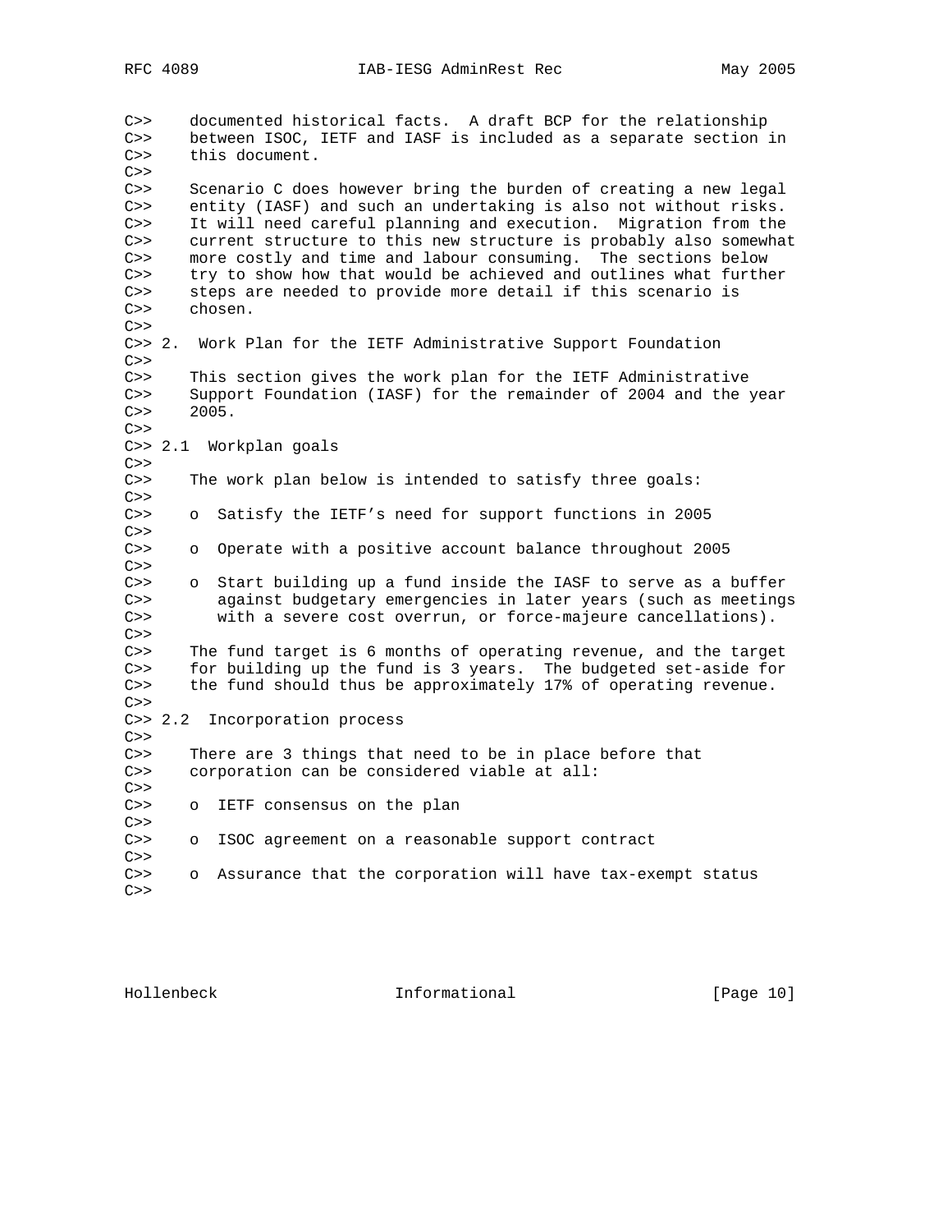C>>    documented historical facts.  A draft BCP for the relationship
C>>    between ISOC, IETF and IASF is included as a separate section in
C>>    this document.
C>>
C>>    Scenario C does however bring the burden of creating a new legal
C>>    entity (IASF) and such an undertaking is also not without risks.
C>>    It will need careful planning and execution.  Migration from the
C>>    current structure to this new structure is probably also somewhat
C>>    more costly and time and labour consuming.  The sections below
C>>    try to show how that would be achieved and outlines what further
C>>    steps are needed to provide more detail if this scenario is
C>>    chosen.
C>>
C>> 2.  Work Plan for the IETF Administrative Support Foundation
C>>
C>>    This section gives the work plan for the IETF Administrative
C>>    Support Foundation (IASF) for the remainder of 2004 and the year
C>>    2005.
C>>
C>> 2.1  Workplan goals
C>>
C>>    The work plan below is intended to satisfy three goals:
C>>
C>>    o  Satisfy the IETF’s need for support functions in 2005
C>>
C>>    o  Operate with a positive account balance throughout 2005
C>>
C>>    o  Start building up a fund inside the IASF to serve as a buffer
C>>       against budgetary emergencies in later years (such as meetings
C>>       with a severe cost overrun, or force-majeure cancellations).
C>>
C>>    The fund target is 6 months of operating revenue, and the target
C>>    for building up the fund is 3 years.  The budgeted set-aside for
C>>    the fund should thus be approximately 17% of operating revenue.
C>>
C>> 2.2  Incorporation process
C>>
C>>    There are 3 things that need to be in place before that
C>>    corporation can be considered viable at all:
C>>
C>>    o  IETF consensus on the plan
C>>
C>>    o  ISOC agreement on a reasonable support contract
C>>
C>>    o  Assurance that the corporation will have tax-exempt status
C>>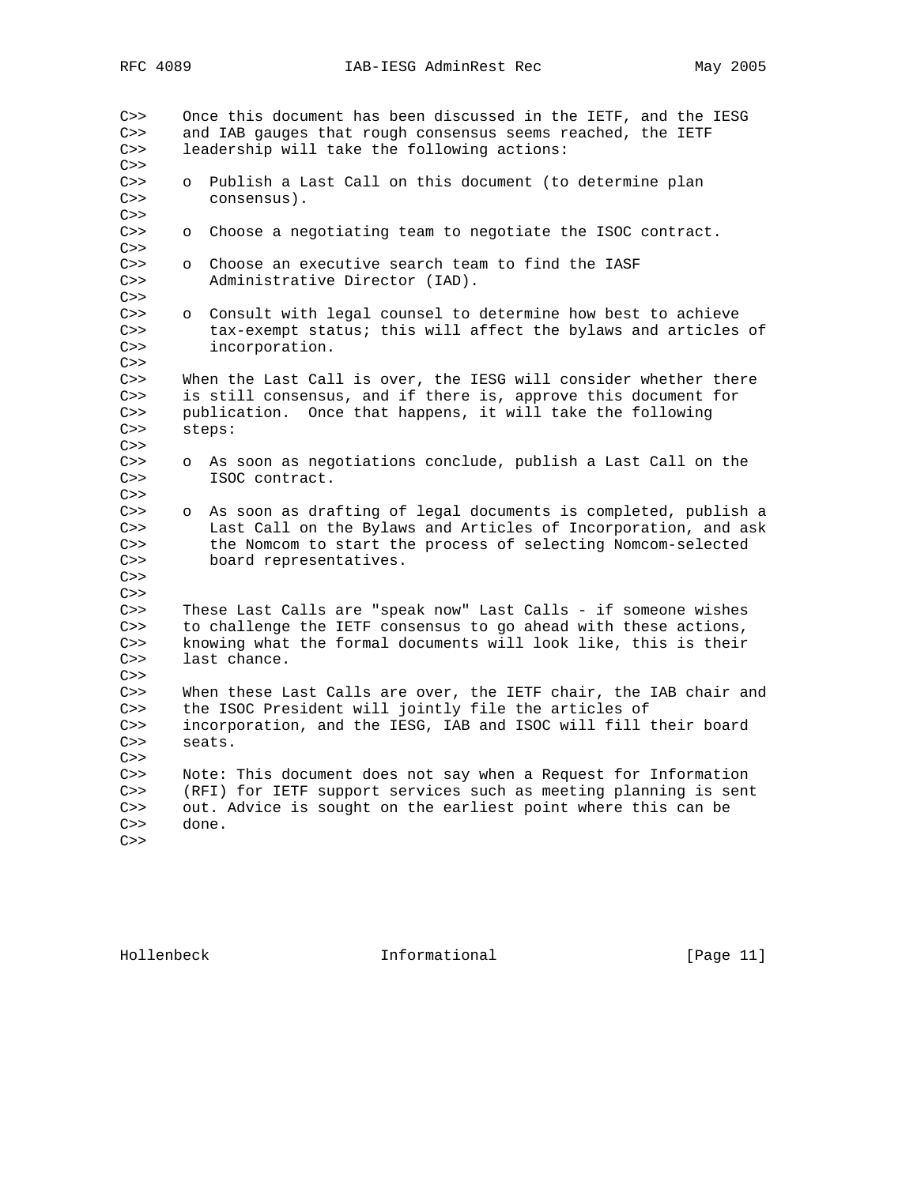```
C>>    Once this document has been discussed in the IETF, and the IESG
C>>    and IAB gauges that rough consensus seems reached, the IETF
C>>    leadership will take the following actions:
C>>
C>>    o  Publish a Last Call on this document (to determine plan
C>>       consensus).
C>>
C>>    o  Choose a negotiating team to negotiate the ISOC contract.
C>>
C>>    o  Choose an executive search team to find the IASF
C>>       Administrative Director (IAD).
C>>
C>>    o  Consult with legal counsel to determine how best to achieve
C>>       tax-exempt status; this will affect the bylaws and articles of
C>>       incorporation.
C>>
C>>    When the Last Call is over, the IESG will consider whether there
C>>    is still consensus, and if there is, approve this document for
C>>    publication.  Once that happens, it will take the following
C>>    steps:
C>>
C>>    o  As soon as negotiations conclude, publish a Last Call on the
C>>       ISOC contract.
C>>
C>>    o  As soon as drafting of legal documents is completed, publish a
C>>       Last Call on the Bylaws and Articles of Incorporation, and ask
C>>       the Nomcom to start the process of selecting Nomcom-selected
C>>       board representatives.
C>>
C>>
C>>    These Last Calls are "speak now" Last Calls - if someone wishes
C>>    to challenge the IETF consensus to go ahead with these actions,
C>>    knowing what the formal documents will look like, this is their
C>>    last chance.
C>>
C>>    When these Last Calls are over, the IETF chair, the IAB chair and
C>>    the ISOC President will jointly file the articles of
C>>    incorporation, and the IESG, IAB and ISOC will fill their board
C>>    seats.
C>>
C>>    Note: This document does not say when a Request for Information
C>>    (RFI) for IETF support services such as meeting planning is sent
C>>    out. Advice is sought on the earliest point where this can be
C>>    done.
C>>
```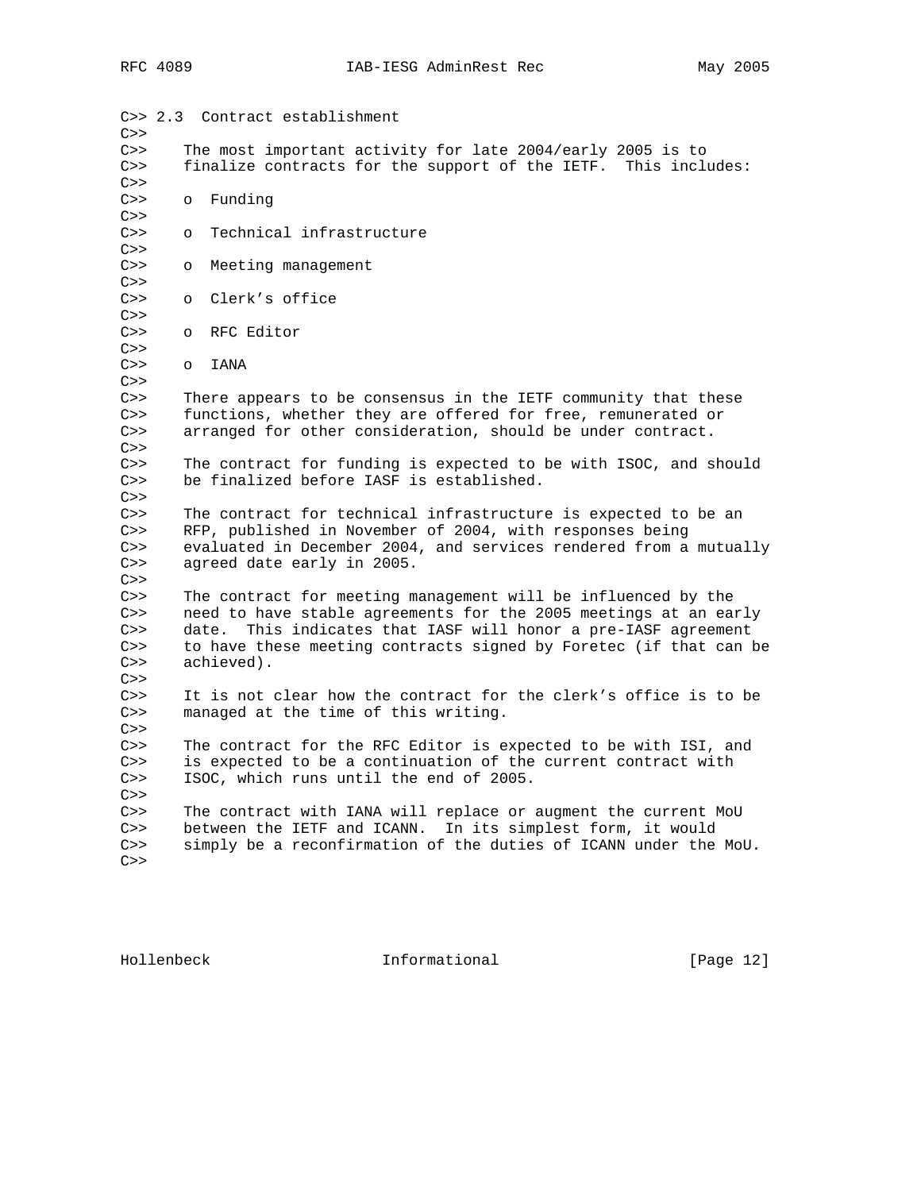C>> 2.3  Contract establishment

C>> The most important activity for late 2004/early 2005 is to finalize contracts for the support of the IETF.  This includes:

C>> o  Funding

C>> o  Technical infrastructure

C>> o  Meeting management

C>> o  Clerk's office

C>> o  RFC Editor

C>> o  IANA

C>> There appears to be consensus in the IETF community that these functions, whether they are offered for free, remunerated or arranged for other consideration, should be under contract.

C>> The contract for funding is expected to be with ISOC, and should be finalized before IASF is established.

C>> The contract for technical infrastructure is expected to be an RFP, published in November of 2004, with responses being evaluated in December 2004, and services rendered from a mutually agreed date early in 2005.

C>> The contract for meeting management will be influenced by the need to have stable agreements for the 2005 meetings at an early date.  This indicates that IASF will honor a pre-IASF agreement to have these meeting contracts signed by Foretec (if that can be achieved).

C>> It is not clear how the contract for the clerk's office is to be managed at the time of this writing.

C>> The contract for the RFC Editor is expected to be with ISI, and is expected to be a continuation of the current contract with ISOC, which runs until the end of 2005.

C>> The contract with IANA will replace or augment the current MoU between the IETF and ICANN.  In its simplest form, it would simply be a reconfirmation of the duties of ICANN under the MoU.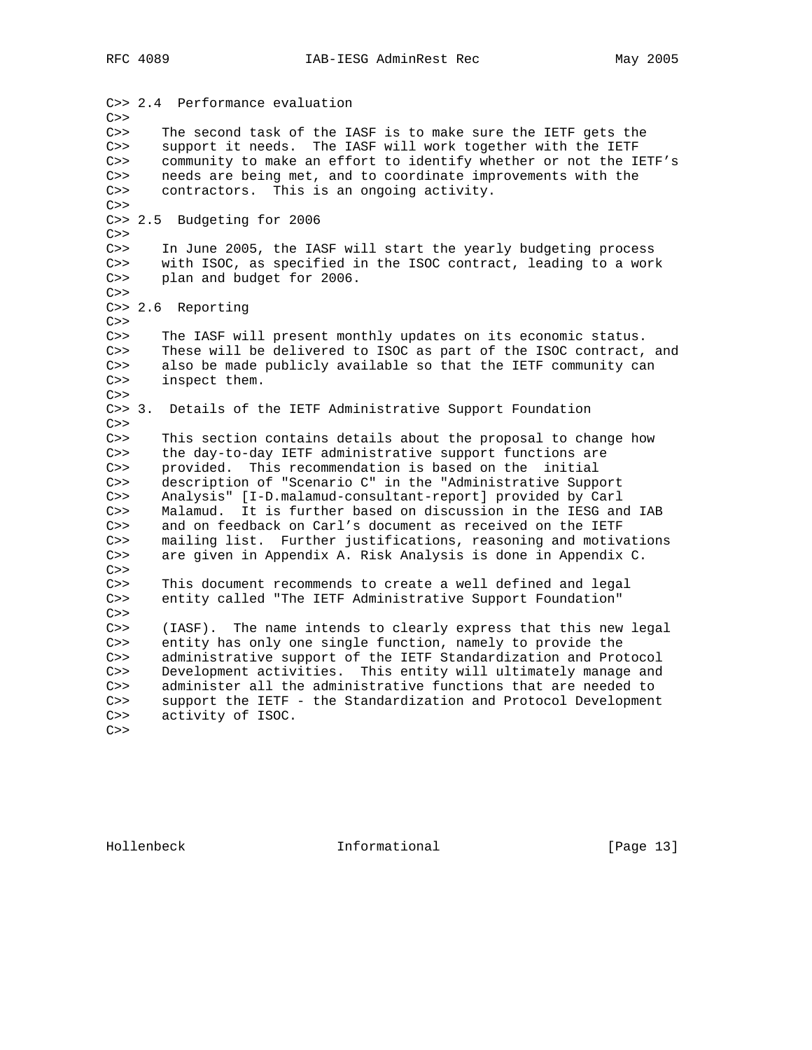```
C>> 2.4  Performance evaluation
C>>
C>>    The second task of the IASF is to make sure the IETF gets the
C>>    support it needs.  The IASF will work together with the IETF
C>>    community to make an effort to identify whether or not the IETF's
C>>    needs are being met, and to coordinate improvements with the
C>>    contractors.  This is an ongoing activity.
C>>
C>> 2.5  Budgeting for 2006
C>>
C>>    In June 2005, the IASF will start the yearly budgeting process
C>>    with ISOC, as specified in the ISOC contract, leading to a work
C>>    plan and budget for 2006.
C>>
C>> 2.6  Reporting
C>>
C>>    The IASF will present monthly updates on its economic status.
C>>    These will be delivered to ISOC as part of the ISOC contract, and
C>>    also be made publicly available so that the IETF community can
C>>    inspect them.
C>>
C>> 3.  Details of the IETF Administrative Support Foundation
C>>
C>>    This section contains details about the proposal to change how
C>>    the day-to-day IETF administrative support functions are
C>>    provided.  This recommendation is based on the  initial
C>>    description of "Scenario C" in the "Administrative Support
C>>    Analysis" [I-D.malamud-consultant-report] provided by Carl
C>>    Malamud.  It is further based on discussion in the IESG and IAB
C>>    and on feedback on Carl's document as received on the IETF
C>>    mailing list.  Further justifications, reasoning and motivations
C>>    are given in Appendix A. Risk Analysis is done in Appendix C.
C>>
C>>    This document recommends to create a well defined and legal
C>>    entity called "The IETF Administrative Support Foundation"
C>>
C>>    (IASF).  The name intends to clearly express that this new legal
C>>    entity has only one single function, namely to provide the
C>>    administrative support of the IETF Standardization and Protocol
C>>    Development activities.  This entity will ultimately manage and
C>>    administer all the administrative functions that are needed to
C>>    support the IETF - the Standardization and Protocol Development
C>>    activity of ISOC.
C>>
```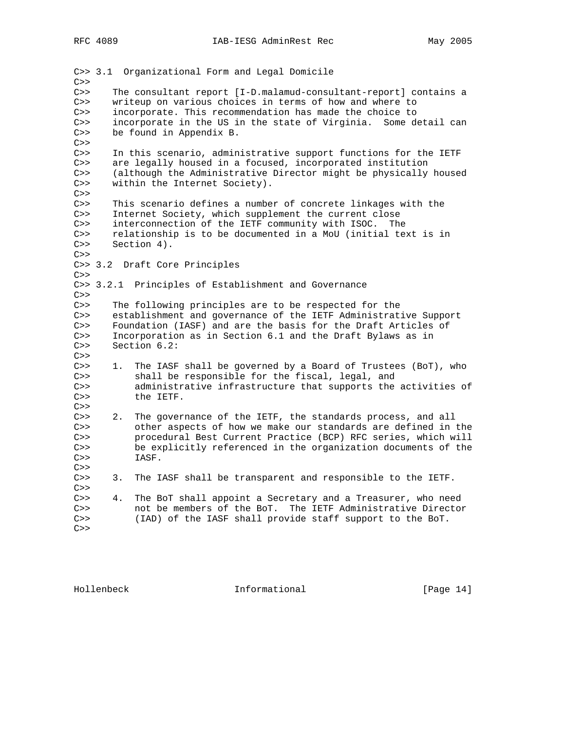C>> 3.1  Organizational Form and Legal Domicile
C>>
C>>    The consultant report [I-D.malamud-consultant-report] contains a
C>>    writeup on various choices in terms of how and where to
C>>    incorporate. This recommendation has made the choice to
C>>    incorporate in the US in the state of Virginia.  Some detail can
C>>    be found in Appendix B.
C>>
C>>    In this scenario, administrative support functions for the IETF
C>>    are legally housed in a focused, incorporated institution
C>>    (although the Administrative Director might be physically housed
C>>    within the Internet Society).
C>>
C>>    This scenario defines a number of concrete linkages with the
C>>    Internet Society, which supplement the current close
C>>    interconnection of the IETF community with ISOC.  The
C>>    relationship is to be documented in a MoU (initial text is in
C>>    Section 4).
C>>
C>> 3.2  Draft Core Principles
C>>
C>> 3.2.1  Principles of Establishment and Governance
C>>
C>>    The following principles are to be respected for the
C>>    establishment and governance of the IETF Administrative Support
C>>    Foundation (IASF) and are the basis for the Draft Articles of
C>>    Incorporation as in Section 6.1 and the Draft Bylaws as in
C>>    Section 6.2:
C>>
C>>    1.  The IASF shall be governed by a Board of Trustees (BoT), who
C>>        shall be responsible for the fiscal, legal, and
C>>        administrative infrastructure that supports the activities of
C>>        the IETF.
C>>
C>>    2.  The governance of the IETF, the standards process, and all
C>>        other aspects of how we make our standards are defined in the
C>>        procedural Best Current Practice (BCP) RFC series, which will
C>>        be explicitly referenced in the organization documents of the
C>>        IASF.
C>>
C>>    3.  The IASF shall be transparent and responsible to the IETF.
C>>
C>>    4.  The BoT shall appoint a Secretary and a Treasurer, who need
C>>        not be members of the BoT.  The IETF Administrative Director
C>>        (IAD) of the IASF shall provide staff support to the BoT.
C>>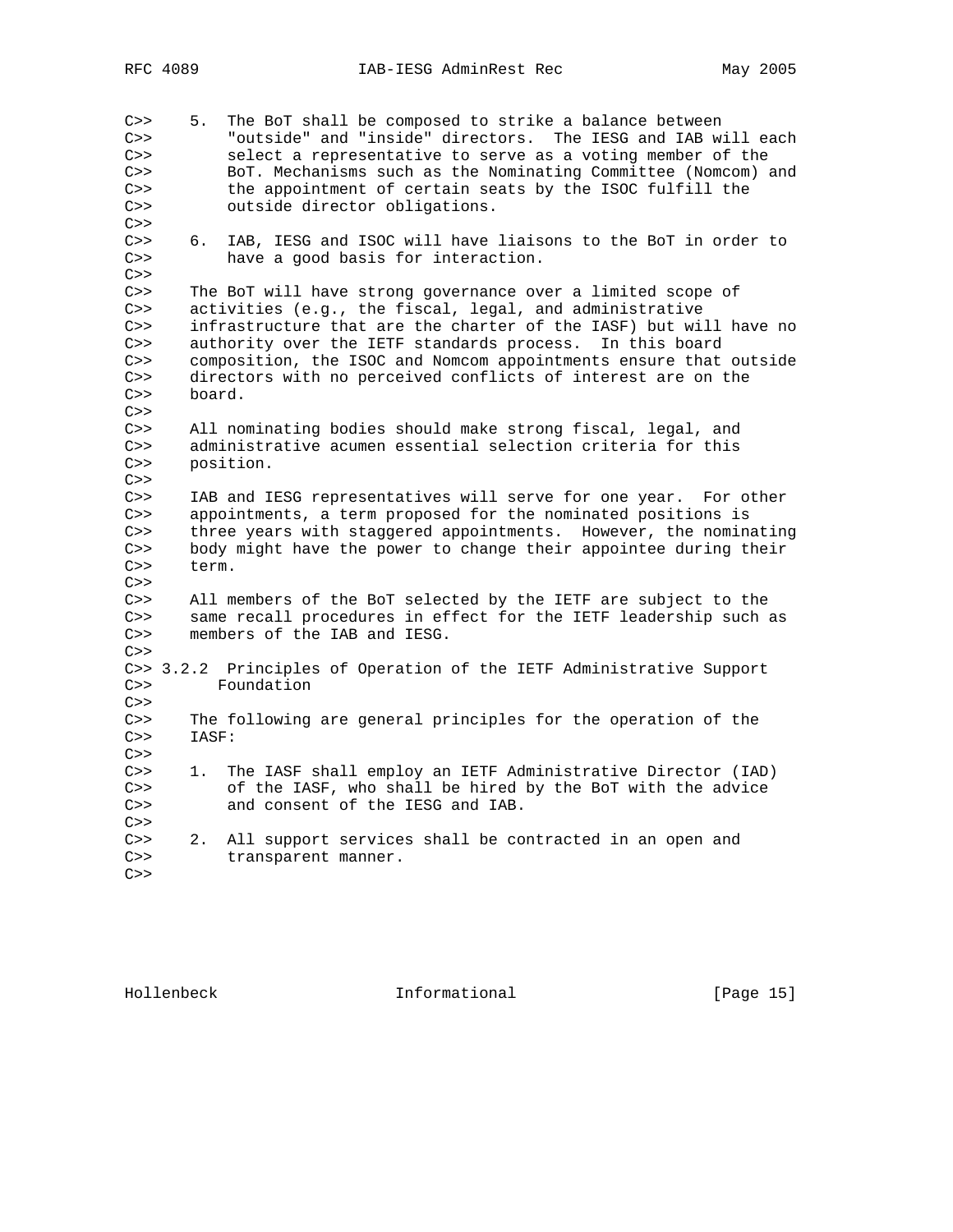C>> 5. The BoT shall be composed to strike a balance between "outside" and "inside" directors. The IESG and IAB will each select a representative to serve as a voting member of the BoT. Mechanisms such as the Nominating Committee (Nomcom) and the appointment of certain seats by the ISOC fulfill the outside director obligations.

C>> 6. IAB, IESG and ISOC will have liaisons to the BoT in order to have a good basis for interaction.

C>> The BoT will have strong governance over a limited scope of activities (e.g., the fiscal, legal, and administrative infrastructure that are the charter of the IASF) but will have no authority over the IETF standards process. In this board composition, the ISOC and Nomcom appointments ensure that outside directors with no perceived conflicts of interest are on the board.

C>> All nominating bodies should make strong fiscal, legal, and administrative acumen essential selection criteria for this position.

C>> IAB and IESG representatives will serve for one year. For other appointments, a term proposed for the nominated positions is three years with staggered appointments. However, the nominating body might have the power to change their appointee during their term.

C>> All members of the BoT selected by the IETF are subject to the same recall procedures in effect for the IETF leadership such as members of the IAB and IESG.

C>> 3.2.2 Principles of Operation of the IETF Administrative Support Foundation

C>> The following are general principles for the operation of the IASF:

C>> 1. The IASF shall employ an IETF Administrative Director (IAD) of the IASF, who shall be hired by the BoT with the advice and consent of the IESG and IAB.

C>> 2. All support services shall be contracted in an open and transparent manner.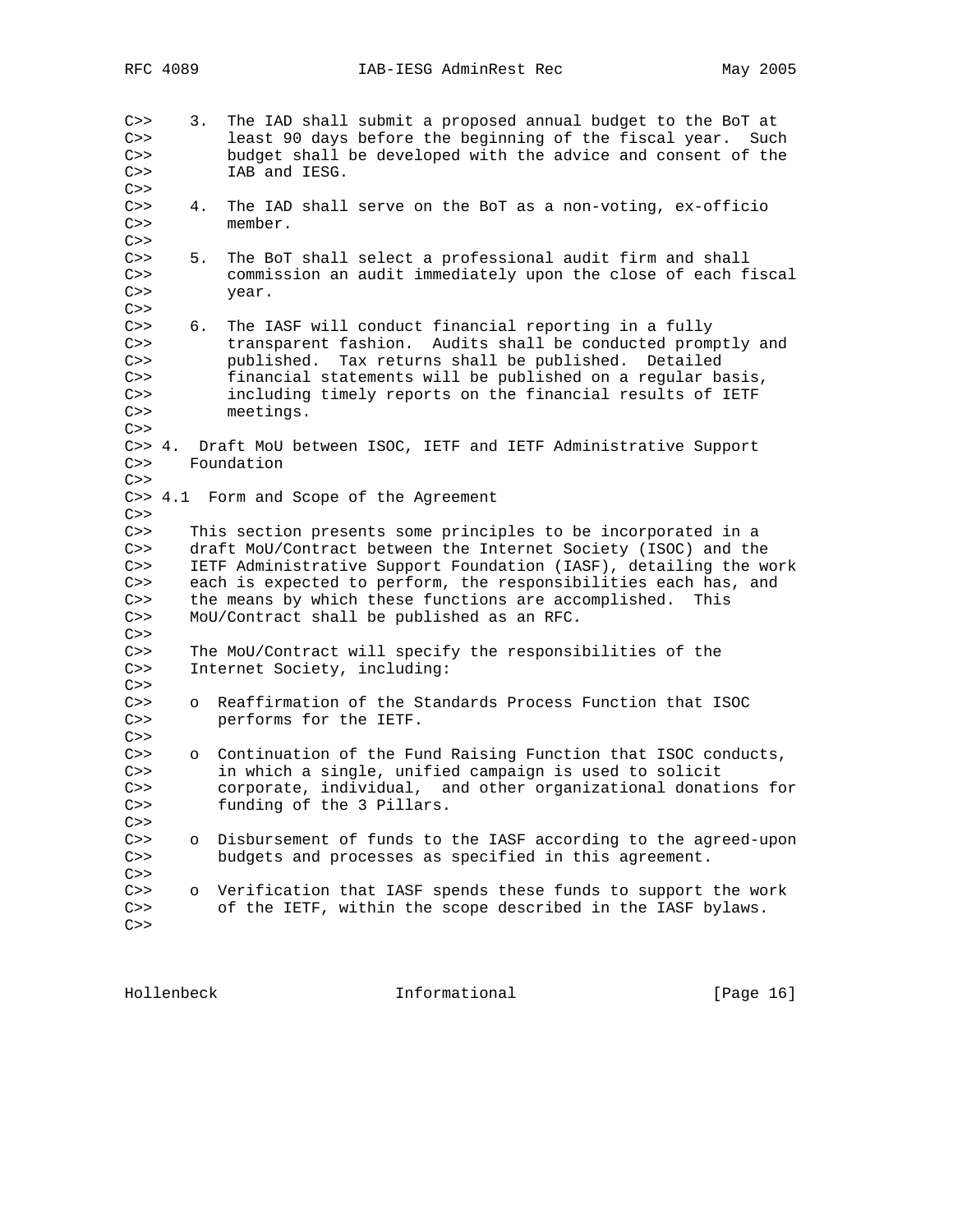C>> 3. The IAD shall submit a proposed annual budget to the BoT at least 90 days before the beginning of the fiscal year. Such budget shall be developed with the advice and consent of the IAB and IESG.

C>> 4. The IAD shall serve on the BoT as a non-voting, ex-officio member.

C>> 5. The BoT shall select a professional audit firm and shall commission an audit immediately upon the close of each fiscal year.

C>> 6. The IASF will conduct financial reporting in a fully transparent fashion. Audits shall be conducted promptly and published. Tax returns shall be published. Detailed financial statements will be published on a regular basis, including timely reports on the financial results of IETF meetings.

C>> 4. Draft MoU between ISOC, IETF and IETF Administrative Support Foundation

C>> 4.1 Form and Scope of the Agreement

C>> This section presents some principles to be incorporated in a draft MoU/Contract between the Internet Society (ISOC) and the IETF Administrative Support Foundation (IASF), detailing the work each is expected to perform, the responsibilities each has, and the means by which these functions are accomplished. This MoU/Contract shall be published as an RFC.

C>> The MoU/Contract will specify the responsibilities of the Internet Society, including:

C>> o Reaffirmation of the Standards Process Function that ISOC performs for the IETF.

C>> o Continuation of the Fund Raising Function that ISOC conducts, in which a single, unified campaign is used to solicit corporate, individual, and other organizational donations for funding of the 3 Pillars.

C>> o Disbursement of funds to the IASF according to the agreed-upon budgets and processes as specified in this agreement.

C>> o Verification that IASF spends these funds to support the work of the IETF, within the scope described in the IASF bylaws.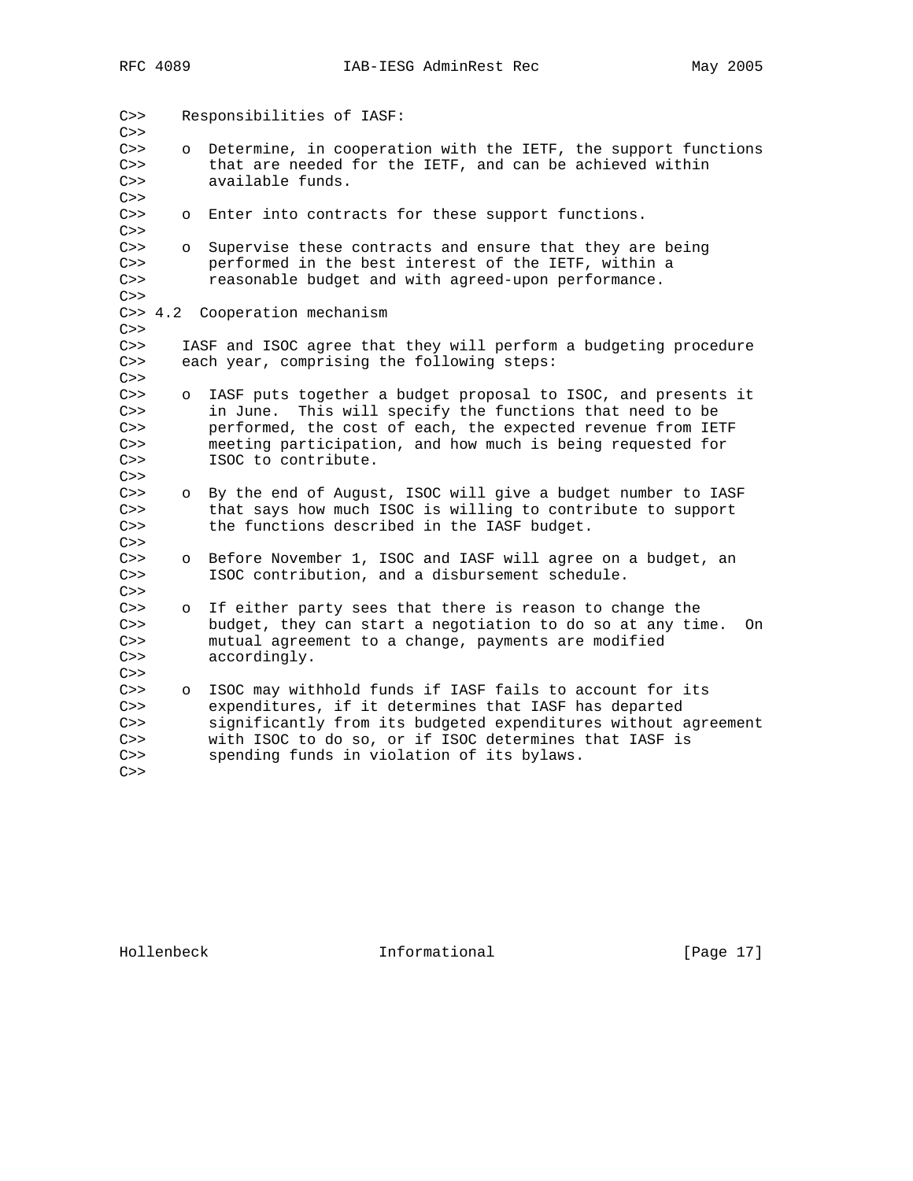```
C>>    Responsibilities of IASF:
C>>
C>>    o  Determine, in cooperation with the IETF, the support functions
C>>       that are needed for the IETF, and can be achieved within
C>>       available funds.
C>>
C>>    o  Enter into contracts for these support functions.
C>>
C>>    o  Supervise these contracts and ensure that they are being
C>>       performed in the best interest of the IETF, within a
C>>       reasonable budget and with agreed-upon performance.
C>>
C>> 4.2  Cooperation mechanism
C>>
C>>    IASF and ISOC agree that they will perform a budgeting procedure
C>>    each year, comprising the following steps:
C>>
C>>    o  IASF puts together a budget proposal to ISOC, and presents it
C>>       in June.  This will specify the functions that need to be
C>>       performed, the cost of each, the expected revenue from IETF
C>>       meeting participation, and how much is being requested for
C>>       ISOC to contribute.
C>>
C>>    o  By the end of August, ISOC will give a budget number to IASF
C>>       that says how much ISOC is willing to contribute to support
C>>       the functions described in the IASF budget.
C>>
C>>    o  Before November 1, ISOC and IASF will agree on a budget, an
C>>       ISOC contribution, and a disbursement schedule.
C>>
C>>    o  If either party sees that there is reason to change the
C>>       budget, they can start a negotiation to do so at any time.  On
C>>       mutual agreement to a change, payments are modified
C>>       accordingly.
C>>
C>>    o  ISOC may withhold funds if IASF fails to account for its
C>>       expenditures, if it determines that IASF has departed
C>>       significantly from its budgeted expenditures without agreement
C>>       with ISOC to do so, or if ISOC determines that IASF is
C>>       spending funds in violation of its bylaws.
C>>
```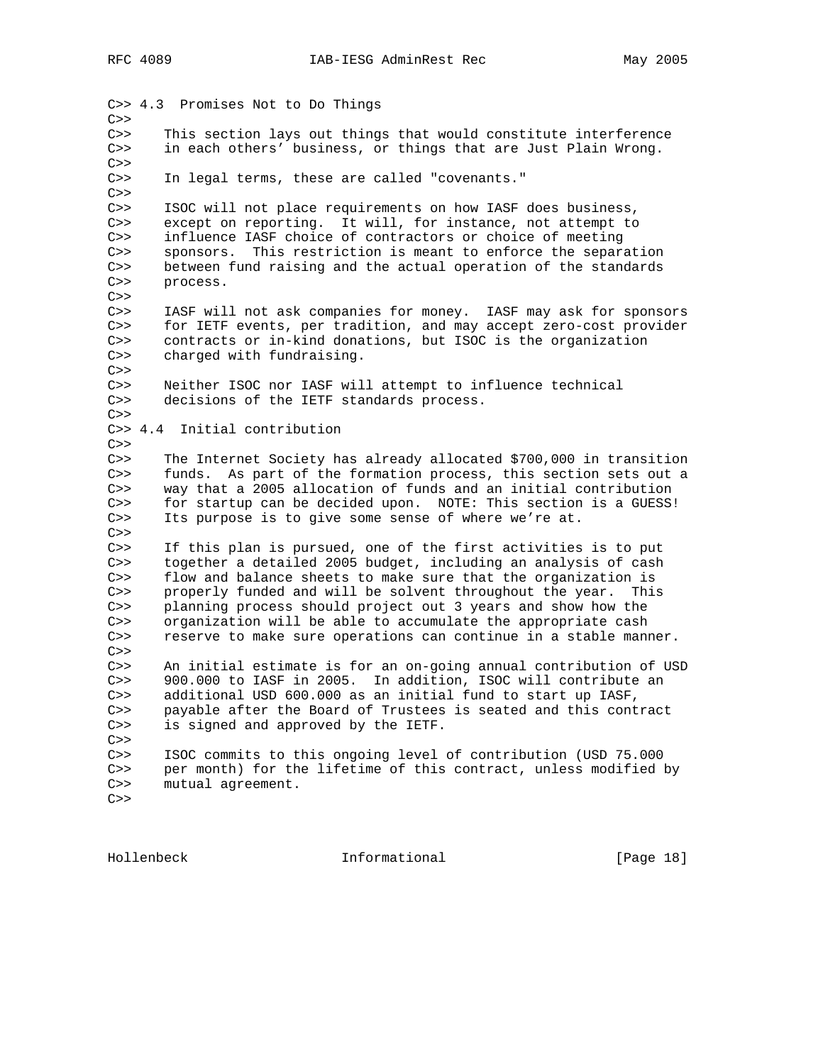C>> 4.3  Promises Not to Do Things
C>>
C>>    This section lays out things that would constitute interference
C>>    in each others' business, or things that are Just Plain Wrong.
C>>
C>>    In legal terms, these are called "covenants."
C>>
C>>    ISOC will not place requirements on how IASF does business,
C>>    except on reporting.  It will, for instance, not attempt to
C>>    influence IASF choice of contractors or choice of meeting
C>>    sponsors.  This restriction is meant to enforce the separation
C>>    between fund raising and the actual operation of the standards
C>>    process.
C>>
C>>    IASF will not ask companies for money.  IASF may ask for sponsors
C>>    for IETF events, per tradition, and may accept zero-cost provider
C>>    contracts or in-kind donations, but ISOC is the organization
C>>    charged with fundraising.
C>>
C>>    Neither ISOC nor IASF will attempt to influence technical
C>>    decisions of the IETF standards process.
C>>
C>> 4.4  Initial contribution
C>>
C>>    The Internet Society has already allocated $700,000 in transition
C>>    funds.  As part of the formation process, this section sets out a
C>>    way that a 2005 allocation of funds and an initial contribution
C>>    for startup can be decided upon.  NOTE: This section is a GUESS!
C>>    Its purpose is to give some sense of where we're at.
C>>
C>>    If this plan is pursued, one of the first activities is to put
C>>    together a detailed 2005 budget, including an analysis of cash
C>>    flow and balance sheets to make sure that the organization is
C>>    properly funded and will be solvent throughout the year.  This
C>>    planning process should project out 3 years and show how the
C>>    organization will be able to accumulate the appropriate cash
C>>    reserve to make sure operations can continue in a stable manner.
C>>
C>>    An initial estimate is for an on-going annual contribution of USD
C>>    900.000 to IASF in 2005.  In addition, ISOC will contribute an
C>>    additional USD 600.000 as an initial fund to start up IASF,
C>>    payable after the Board of Trustees is seated and this contract
C>>    is signed and approved by the IETF.
C>>
C>>    ISOC commits to this ongoing level of contribution (USD 75.000
C>>    per month) for the lifetime of this contract, unless modified by
C>>    mutual agreement.
C>>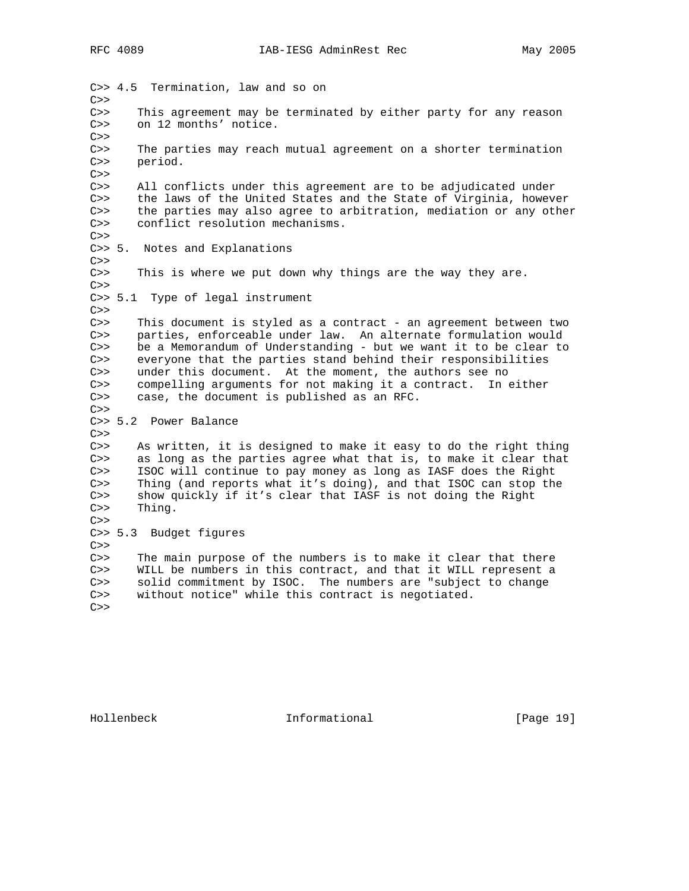```
C>> 4.5  Termination, law and so on
C>>
C>>    This agreement may be terminated by either party for any reason
C>>    on 12 months' notice.
C>>
C>>    The parties may reach mutual agreement on a shorter termination
C>>    period.
C>>
C>>    All conflicts under this agreement are to be adjudicated under
C>>    the laws of the United States and the State of Virginia, however
C>>    the parties may also agree to arbitration, mediation or any other
C>>    conflict resolution mechanisms.
C>>
C>> 5.  Notes and Explanations
C>>
C>>    This is where we put down why things are the way they are.
C>>
C>> 5.1  Type of legal instrument
C>>
C>>    This document is styled as a contract - an agreement between two
C>>    parties, enforceable under law.  An alternate formulation would
C>>    be a Memorandum of Understanding - but we want it to be clear to
C>>    everyone that the parties stand behind their responsibilities
C>>    under this document.  At the moment, the authors see no
C>>    compelling arguments for not making it a contract.  In either
C>>    case, the document is published as an RFC.
C>>
C>> 5.2  Power Balance
C>>
C>>    As written, it is designed to make it easy to do the right thing
C>>    as long as the parties agree what that is, to make it clear that
C>>    ISOC will continue to pay money as long as IASF does the Right
C>>    Thing (and reports what it's doing), and that ISOC can stop the
C>>    show quickly if it's clear that IASF is not doing the Right
C>>    Thing.
C>>
C>> 5.3  Budget figures
C>>
C>>    The main purpose of the numbers is to make it clear that there
C>>    WILL be numbers in this contract, and that it WILL represent a
C>>    solid commitment by ISOC.  The numbers are "subject to change
C>>    without notice" while this contract is negotiated.
C>>
```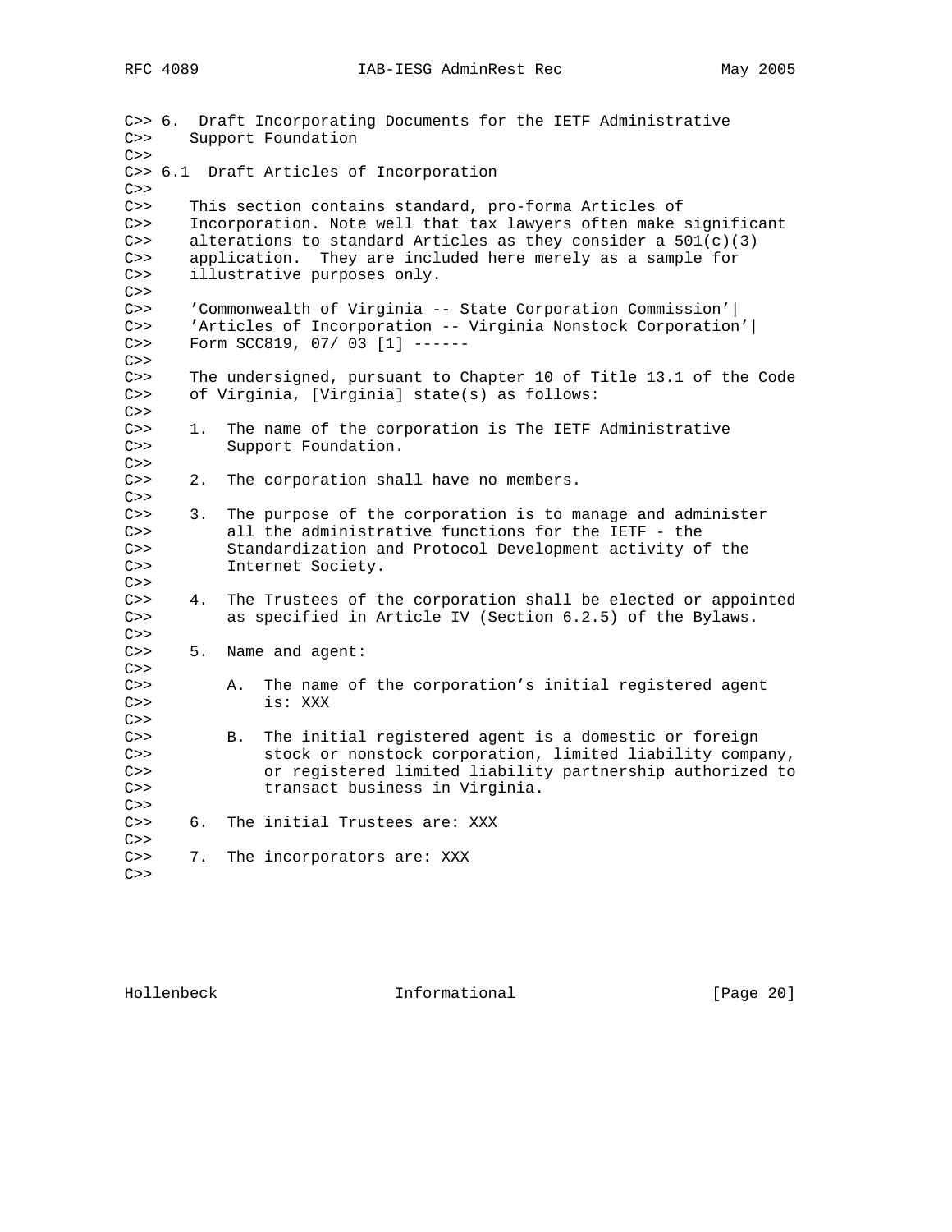C>> 6. Draft Incorporating Documents for the IETF Administrative
C>> Support Foundation

C>> 6.1 Draft Articles of Incorporation

C>> This section contains standard, pro-forma Articles of
C>> Incorporation. Note well that tax lawyers often make significant
C>> alterations to standard Articles as they consider a 501(c)(3)
C>> application. They are included here merely as a sample for
C>> illustrative purposes only.

C>> 'Commonwealth of Virginia -- State Corporation Commission'|
C>> 'Articles of Incorporation -- Virginia Nonstock Corporation'|
C>> Form SCC819, 07/ 03 [1] ------

C>> The undersigned, pursuant to Chapter 10 of Title 13.1 of the Code
C>> of Virginia, [Virginia] state(s) as follows:

C>> 1. The name of the corporation is The IETF Administrative
C>> Support Foundation.

C>> 2. The corporation shall have no members.

C>> 3. The purpose of the corporation is to manage and administer
C>> all the administrative functions for the IETF - the
C>> Standardization and Protocol Development activity of the
C>> Internet Society.

C>> 4. The Trustees of the corporation shall be elected or appointed
C>> as specified in Article IV (Section 6.2.5) of the Bylaws.

C>> 5. Name and agent:

C>> A. The name of the corporation's initial registered agent
C>> is: XXX

C>> B. The initial registered agent is a domestic or foreign
C>> stock or nonstock corporation, limited liability company,
C>> or registered limited liability partnership authorized to
C>> transact business in Virginia.

C>> 6. The initial Trustees are: XXX

C>> 7. The incorporators are: XXX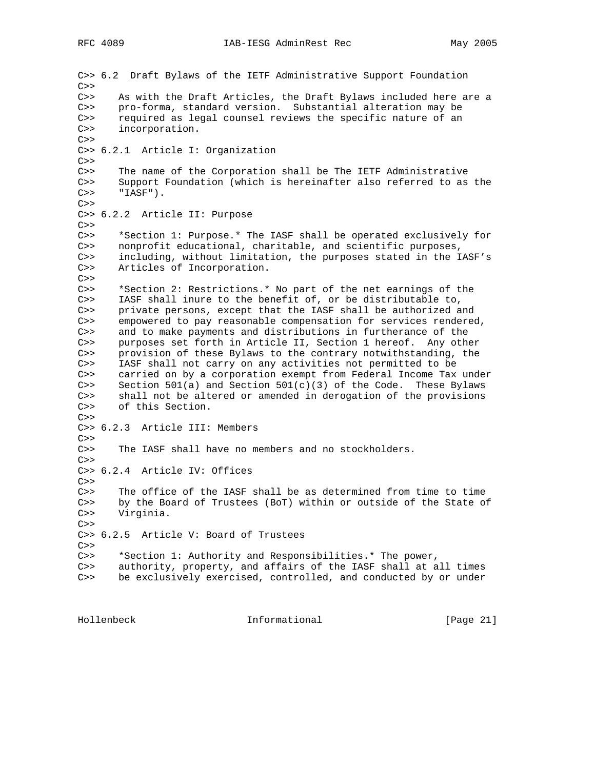C>> 6.2  Draft Bylaws of the IETF Administrative Support Foundation
C>>
C>>    As with the Draft Articles, the Draft Bylaws included here are a
C>>    pro-forma, standard version.  Substantial alteration may be
C>>    required as legal counsel reviews the specific nature of an
C>>    incorporation.
C>>
C>> 6.2.1  Article I: Organization
C>>
C>>    The name of the Corporation shall be The IETF Administrative
C>>    Support Foundation (which is hereinafter also referred to as the
C>>    "IASF").
C>>
C>> 6.2.2  Article II: Purpose
C>>
C>>    *Section 1: Purpose.* The IASF shall be operated exclusively for
C>>    nonprofit educational, charitable, and scientific purposes,
C>>    including, without limitation, the purposes stated in the IASF's
C>>    Articles of Incorporation.
C>>
C>>    *Section 2: Restrictions.* No part of the net earnings of the
C>>    IASF shall inure to the benefit of, or be distributable to,
C>>    private persons, except that the IASF shall be authorized and
C>>    empowered to pay reasonable compensation for services rendered,
C>>    and to make payments and distributions in furtherance of the
C>>    purposes set forth in Article II, Section 1 hereof.  Any other
C>>    provision of these Bylaws to the contrary notwithstanding, the
C>>    IASF shall not carry on any activities not permitted to be
C>>    carried on by a corporation exempt from Federal Income Tax under
C>>    Section 501(a) and Section 501(c)(3) of the Code.  These Bylaws
C>>    shall not be altered or amended in derogation of the provisions
C>>    of this Section.
C>>
C>> 6.2.3  Article III: Members
C>>
C>>    The IASF shall have no members and no stockholders.
C>>
C>> 6.2.4  Article IV: Offices
C>>
C>>    The office of the IASF shall be as determined from time to time
C>>    by the Board of Trustees (BoT) within or outside of the State of
C>>    Virginia.
C>>
C>> 6.2.5  Article V: Board of Trustees
C>>
C>>    *Section 1: Authority and Responsibilities.* The power,
C>>    authority, property, and affairs of the IASF shall at all times
C>>    be exclusively exercised, controlled, and conducted by or under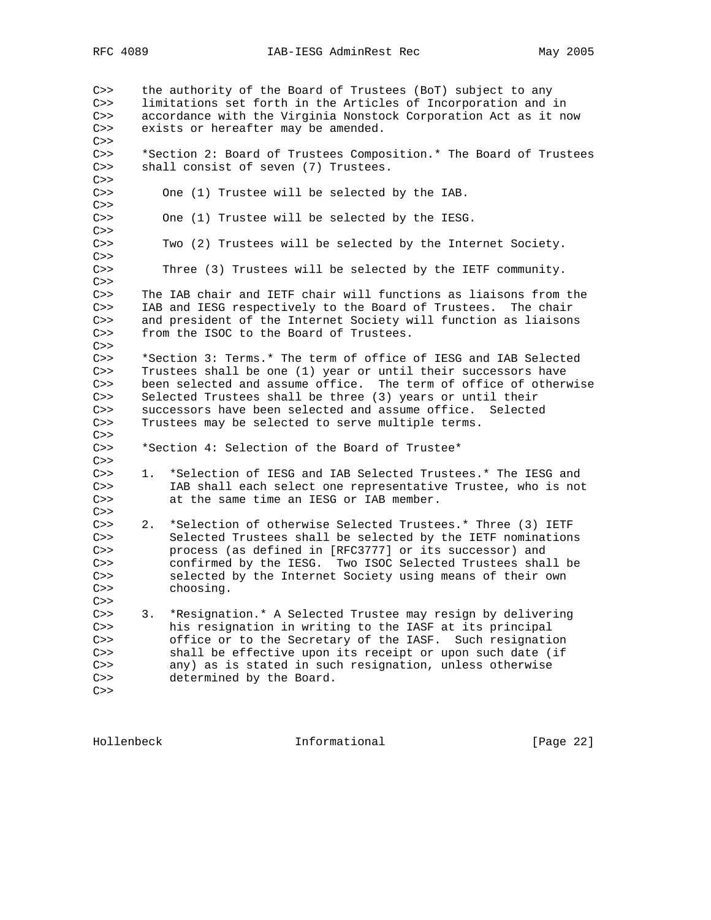C>>     the authority of the Board of Trustees (BoT) subject to any
C>>     limitations set forth in the Articles of Incorporation and in
C>>     accordance with the Virginia Nonstock Corporation Act as it now
C>>     exists or hereafter may be amended.
C>>
C>>     *Section 2: Board of Trustees Composition.* The Board of Trustees
C>>     shall consist of seven (7) Trustees.
C>>
C>>        One (1) Trustee will be selected by the IAB.
C>>
C>>        One (1) Trustee will be selected by the IESG.
C>>
C>>        Two (2) Trustees will be selected by the Internet Society.
C>>
C>>        Three (3) Trustees will be selected by the IETF community.
C>>
C>>     The IAB chair and IETF chair will functions as liaisons from the
C>>     IAB and IESG respectively to the Board of Trustees.  The chair
C>>     and president of the Internet Society will function as liaisons
C>>     from the ISOC to the Board of Trustees.
C>>
C>>     *Section 3: Terms.* The term of office of IESG and IAB Selected
C>>     Trustees shall be one (1) year or until their successors have
C>>     been selected and assume office.  The term of office of otherwise
C>>     Selected Trustees shall be three (3) years or until their
C>>     successors have been selected and assume office.  Selected
C>>     Trustees may be selected to serve multiple terms.
C>>
C>>     *Section 4: Selection of the Board of Trustee*
C>>
C>>     1.  *Selection of IESG and IAB Selected Trustees.* The IESG and
C>>         IAB shall each select one representative Trustee, who is not
C>>         at the same time an IESG or IAB member.
C>>
C>>     2.  *Selection of otherwise Selected Trustees.* Three (3) IETF
C>>         Selected Trustees shall be selected by the IETF nominations
C>>         process (as defined in [RFC3777] or its successor) and
C>>         confirmed by the IESG.  Two ISOC Selected Trustees shall be
C>>         selected by the Internet Society using means of their own
C>>         choosing.
C>>
C>>     3.  *Resignation.* A Selected Trustee may resign by delivering
C>>         his resignation in writing to the IASF at its principal
C>>         office or to the Secretary of the IASF.  Such resignation
C>>         shall be effective upon its receipt or upon such date (if
C>>         any) as is stated in such resignation, unless otherwise
C>>         determined by the Board.
C>>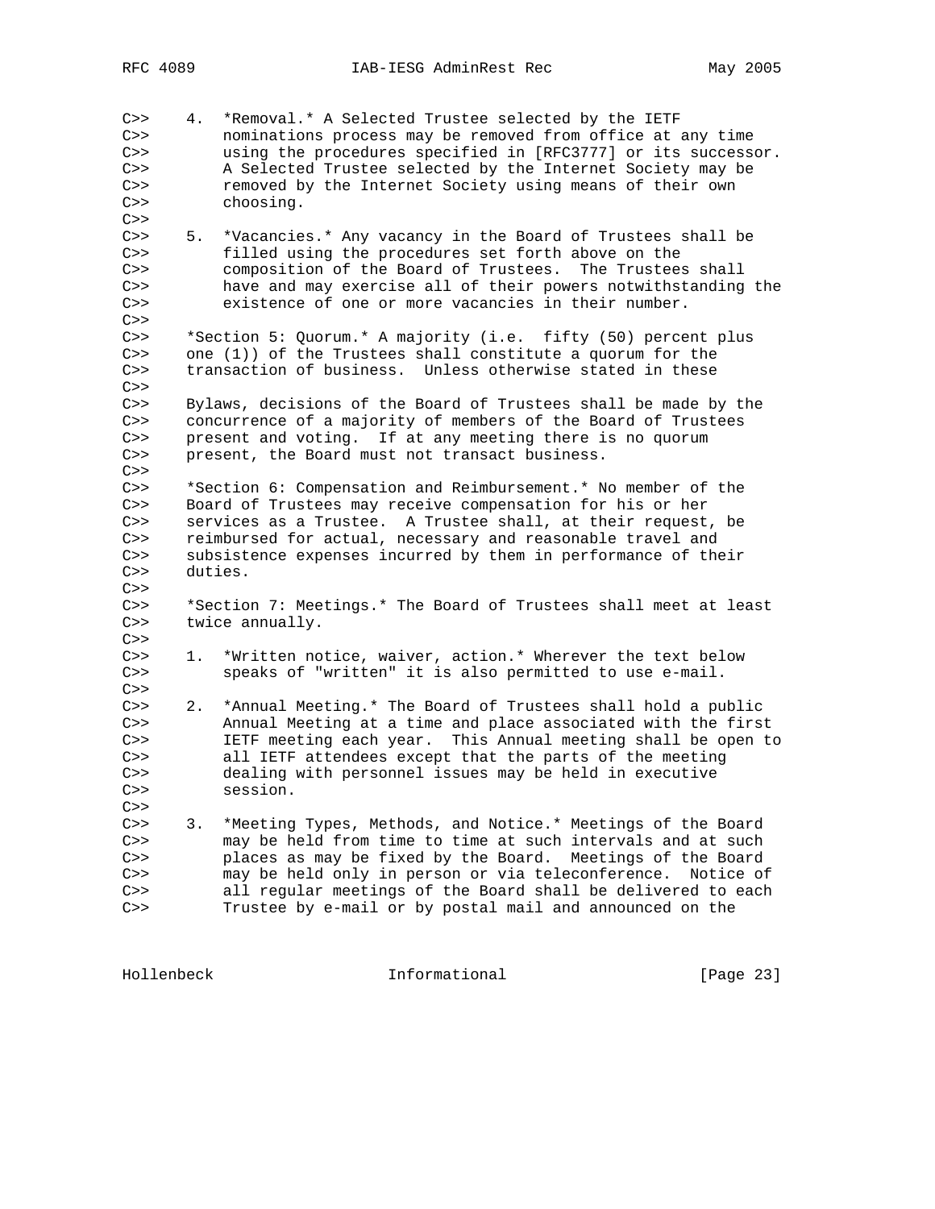C>>    4.  *Removal.* A Selected Trustee selected by the IETF
C>>        nominations process may be removed from office at any time
C>>        using the procedures specified in [RFC3777] or its successor.
C>>        A Selected Trustee selected by the Internet Society may be
C>>        removed by the Internet Society using means of their own
C>>        choosing.
C>>
C>>    5.  *Vacancies.* Any vacancy in the Board of Trustees shall be
C>>        filled using the procedures set forth above on the
C>>        composition of the Board of Trustees.  The Trustees shall
C>>        have and may exercise all of their powers notwithstanding the
C>>        existence of one or more vacancies in their number.
C>>
C>>    *Section 5: Quorum.* A majority (i.e.  fifty (50) percent plus
C>>    one (1)) of the Trustees shall constitute a quorum for the
C>>    transaction of business.  Unless otherwise stated in these
C>>
C>>    Bylaws, decisions of the Board of Trustees shall be made by the
C>>    concurrence of a majority of members of the Board of Trustees
C>>    present and voting.  If at any meeting there is no quorum
C>>    present, the Board must not transact business.
C>>
C>>    *Section 6: Compensation and Reimbursement.* No member of the
C>>    Board of Trustees may receive compensation for his or her
C>>    services as a Trustee.  A Trustee shall, at their request, be
C>>    reimbursed for actual, necessary and reasonable travel and
C>>    subsistence expenses incurred by them in performance of their
C>>    duties.
C>>
C>>    *Section 7: Meetings.* The Board of Trustees shall meet at least
C>>    twice annually.
C>>
C>>    1.  *Written notice, waiver, action.* Wherever the text below
C>>        speaks of "written" it is also permitted to use e-mail.
C>>
C>>    2.  *Annual Meeting.* The Board of Trustees shall hold a public
C>>        Annual Meeting at a time and place associated with the first
C>>        IETF meeting each year.  This Annual meeting shall be open to
C>>        all IETF attendees except that the parts of the meeting
C>>        dealing with personnel issues may be held in executive
C>>        session.
C>>
C>>    3.  *Meeting Types, Methods, and Notice.* Meetings of the Board
C>>        may be held from time to time at such intervals and at such
C>>        places as may be fixed by the Board.  Meetings of the Board
C>>        may be held only in person or via teleconference.  Notice of
C>>        all regular meetings of the Board shall be delivered to each
C>>        Trustee by e-mail or by postal mail and announced on the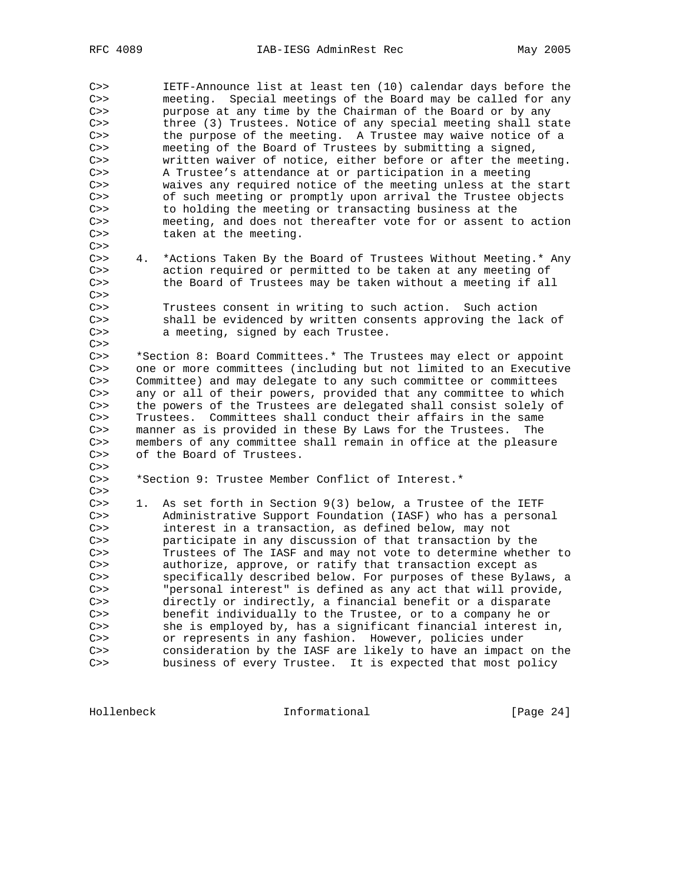```
C>>         IETF-Announce list at least ten (10) calendar days before the
C>>         meeting.  Special meetings of the Board may be called for any
C>>         purpose at any time by the Chairman of the Board or by any
C>>         three (3) Trustees. Notice of any special meeting shall state
C>>         the purpose of the meeting.  A Trustee may waive notice of a
C>>         meeting of the Board of Trustees by submitting a signed,
C>>         written waiver of notice, either before or after the meeting.
C>>         A Trustee’s attendance at or participation in a meeting
C>>         waives any required notice of the meeting unless at the start
C>>         of such meeting or promptly upon arrival the Trustee objects
C>>         to holding the meeting or transacting business at the
C>>         meeting, and does not thereafter vote for or assent to action
C>>         taken at the meeting.
C>>
C>>     4.  *Actions Taken By the Board of Trustees Without Meeting.* Any
C>>         action required or permitted to be taken at any meeting of
C>>         the Board of Trustees may be taken without a meeting if all
C>>
C>>         Trustees consent in writing to such action.  Such action
C>>         shall be evidenced by written consents approving the lack of
C>>         a meeting, signed by each Trustee.
C>>
C>>     *Section 8: Board Committees.* The Trustees may elect or appoint
C>>     one or more committees (including but not limited to an Executive
C>>     Committee) and may delegate to any such committee or committees
C>>     any or all of their powers, provided that any committee to which
C>>     the powers of the Trustees are delegated shall consist solely of
C>>     Trustees.  Committees shall conduct their affairs in the same
C>>     manner as is provided in these By Laws for the Trustees.  The
C>>     members of any committee shall remain in office at the pleasure
C>>     of the Board of Trustees.
C>>
C>>     *Section 9: Trustee Member Conflict of Interest.*
C>>
C>>     1.  As set forth in Section 9(3) below, a Trustee of the IETF
C>>         Administrative Support Foundation (IASF) who has a personal
C>>         interest in a transaction, as defined below, may not
C>>         participate in any discussion of that transaction by the
C>>         Trustees of The IASF and may not vote to determine whether to
C>>         authorize, approve, or ratify that transaction except as
C>>         specifically described below. For purposes of these Bylaws, a
C>>         "personal interest" is defined as any act that will provide,
C>>         directly or indirectly, a financial benefit or a disparate
C>>         benefit individually to the Trustee, or to a company he or
C>>         she is employed by, has a significant financial interest in,
C>>         or represents in any fashion.  However, policies under
C>>         consideration by the IASF are likely to have an impact on the
C>>         business of every Trustee.  It is expected that most policy
```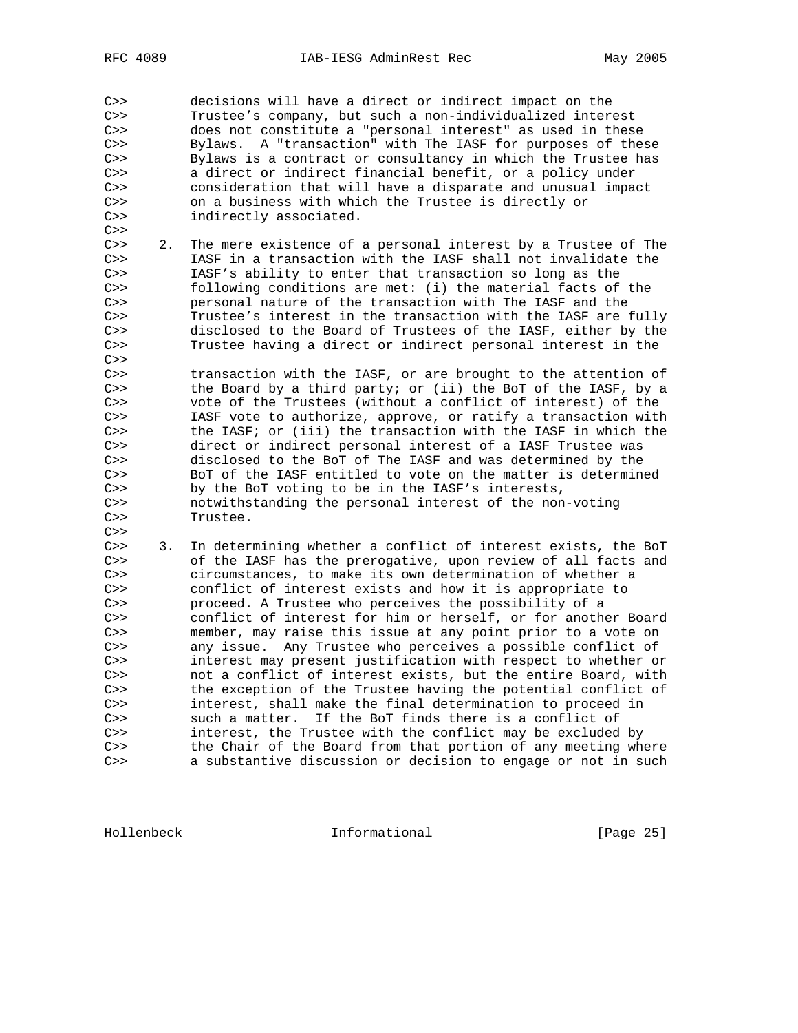C>> decisions will have a direct or indirect impact on the
C>> Trustee's company, but such a non-individualized interest
C>> does not constitute a "personal interest" as used in these
C>> Bylaws. A "transaction" with The IASF for purposes of these
C>> Bylaws is a contract or consultancy in which the Trustee has
C>> a direct or indirect financial benefit, or a policy under
C>> consideration that will have a disparate and unusual impact
C>> on a business with which the Trustee is directly or
C>> indirectly associated.
C>>
C>> 2. The mere existence of a personal interest by a Trustee of The
C>> IASF in a transaction with the IASF shall not invalidate the
C>> IASF's ability to enter that transaction so long as the
C>> following conditions are met: (i) the material facts of the
C>> personal nature of the transaction with The IASF and the
C>> Trustee's interest in the transaction with the IASF are fully
C>> disclosed to the Board of Trustees of the IASF, either by the
C>> Trustee having a direct or indirect personal interest in the
C>>
C>> transaction with the IASF, or are brought to the attention of
C>> the Board by a third party; or (ii) the BoT of the IASF, by a
C>> vote of the Trustees (without a conflict of interest) of the
C>> IASF vote to authorize, approve, or ratify a transaction with
C>> the IASF; or (iii) the transaction with the IASF in which the
C>> direct or indirect personal interest of a IASF Trustee was
C>> disclosed to the BoT of The IASF and was determined by the
C>> BoT of the IASF entitled to vote on the matter is determined
C>> by the BoT voting to be in the IASF's interests,
C>> notwithstanding the personal interest of the non-voting
C>> Trustee.
C>>
C>> 3. In determining whether a conflict of interest exists, the BoT
C>> of the IASF has the prerogative, upon review of all facts and
C>> circumstances, to make its own determination of whether a
C>> conflict of interest exists and how it is appropriate to
C>> proceed. A Trustee who perceives the possibility of a
C>> conflict of interest for him or herself, or for another Board
C>> member, may raise this issue at any point prior to a vote on
C>> any issue. Any Trustee who perceives a possible conflict of
C>> interest may present justification with respect to whether or
C>> not a conflict of interest exists, but the entire Board, with
C>> the exception of the Trustee having the potential conflict of
C>> interest, shall make the final determination to proceed in
C>> such a matter. If the BoT finds there is a conflict of
C>> interest, the Trustee with the conflict may be excluded by
C>> the Chair of the Board from that portion of any meeting where
C>> a substantive discussion or decision to engage or not in such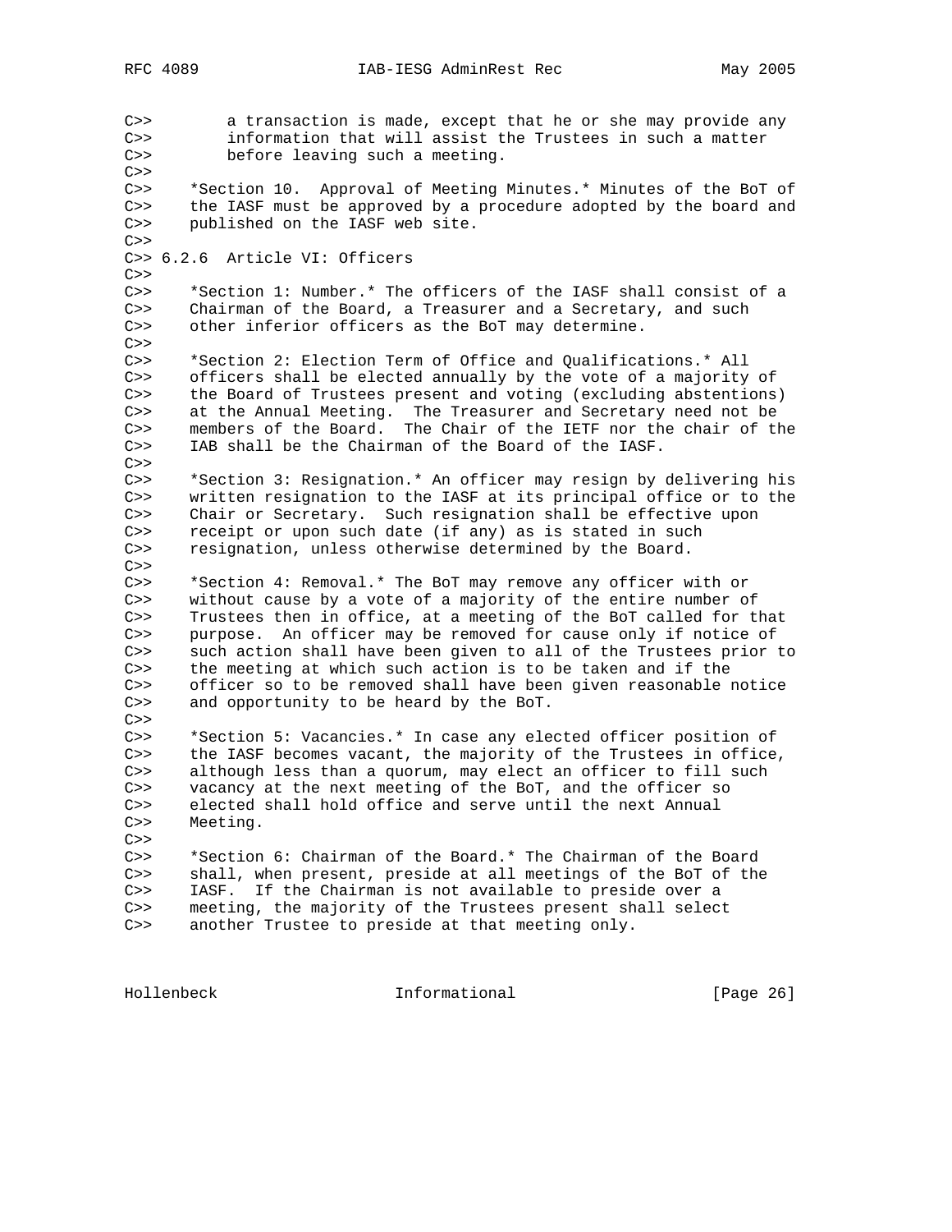C>>        a transaction is made, except that he or she may provide any
C>>        information that will assist the Trustees in such a matter
C>>        before leaving such a meeting.
C>>
C>>    *Section 10.  Approval of Meeting Minutes.* Minutes of the BoT of
C>>    the IASF must be approved by a procedure adopted by the board and
C>>    published on the IASF web site.
C>>
C>> 6.2.6  Article VI: Officers
C>>
C>>    *Section 1: Number.* The officers of the IASF shall consist of a
C>>    Chairman of the Board, a Treasurer and a Secretary, and such
C>>    other inferior officers as the BoT may determine.
C>>
C>>    *Section 2: Election Term of Office and Qualifications.* All
C>>    officers shall be elected annually by the vote of a majority of
C>>    the Board of Trustees present and voting (excluding abstentions)
C>>    at the Annual Meeting.  The Treasurer and Secretary need not be
C>>    members of the Board.  The Chair of the IETF nor the chair of the
C>>    IAB shall be the Chairman of the Board of the IASF.
C>>
C>>    *Section 3: Resignation.* An officer may resign by delivering his
C>>    written resignation to the IASF at its principal office or to the
C>>    Chair or Secretary.  Such resignation shall be effective upon
C>>    receipt or upon such date (if any) as is stated in such
C>>    resignation, unless otherwise determined by the Board.
C>>
C>>    *Section 4: Removal.* The BoT may remove any officer with or
C>>    without cause by a vote of a majority of the entire number of
C>>    Trustees then in office, at a meeting of the BoT called for that
C>>    purpose.  An officer may be removed for cause only if notice of
C>>    such action shall have been given to all of the Trustees prior to
C>>    the meeting at which such action is to be taken and if the
C>>    officer so to be removed shall have been given reasonable notice
C>>    and opportunity to be heard by the BoT.
C>>
C>>    *Section 5: Vacancies.* In case any elected officer position of
C>>    the IASF becomes vacant, the majority of the Trustees in office,
C>>    although less than a quorum, may elect an officer to fill such
C>>    vacancy at the next meeting of the BoT, and the officer so
C>>    elected shall hold office and serve until the next Annual
C>>    Meeting.
C>>
C>>    *Section 6: Chairman of the Board.* The Chairman of the Board
C>>    shall, when present, preside at all meetings of the BoT of the
C>>    IASF.  If the Chairman is not available to preside over a
C>>    meeting, the majority of the Trustees present shall select
C>>    another Trustee to preside at that meeting only.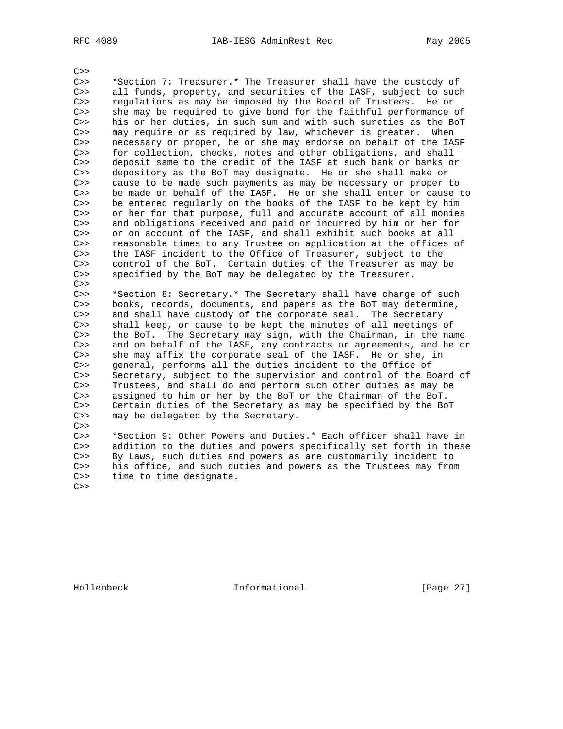```
C>>
C>>     *Section 7: Treasurer.* The Treasurer shall have the custody of
C>>     all funds, property, and securities of the IASF, subject to such
C>>     regulations as may be imposed by the Board of Trustees.  He or
C>>     she may be required to give bond for the faithful performance of
C>>     his or her duties, in such sum and with such sureties as the BoT
C>>     may require or as required by law, whichever is greater.  When
C>>     necessary or proper, he or she may endorse on behalf of the IASF
C>>     for collection, checks, notes and other obligations, and shall
C>>     deposit same to the credit of the IASF at such bank or banks or
C>>     depository as the BoT may designate.  He or she shall make or
C>>     cause to be made such payments as may be necessary or proper to
C>>     be made on behalf of the IASF.  He or she shall enter or cause to
C>>     be entered regularly on the books of the IASF to be kept by him
C>>     or her for that purpose, full and accurate account of all monies
C>>     and obligations received and paid or incurred by him or her for
C>>     or on account of the IASF, and shall exhibit such books at all
C>>     reasonable times to any Trustee on application at the offices of
C>>     the IASF incident to the Office of Treasurer, subject to the
C>>     control of the BoT.  Certain duties of the Treasurer as may be
C>>     specified by the BoT may be delegated by the Treasurer.
C>>
C>>     *Section 8: Secretary.* The Secretary shall have charge of such
C>>     books, records, documents, and papers as the BoT may determine,
C>>     and shall have custody of the corporate seal.  The Secretary
C>>     shall keep, or cause to be kept the minutes of all meetings of
C>>     the BoT.  The Secretary may sign, with the Chairman, in the name
C>>     and on behalf of the IASF, any contracts or agreements, and he or
C>>     she may affix the corporate seal of the IASF.  He or she, in
C>>     general, performs all the duties incident to the Office of
C>>     Secretary, subject to the supervision and control of the Board of
C>>     Trustees, and shall do and perform such other duties as may be
C>>     assigned to him or her by the BoT or the Chairman of the BoT.
C>>     Certain duties of the Secretary as may be specified by the BoT
C>>     may be delegated by the Secretary.
C>>
C>>     *Section 9: Other Powers and Duties.* Each officer shall have in
C>>     addition to the duties and powers specifically set forth in these
C>>     By Laws, such duties and powers as are customarily incident to
C>>     his office, and such duties and powers as the Trustees may from
C>>     time to time designate.
C>>
```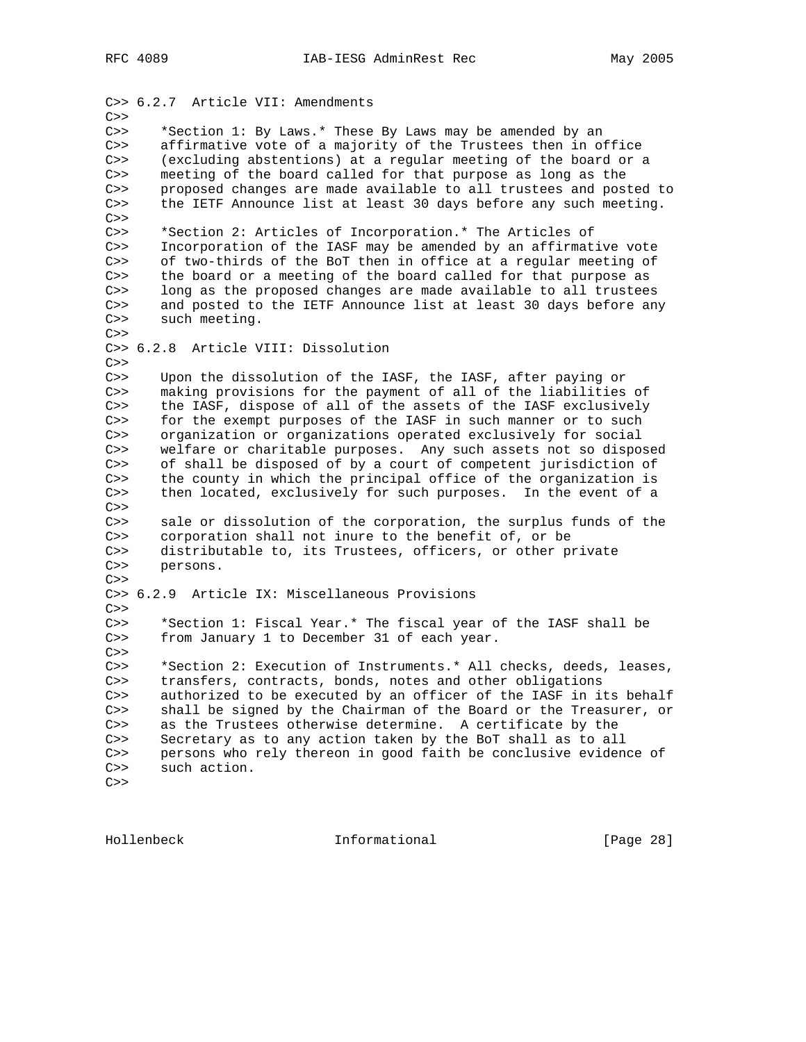C>> 6.2.7  Article VII: Amendments
C>>
C>>    *Section 1: By Laws.* These By Laws may be amended by an
C>>    affirmative vote of a majority of the Trustees then in office
C>>    (excluding abstentions) at a regular meeting of the board or a
C>>    meeting of the board called for that purpose as long as the
C>>    proposed changes are made available to all trustees and posted to
C>>    the IETF Announce list at least 30 days before any such meeting.
C>>
C>>    *Section 2: Articles of Incorporation.* The Articles of
C>>    Incorporation of the IASF may be amended by an affirmative vote
C>>    of two-thirds of the BoT then in office at a regular meeting of
C>>    the board or a meeting of the board called for that purpose as
C>>    long as the proposed changes are made available to all trustees
C>>    and posted to the IETF Announce list at least 30 days before any
C>>    such meeting.
C>>
C>> 6.2.8  Article VIII: Dissolution
C>>
C>>    Upon the dissolution of the IASF, the IASF, after paying or
C>>    making provisions for the payment of all of the liabilities of
C>>    the IASF, dispose of all of the assets of the IASF exclusively
C>>    for the exempt purposes of the IASF in such manner or to such
C>>    organization or organizations operated exclusively for social
C>>    welfare or charitable purposes.  Any such assets not so disposed
C>>    of shall be disposed of by a court of competent jurisdiction of
C>>    the county in which the principal office of the organization is
C>>    then located, exclusively for such purposes.  In the event of a
C>>
C>>    sale or dissolution of the corporation, the surplus funds of the
C>>    corporation shall not inure to the benefit of, or be
C>>    distributable to, its Trustees, officers, or other private
C>>    persons.
C>>
C>> 6.2.9  Article IX: Miscellaneous Provisions
C>>
C>>    *Section 1: Fiscal Year.* The fiscal year of the IASF shall be
C>>    from January 1 to December 31 of each year.
C>>
C>>    *Section 2: Execution of Instruments.* All checks, deeds, leases,
C>>    transfers, contracts, bonds, notes and other obligations
C>>    authorized to be executed by an officer of the IASF in its behalf
C>>    shall be signed by the Chairman of the Board or the Treasurer, or
C>>    as the Trustees otherwise determine.  A certificate by the
C>>    Secretary as to any action taken by the BoT shall as to all
C>>    persons who rely thereon in good faith be conclusive evidence of
C>>    such action.
C>>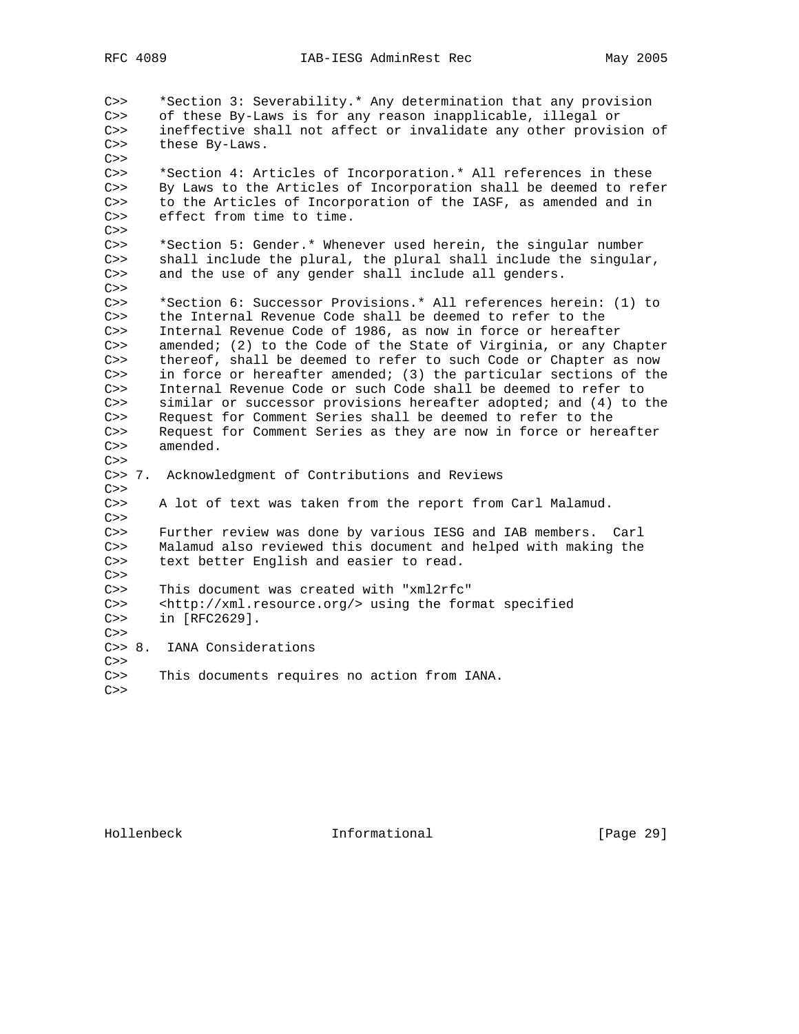C>>     *Section 3: Severability.* Any determination that any provision
C>>     of these By-Laws is for any reason inapplicable, illegal or
C>>     ineffective shall not affect or invalidate any other provision of
C>>     these By-Laws.
C>>
C>>     *Section 4: Articles of Incorporation.* All references in these
C>>     By Laws to the Articles of Incorporation shall be deemed to refer
C>>     to the Articles of Incorporation of the IASF, as amended and in
C>>     effect from time to time.
C>>
C>>     *Section 5: Gender.* Whenever used herein, the singular number
C>>     shall include the plural, the plural shall include the singular,
C>>     and the use of any gender shall include all genders.
C>>
C>>     *Section 6: Successor Provisions.* All references herein: (1) to
C>>     the Internal Revenue Code shall be deemed to refer to the
C>>     Internal Revenue Code of 1986, as now in force or hereafter
C>>     amended; (2) to the Code of the State of Virginia, or any Chapter
C>>     thereof, shall be deemed to refer to such Code or Chapter as now
C>>     in force or hereafter amended; (3) the particular sections of the
C>>     Internal Revenue Code or such Code shall be deemed to refer to
C>>     similar or successor provisions hereafter adopted; and (4) to the
C>>     Request for Comment Series shall be deemed to refer to the
C>>     Request for Comment Series as they are now in force or hereafter
C>>     amended.
C>>
C>> 7.  Acknowledgment of Contributions and Reviews
C>>
C>>     A lot of text was taken from the report from Carl Malamud.
C>>
C>>     Further review was done by various IESG and IAB members.  Carl
C>>     Malamud also reviewed this document and helped with making the
C>>     text better English and easier to read.
C>>
C>>     This document was created with "xml2rfc"
C>>     <http://xml.resource.org/> using the format specified
C>>     in [RFC2629].
C>>
C>> 8.  IANA Considerations
C>>
C>>     This documents requires no action from IANA.
C>>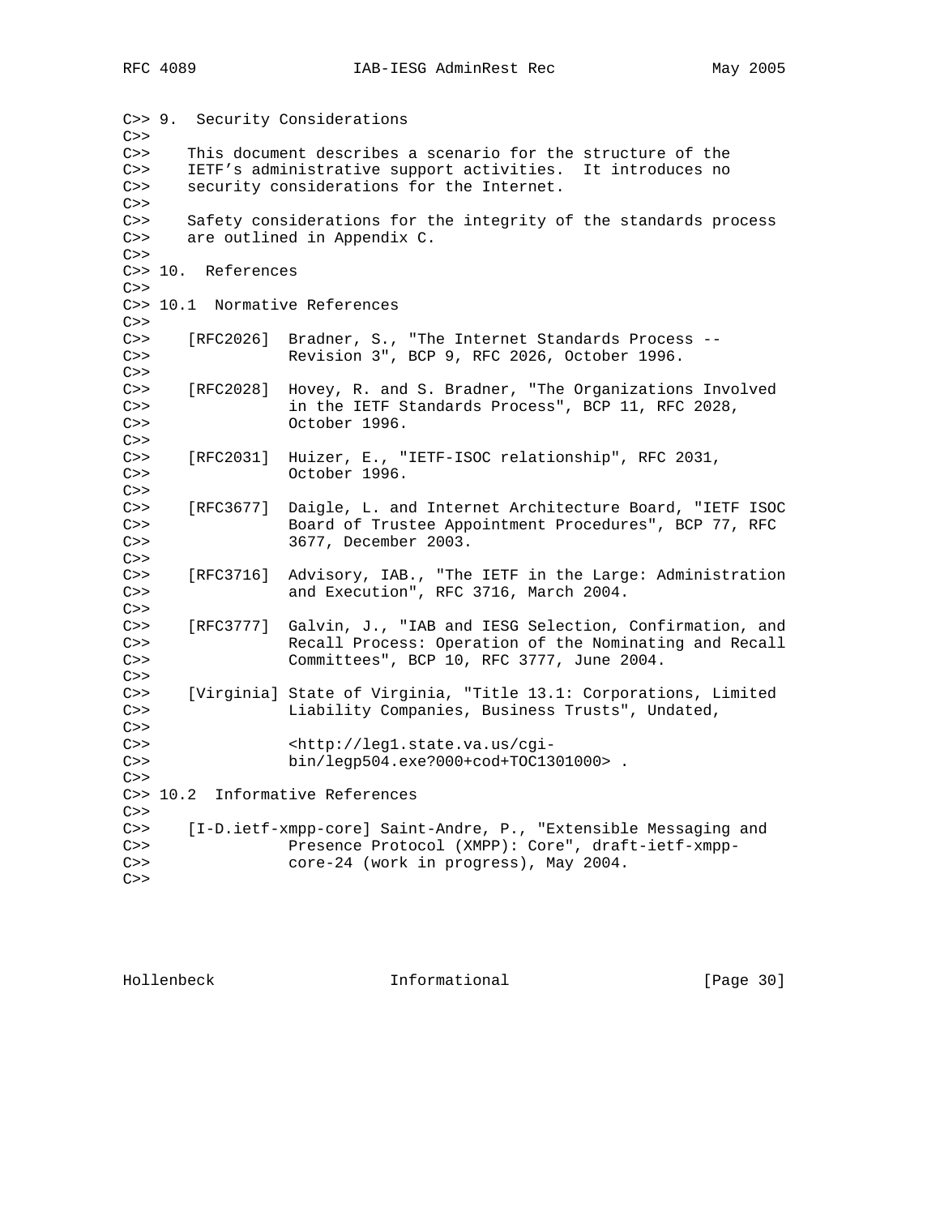C>> 9. Security Considerations
C>>
C>> This document describes a scenario for the structure of the
C>> IETF's administrative support activities. It introduces no
C>> security considerations for the Internet.
C>>
C>> Safety considerations for the integrity of the standards process
C>> are outlined in Appendix C.
C>>
C>> 10. References
C>>
C>> 10.1 Normative References
C>>
C>> [RFC2026] Bradner, S., "The Internet Standards Process --
C>> Revision 3", BCP 9, RFC 2026, October 1996.
C>>
C>> [RFC2028] Hovey, R. and S. Bradner, "The Organizations Involved
C>> in the IETF Standards Process", BCP 11, RFC 2028,
C>> October 1996.
C>>
C>> [RFC2031] Huizer, E., "IETF-ISOC relationship", RFC 2031,
C>> October 1996.
C>>
C>> [RFC3677] Daigle, L. and Internet Architecture Board, "IETF ISOC
C>> Board of Trustee Appointment Procedures", BCP 77, RFC
C>> 3677, December 2003.
C>>
C>> [RFC3716] Advisory, IAB., "The IETF in the Large: Administration
C>> and Execution", RFC 3716, March 2004.
C>>
C>> [RFC3777] Galvin, J., "IAB and IESG Selection, Confirmation, and
C>> Recall Process: Operation of the Nominating and Recall
C>> Committees", BCP 10, RFC 3777, June 2004.
C>>
C>> [Virginia] State of Virginia, "Title 13.1: Corporations, Limited
C>> Liability Companies, Business Trusts", Undated,
C>>
C>> <http://leg1.state.va.us/cgi-
C>> bin/legp504.exe?000+cod+TOC1301000> .
C>>
C>> 10.2 Informative References
C>>
C>> [I-D.ietf-xmpp-core] Saint-Andre, P., "Extensible Messaging and
C>> Presence Protocol (XMPP): Core", draft-ietf-xmpp-
C>> core-24 (work in progress), May 2004.
C>>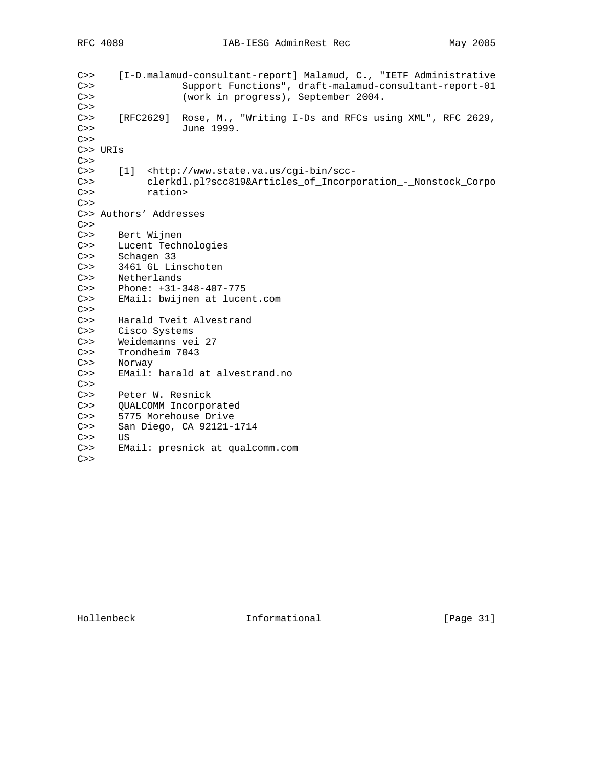```
C>>    [I-D.malamud-consultant-report] Malamud, C., "IETF Administrative
C>>               Support Functions", draft-malamud-consultant-report-01
C>>               (work in progress), September 2004.
C>>
C>>    [RFC2629]  Rose, M., "Writing I-Ds and RFCs using XML", RFC 2629,
C>>               June 1999.
C>>
C>> URIs
C>>
C>>    [1]  <http://www.state.va.us/cgi-bin/scc-
C>>         clerkdl.pl?scc819&Articles_of_Incorporation_-_Nonstock_Corpo
C>>         ration>
C>>
C>> Authors' Addresses
C>>
C>>    Bert Wijnen
C>>    Lucent Technologies
C>>    Schagen 33
C>>    3461 GL Linschoten
C>>    Netherlands
C>>    Phone: +31-348-407-775
C>>    EMail: bwijnen at lucent.com
C>>
C>>    Harald Tveit Alvestrand
C>>    Cisco Systems
C>>    Weidemanns vei 27
C>>    Trondheim 7043
C>>    Norway
C>>    EMail: harald at alvestrand.no
C>>
C>>    Peter W. Resnick
C>>    QUALCOMM Incorporated
C>>    5775 Morehouse Drive
C>>    San Diego, CA 92121-1714
C>>    US
C>>    EMail: presnick at qualcomm.com
C>>
```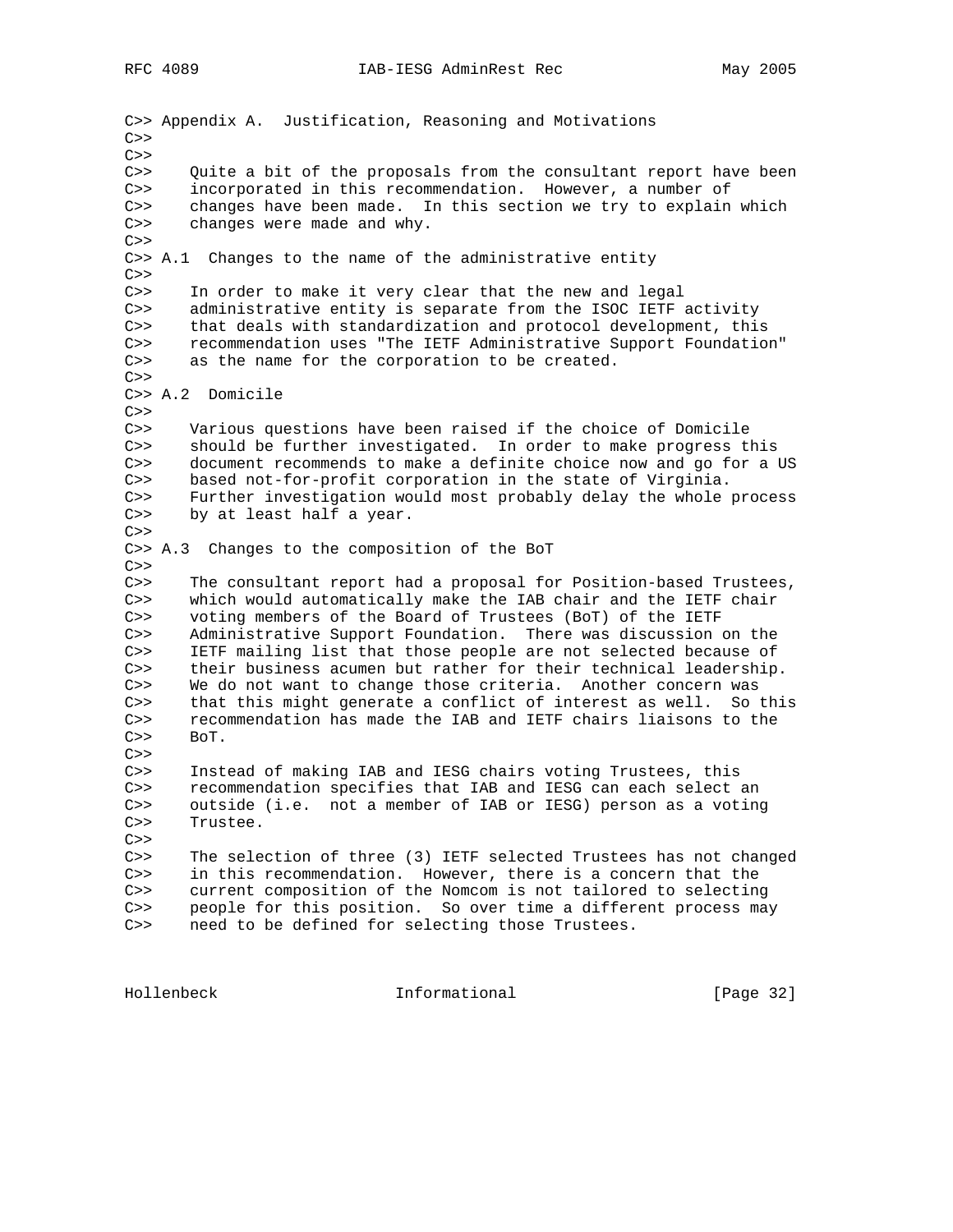C>> Appendix A.  Justification, Reasoning and Motivations
C>>
C>>
C>>    Quite a bit of the proposals from the consultant report have been
C>>    incorporated in this recommendation.  However, a number of
C>>    changes have been made.  In this section we try to explain which
C>>    changes were made and why.
C>>
C>> A.1  Changes to the name of the administrative entity
C>>
C>>    In order to make it very clear that the new and legal
C>>    administrative entity is separate from the ISOC IETF activity
C>>    that deals with standardization and protocol development, this
C>>    recommendation uses "The IETF Administrative Support Foundation"
C>>    as the name for the corporation to be created.
C>>
C>> A.2  Domicile
C>>
C>>    Various questions have been raised if the choice of Domicile
C>>    should be further investigated.  In order to make progress this
C>>    document recommends to make a definite choice now and go for a US
C>>    based not-for-profit corporation in the state of Virginia.
C>>    Further investigation would most probably delay the whole process
C>>    by at least half a year.
C>>
C>> A.3  Changes to the composition of the BoT
C>>
C>>    The consultant report had a proposal for Position-based Trustees,
C>>    which would automatically make the IAB chair and the IETF chair
C>>    voting members of the Board of Trustees (BoT) of the IETF
C>>    Administrative Support Foundation.  There was discussion on the
C>>    IETF mailing list that those people are not selected because of
C>>    their business acumen but rather for their technical leadership.
C>>    We do not want to change those criteria.  Another concern was
C>>    that this might generate a conflict of interest as well.  So this
C>>    recommendation has made the IAB and IETF chairs liaisons to the
C>>    BoT.
C>>
C>>    Instead of making IAB and IESG chairs voting Trustees, this
C>>    recommendation specifies that IAB and IESG can each select an
C>>    outside (i.e.  not a member of IAB or IESG) person as a voting
C>>    Trustee.
C>>
C>>    The selection of three (3) IETF selected Trustees has not changed
C>>    in this recommendation.  However, there is a concern that the
C>>    current composition of the Nomcom is not tailored to selecting
C>>    people for this position.  So over time a different process may
C>>    need to be defined for selecting those Trustees.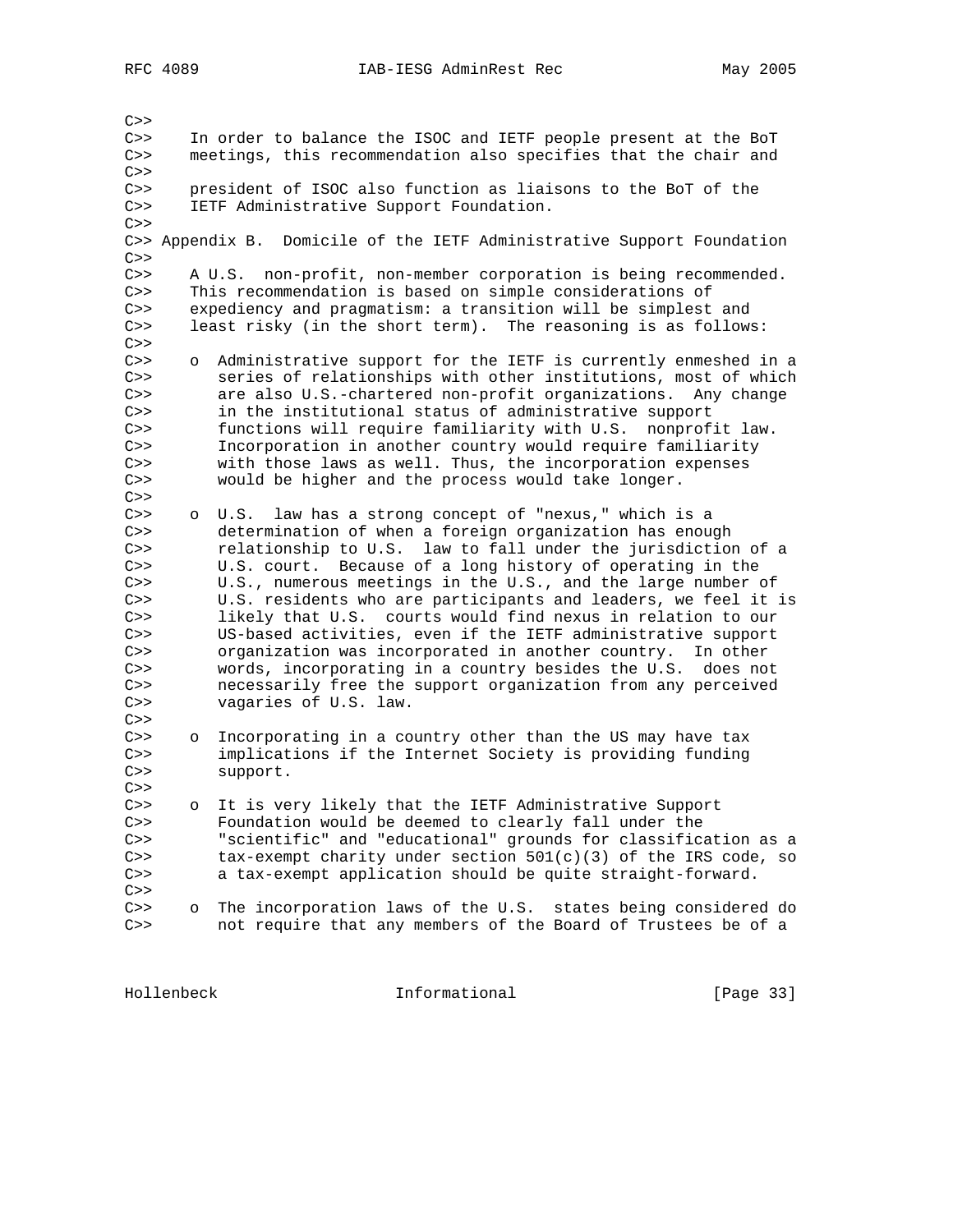C>>
C>>    In order to balance the ISOC and IETF people present at the BoT
C>>    meetings, this recommendation also specifies that the chair and
C>>
C>>    president of ISOC also function as liaisons to the BoT of the
C>>    IETF Administrative Support Foundation.
C>>
C>> Appendix B.  Domicile of the IETF Administrative Support Foundation
C>>
C>>    A U.S.  non-profit, non-member corporation is being recommended.
C>>    This recommendation is based on simple considerations of
C>>    expediency and pragmatism: a transition will be simplest and
C>>    least risky (in the short term).  The reasoning is as follows:
C>>
C>>    o  Administrative support for the IETF is currently enmeshed in a
C>>       series of relationships with other institutions, most of which
C>>       are also U.S.-chartered non-profit organizations.  Any change
C>>       in the institutional status of administrative support
C>>       functions will require familiarity with U.S.  nonprofit law.
C>>       Incorporation in another country would require familiarity
C>>       with those laws as well. Thus, the incorporation expenses
C>>       would be higher and the process would take longer.
C>>
C>>    o  U.S.  law has a strong concept of "nexus," which is a
C>>       determination of when a foreign organization has enough
C>>       relationship to U.S.  law to fall under the jurisdiction of a
C>>       U.S. court.  Because of a long history of operating in the
C>>       U.S., numerous meetings in the U.S., and the large number of
C>>       U.S. residents who are participants and leaders, we feel it is
C>>       likely that U.S.  courts would find nexus in relation to our
C>>       US-based activities, even if the IETF administrative support
C>>       organization was incorporated in another country.  In other
C>>       words, incorporating in a country besides the U.S.  does not
C>>       necessarily free the support organization from any perceived
C>>       vagaries of U.S. law.
C>>
C>>    o  Incorporating in a country other than the US may have tax
C>>       implications if the Internet Society is providing funding
C>>       support.
C>>
C>>    o  It is very likely that the IETF Administrative Support
C>>       Foundation would be deemed to clearly fall under the
C>>       "scientific" and "educational" grounds for classification as a
C>>       tax-exempt charity under section 501(c)(3) of the IRS code, so
C>>       a tax-exempt application should be quite straight-forward.
C>>
C>>    o  The incorporation laws of the U.S.  states being considered do
C>>       not require that any members of the Board of Trustees be of a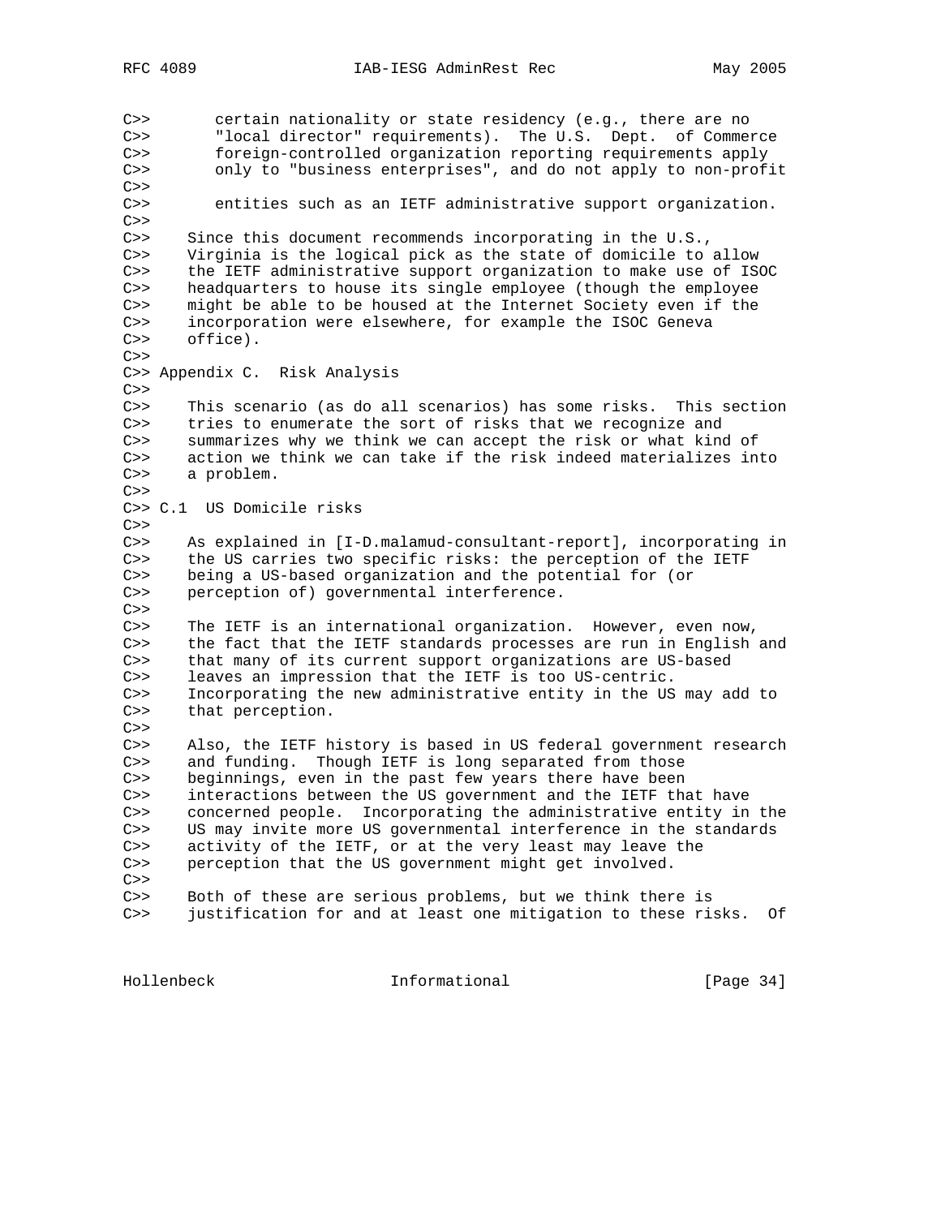C>> certain nationality or state residency (e.g., there are no "local director" requirements). The U.S. Dept. of Commerce foreign-controlled organization reporting requirements apply only to "business enterprises", and do not apply to non-profit

C>> entities such as an IETF administrative support organization.

C>> Since this document recommends incorporating in the U.S., Virginia is the logical pick as the state of domicile to allow the IETF administrative support organization to make use of ISOC headquarters to house its single employee (though the employee might be able to be housed at the Internet Society even if the incorporation were elsewhere, for example the ISOC Geneva office).

## C>> Appendix C. Risk Analysis

C>> This scenario (as do all scenarios) has some risks. This section tries to enumerate the sort of risks that we recognize and summarizes why we think we can accept the risk or what kind of action we think we can take if the risk indeed materializes into a problem.

### C>> C.1 US Domicile risks

C>> As explained in [I-D.malamud-consultant-report], incorporating in the US carries two specific risks: the perception of the IETF being a US-based organization and the potential for (or perception of) governmental interference.

C>> The IETF is an international organization. However, even now, the fact that the IETF standards processes are run in English and that many of its current support organizations are US-based leaves an impression that the IETF is too US-centric. Incorporating the new administrative entity in the US may add to that perception.

C>> Also, the IETF history is based in US federal government research and funding. Though IETF is long separated from those beginnings, even in the past few years there have been interactions between the US government and the IETF that have concerned people. Incorporating the administrative entity in the US may invite more US governmental interference in the standards activity of the IETF, or at the very least may leave the perception that the US government might get involved.

C>> Both of these are serious problems, but we think there is justification for and at least one mitigation to these risks. Of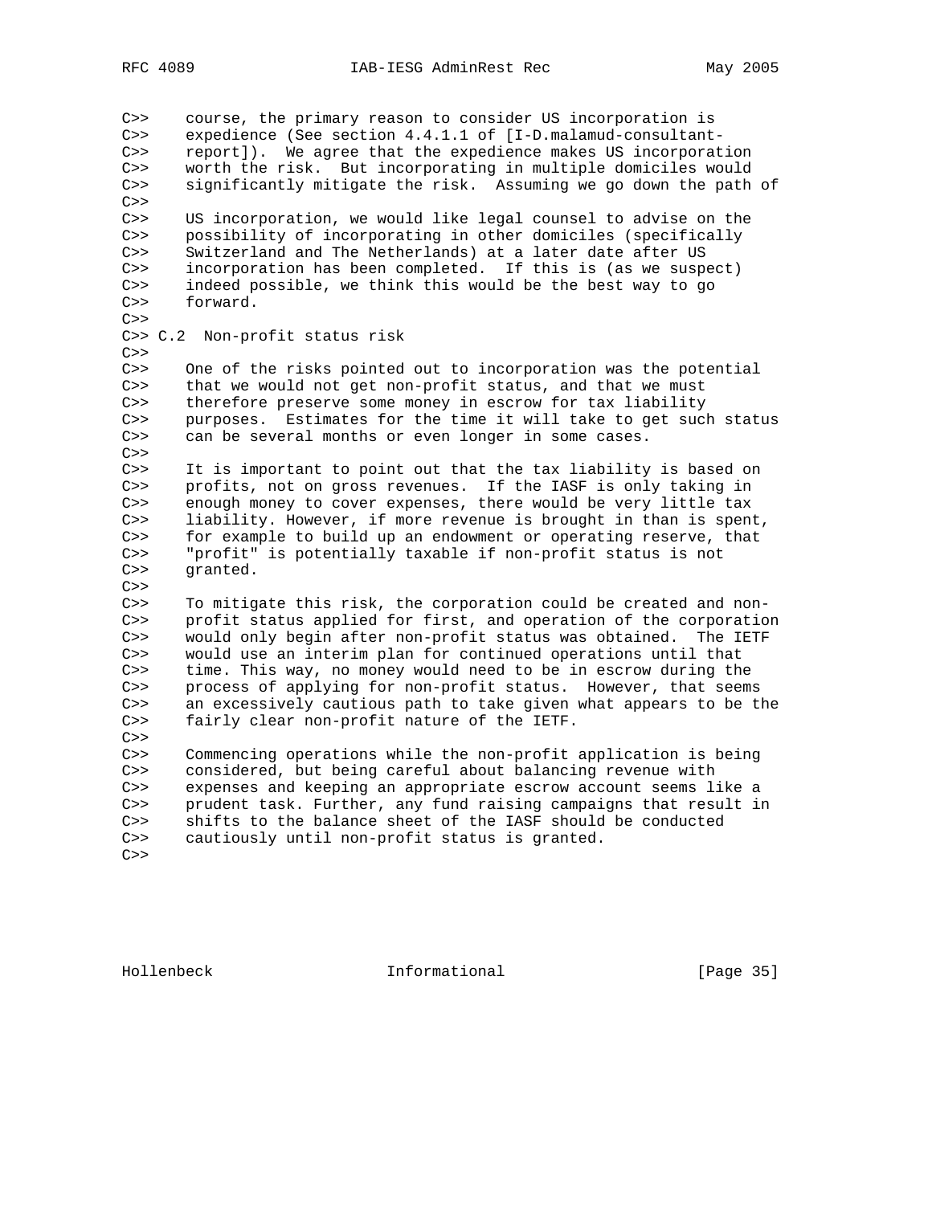C>> course, the primary reason to consider US incorporation is
C>> expedience (See section 4.4.1.1 of [I-D.malamud-consultant-
C>> report]). We agree that the expedience makes US incorporation
C>> worth the risk. But incorporating in multiple domiciles would
C>> significantly mitigate the risk. Assuming we go down the path of
C>>
C>> US incorporation, we would like legal counsel to advise on the
C>> possibility of incorporating in other domiciles (specifically
C>> Switzerland and The Netherlands) at a later date after US
C>> incorporation has been completed. If this is (as we suspect)
C>> indeed possible, we think this would be the best way to go
C>> forward.
C>>
C>> C.2 Non-profit status risk
C>>
C>> One of the risks pointed out to incorporation was the potential
C>> that we would not get non-profit status, and that we must
C>> therefore preserve some money in escrow for tax liability
C>> purposes. Estimates for the time it will take to get such status
C>> can be several months or even longer in some cases.
C>>
C>> It is important to point out that the tax liability is based on
C>> profits, not on gross revenues. If the IASF is only taking in
C>> enough money to cover expenses, there would be very little tax
C>> liability. However, if more revenue is brought in than is spent,
C>> for example to build up an endowment or operating reserve, that
C>> "profit" is potentially taxable if non-profit status is not
C>> granted.
C>>
C>> To mitigate this risk, the corporation could be created and non-
C>> profit status applied for first, and operation of the corporation
C>> would only begin after non-profit status was obtained. The IETF
C>> would use an interim plan for continued operations until that
C>> time. This way, no money would need to be in escrow during the
C>> process of applying for non-profit status. However, that seems
C>> an excessively cautious path to take given what appears to be the
C>> fairly clear non-profit nature of the IETF.
C>>
C>> Commencing operations while the non-profit application is being
C>> considered, but being careful about balancing revenue with
C>> expenses and keeping an appropriate escrow account seems like a
C>> prudent task. Further, any fund raising campaigns that result in
C>> shifts to the balance sheet of the IASF should be conducted
C>> cautiously until non-profit status is granted.
C>>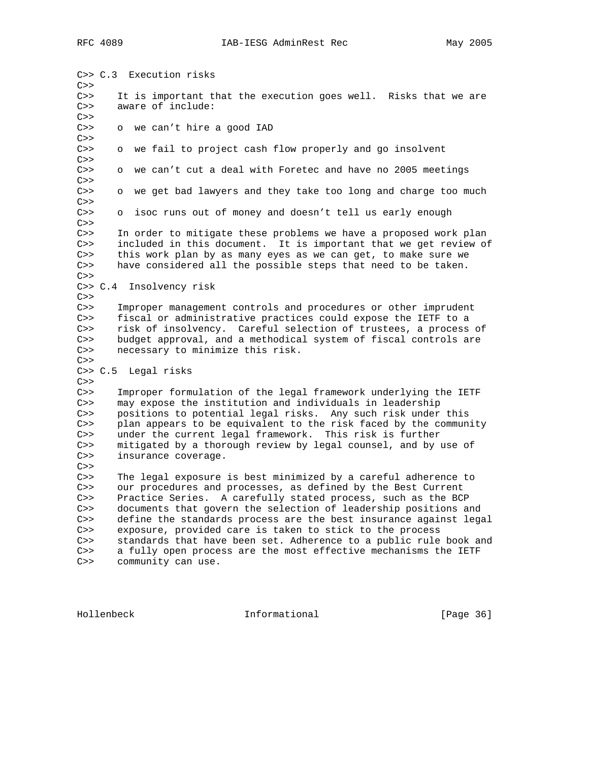C>> C.3  Execution risks
C>>
C>>    It is important that the execution goes well.  Risks that we are
C>>    aware of include:
C>>
C>>    o  we can’t hire a good IAD
C>>
C>>    o  we fail to project cash flow properly and go insolvent
C>>
C>>    o  we can’t cut a deal with Foretec and have no 2005 meetings
C>>
C>>    o  we get bad lawyers and they take too long and charge too much
C>>
C>>    o  isoc runs out of money and doesn’t tell us early enough
C>>
C>>    In order to mitigate these problems we have a proposed work plan
C>>    included in this document.  It is important that we get review of
C>>    this work plan by as many eyes as we can get, to make sure we
C>>    have considered all the possible steps that need to be taken.
C>>
C>> C.4  Insolvency risk
C>>
C>>    Improper management controls and procedures or other imprudent
C>>    fiscal or administrative practices could expose the IETF to a
C>>    risk of insolvency.  Careful selection of trustees, a process of
C>>    budget approval, and a methodical system of fiscal controls are
C>>    necessary to minimize this risk.
C>>
C>> C.5  Legal risks
C>>
C>>    Improper formulation of the legal framework underlying the IETF
C>>    may expose the institution and individuals in leadership
C>>    positions to potential legal risks.  Any such risk under this
C>>    plan appears to be equivalent to the risk faced by the community
C>>    under the current legal framework.  This risk is further
C>>    mitigated by a thorough review by legal counsel, and by use of
C>>    insurance coverage.
C>>
C>>    The legal exposure is best minimized by a careful adherence to
C>>    our procedures and processes, as defined by the Best Current
C>>    Practice Series.  A carefully stated process, such as the BCP
C>>    documents that govern the selection of leadership positions and
C>>    define the standards process are the best insurance against legal
C>>    exposure, provided care is taken to stick to the process
C>>    standards that have been set. Adherence to a public rule book and
C>>    a fully open process are the most effective mechanisms the IETF
C>>    community can use.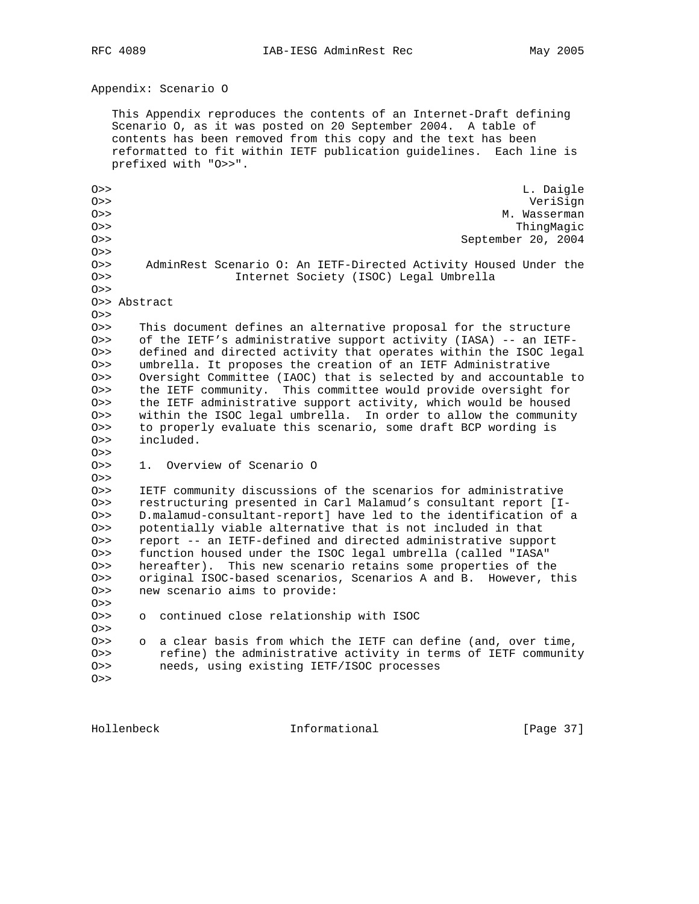## Appendix: Scenario O

This Appendix reproduces the contents of an Internet-Draft defining Scenario O, as it was posted on 20 September 2004. A table of contents has been removed from this copy and the text has been reformatted to fit within IETF publication guidelines. Each line is prefixed with "O>>".

```
O>>                                                          L. Daigle
O>>                                                           VeriSign
O>>                                                       M. Wasserman
O>>                                                         ThingMagic
O>>                                                 September 20, 2004
O>>
O>>     AdminRest Scenario O: An IETF-Directed Activity Housed Under the
O>>                  Internet Society (ISOC) Legal Umbrella
O>>
O>> Abstract
O>>
O>>    This document defines an alternative proposal for the structure
O>>    of the IETF's administrative support activity (IASA) -- an IETF-
O>>    defined and directed activity that operates within the ISOC legal
O>>    umbrella. It proposes the creation of an IETF Administrative
O>>    Oversight Committee (IAOC) that is selected by and accountable to
O>>    the IETF community.  This committee would provide oversight for
O>>    the IETF administrative support activity, which would be housed
O>>    within the ISOC legal umbrella.  In order to allow the community
O>>    to properly evaluate this scenario, some draft BCP wording is
O>>    included.
O>>
O>>    1.  Overview of Scenario O
O>>
O>>    IETF community discussions of the scenarios for administrative
O>>    restructuring presented in Carl Malamud's consultant report [I-
O>>    D.malamud-consultant-report] have led to the identification of a
O>>    potentially viable alternative that is not included in that
O>>    report -- an IETF-defined and directed administrative support
O>>    function housed under the ISOC legal umbrella (called "IASA"
O>>    hereafter).  This new scenario retains some properties of the
O>>    original ISOC-based scenarios, Scenarios A and B.  However, this
O>>    new scenario aims to provide:
O>>
O>>    o  continued close relationship with ISOC
O>>
O>>    o  a clear basis from which the IETF can define (and, over time,
O>>       refine) the administrative activity in terms of IETF community
O>>       needs, using existing IETF/ISOC processes
O>>
```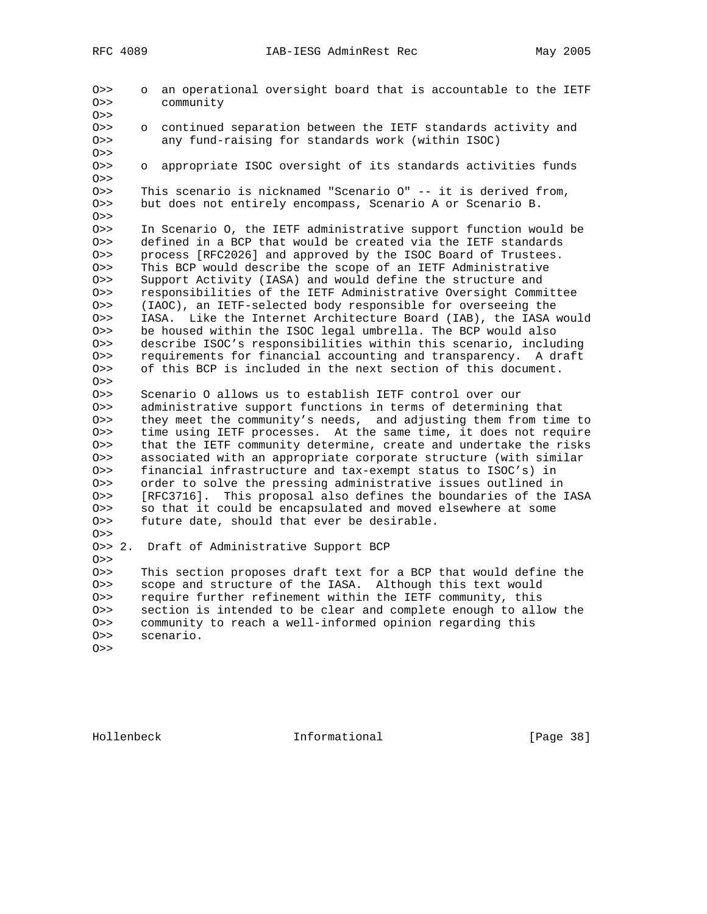O>>    o  an operational oversight board that is accountable to the IETF
O>>       community
O>>
O>>    o  continued separation between the IETF standards activity and
O>>       any fund-raising for standards work (within ISOC)
O>>
O>>    o  appropriate ISOC oversight of its standards activities funds
O>>
O>>    This scenario is nicknamed "Scenario O" -- it is derived from,
O>>    but does not entirely encompass, Scenario A or Scenario B.
O>>
O>>    In Scenario O, the IETF administrative support function would be
O>>    defined in a BCP that would be created via the IETF standards
O>>    process [RFC2026] and approved by the ISOC Board of Trustees.
O>>    This BCP would describe the scope of an IETF Administrative
O>>    Support Activity (IASA) and would define the structure and
O>>    responsibilities of the IETF Administrative Oversight Committee
O>>    (IAOC), an IETF-selected body responsible for overseeing the
O>>    IASA.  Like the Internet Architecture Board (IAB), the IASA would
O>>    be housed within the ISOC legal umbrella. The BCP would also
O>>    describe ISOC's responsibilities within this scenario, including
O>>    requirements for financial accounting and transparency.  A draft
O>>    of this BCP is included in the next section of this document.
O>>
O>>    Scenario O allows us to establish IETF control over our
O>>    administrative support functions in terms of determining that
O>>    they meet the community's needs,  and adjusting them from time to
O>>    time using IETF processes.  At the same time, it does not require
O>>    that the IETF community determine, create and undertake the risks
O>>    associated with an appropriate corporate structure (with similar
O>>    financial infrastructure and tax-exempt status to ISOC's) in
O>>    order to solve the pressing administrative issues outlined in
O>>    [RFC3716].  This proposal also defines the boundaries of the IASA
O>>    so that it could be encapsulated and moved elsewhere at some
O>>    future date, should that ever be desirable.
O>>
O>> 2.  Draft of Administrative Support BCP
O>>
O>>    This section proposes draft text for a BCP that would define the
O>>    scope and structure of the IASA.  Although this text would
O>>    require further refinement within the IETF community, this
O>>    section is intended to be clear and complete enough to allow the
O>>    community to reach a well-informed opinion regarding this
O>>    scenario.
O>>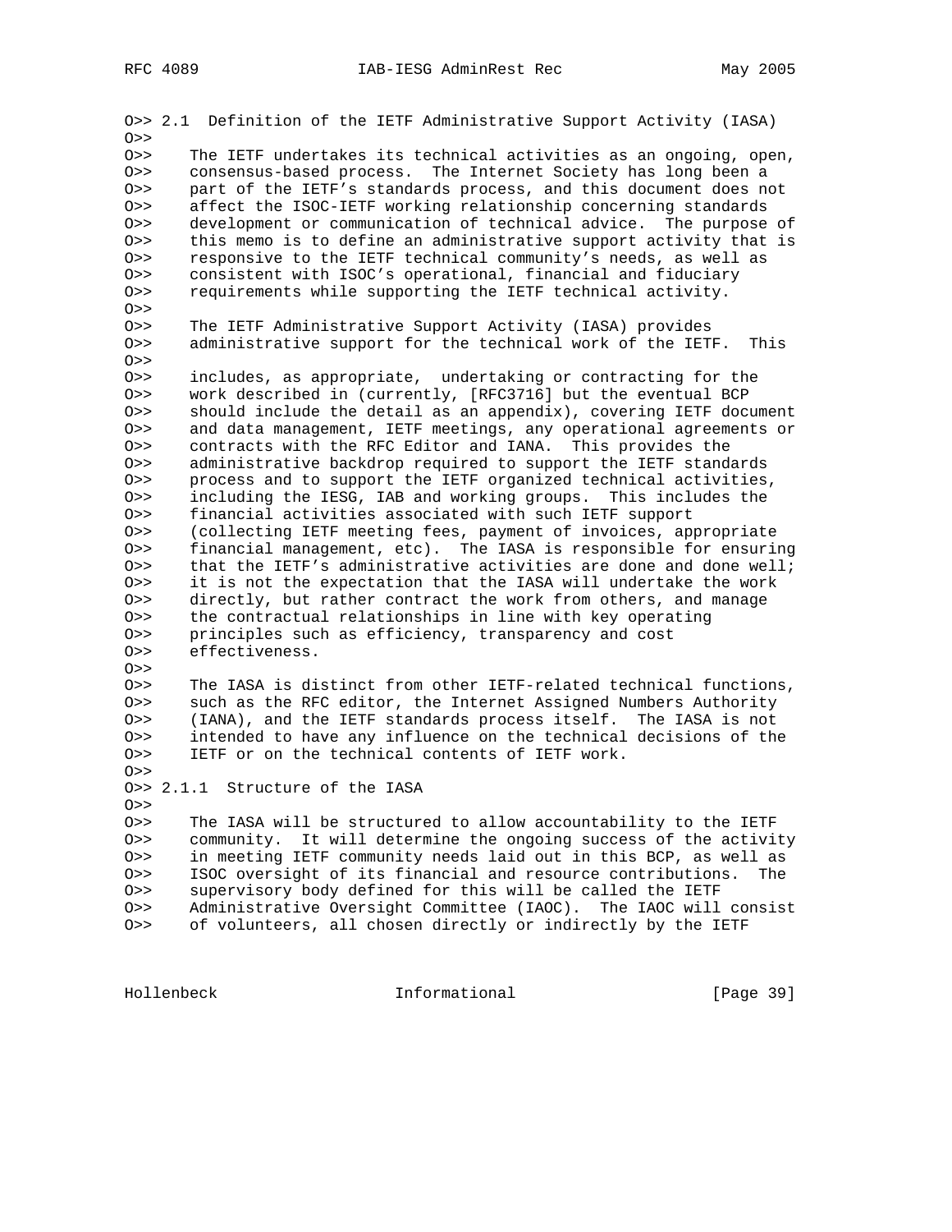```
O>> 2.1  Definition of the IETF Administrative Support Activity (IASA)
O>>
O>>    The IETF undertakes its technical activities as an ongoing, open,
O>>    consensus-based process.  The Internet Society has long been a
O>>    part of the IETF's standards process, and this document does not
O>>    affect the ISOC-IETF working relationship concerning standards
O>>    development or communication of technical advice.  The purpose of
O>>    this memo is to define an administrative support activity that is
O>>    responsive to the IETF technical community's needs, as well as
O>>    consistent with ISOC's operational, financial and fiduciary
O>>    requirements while supporting the IETF technical activity.
O>>
O>>    The IETF Administrative Support Activity (IASA) provides
O>>    administrative support for the technical work of the IETF.  This
O>>
O>>    includes, as appropriate,  undertaking or contracting for the
O>>    work described in (currently, [RFC3716] but the eventual BCP
O>>    should include the detail as an appendix), covering IETF document
O>>    and data management, IETF meetings, any operational agreements or
O>>    contracts with the RFC Editor and IANA.  This provides the
O>>    administrative backdrop required to support the IETF standards
O>>    process and to support the IETF organized technical activities,
O>>    including the IESG, IAB and working groups.  This includes the
O>>    financial activities associated with such IETF support
O>>    (collecting IETF meeting fees, payment of invoices, appropriate
O>>    financial management, etc).  The IASA is responsible for ensuring
O>>    that the IETF's administrative activities are done and done well;
O>>    it is not the expectation that the IASA will undertake the work
O>>    directly, but rather contract the work from others, and manage
O>>    the contractual relationships in line with key operating
O>>    principles such as efficiency, transparency and cost
O>>    effectiveness.
O>>
O>>    The IASA is distinct from other IETF-related technical functions,
O>>    such as the RFC editor, the Internet Assigned Numbers Authority
O>>    (IANA), and the IETF standards process itself.  The IASA is not
O>>    intended to have any influence on the technical decisions of the
O>>    IETF or on the technical contents of IETF work.
O>>
O>> 2.1.1  Structure of the IASA
O>>
O>>    The IASA will be structured to allow accountability to the IETF
O>>    community.  It will determine the ongoing success of the activity
O>>    in meeting IETF community needs laid out in this BCP, as well as
O>>    ISOC oversight of its financial and resource contributions.  The
O>>    supervisory body defined for this will be called the IETF
O>>    Administrative Oversight Committee (IAOC).  The IAOC will consist
O>>    of volunteers, all chosen directly or indirectly by the IETF
```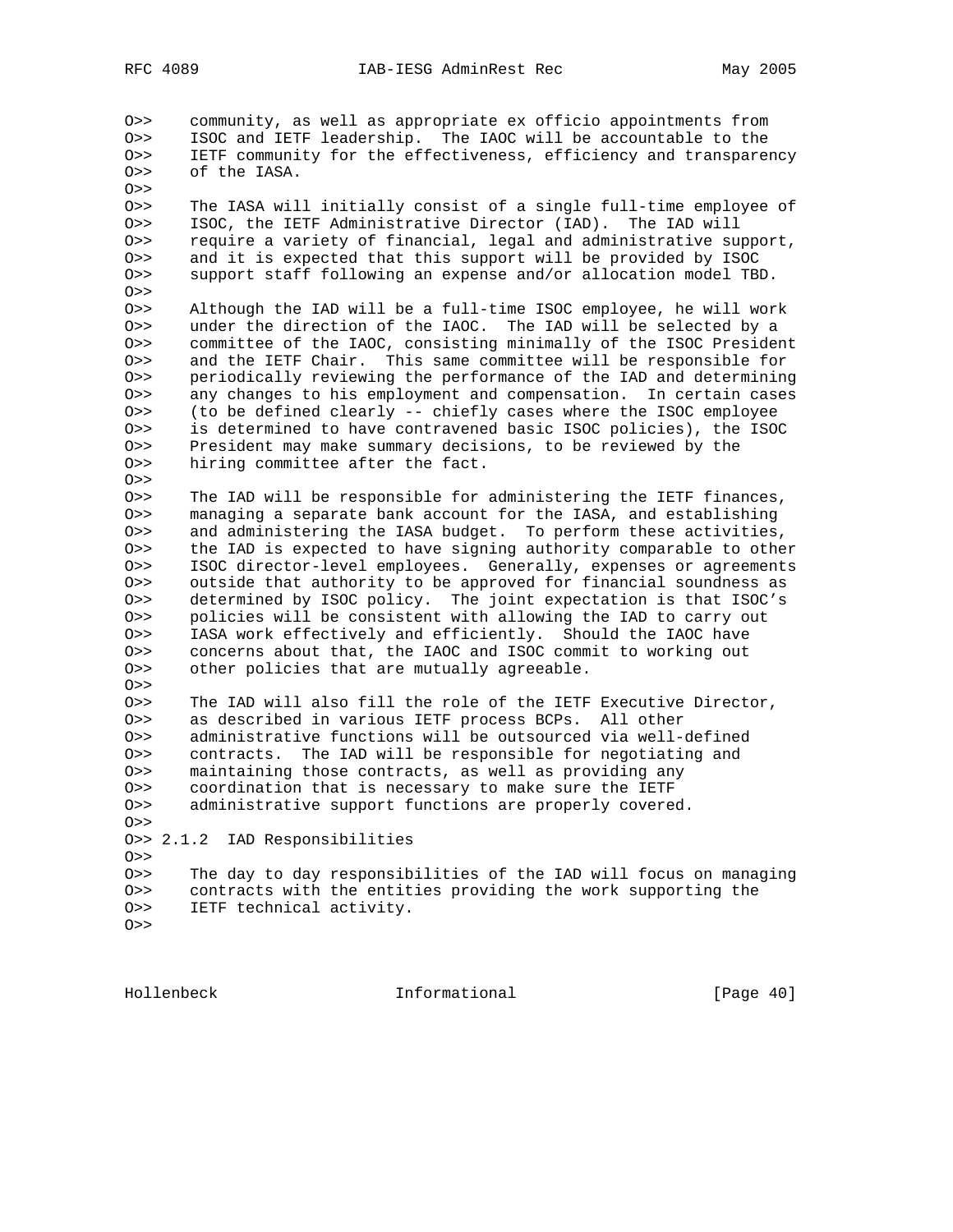O>> community, as well as appropriate ex officio appointments from
O>> ISOC and IETF leadership. The IAOC will be accountable to the
O>> IETF community for the effectiveness, efficiency and transparency
O>> of the IASA.
O>>
O>> The IASA will initially consist of a single full-time employee of
O>> ISOC, the IETF Administrative Director (IAD). The IAD will
O>> require a variety of financial, legal and administrative support,
O>> and it is expected that this support will be provided by ISOC
O>> support staff following an expense and/or allocation model TBD.
O>>
O>> Although the IAD will be a full-time ISOC employee, he will work
O>> under the direction of the IAOC. The IAD will be selected by a
O>> committee of the IAOC, consisting minimally of the ISOC President
O>> and the IETF Chair. This same committee will be responsible for
O>> periodically reviewing the performance of the IAD and determining
O>> any changes to his employment and compensation. In certain cases
O>> (to be defined clearly -- chiefly cases where the ISOC employee
O>> is determined to have contravened basic ISOC policies), the ISOC
O>> President may make summary decisions, to be reviewed by the
O>> hiring committee after the fact.
O>>
O>> The IAD will be responsible for administering the IETF finances,
O>> managing a separate bank account for the IASA, and establishing
O>> and administering the IASA budget. To perform these activities,
O>> the IAD is expected to have signing authority comparable to other
O>> ISOC director-level employees. Generally, expenses or agreements
O>> outside that authority to be approved for financial soundness as
O>> determined by ISOC policy. The joint expectation is that ISOC's
O>> policies will be consistent with allowing the IAD to carry out
O>> IASA work effectively and efficiently. Should the IAOC have
O>> concerns about that, the IAOC and ISOC commit to working out
O>> other policies that are mutually agreeable.
O>>
O>> The IAD will also fill the role of the IETF Executive Director,
O>> as described in various IETF process BCPs. All other
O>> administrative functions will be outsourced via well-defined
O>> contracts. The IAD will be responsible for negotiating and
O>> maintaining those contracts, as well as providing any
O>> coordination that is necessary to make sure the IETF
O>> administrative support functions are properly covered.
O>>
O>> 2.1.2 IAD Responsibilities
O>>
O>> The day to day responsibilities of the IAD will focus on managing
O>> contracts with the entities providing the work supporting the
O>> IETF technical activity.
O>>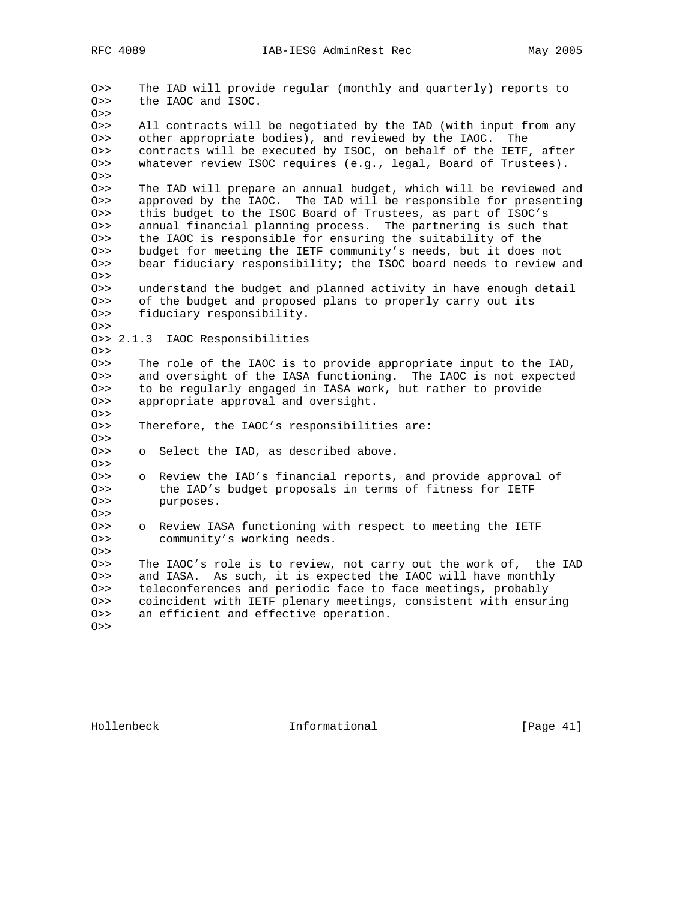```
O>>     The IAD will provide regular (monthly and quarterly) reports to
O>>     the IAOC and ISOC.
O>>
O>>     All contracts will be negotiated by the IAD (with input from any
O>>     other appropriate bodies), and reviewed by the IAOC.  The
O>>     contracts will be executed by ISOC, on behalf of the IETF, after
O>>     whatever review ISOC requires (e.g., legal, Board of Trustees).
O>>
O>>     The IAD will prepare an annual budget, which will be reviewed and
O>>     approved by the IAOC.  The IAD will be responsible for presenting
O>>     this budget to the ISOC Board of Trustees, as part of ISOC's
O>>     annual financial planning process.  The partnering is such that
O>>     the IAOC is responsible for ensuring the suitability of the
O>>     budget for meeting the IETF community's needs, but it does not
O>>     bear fiduciary responsibility; the ISOC board needs to review and
O>>
O>>     understand the budget and planned activity in have enough detail
O>>     of the budget and proposed plans to properly carry out its
O>>     fiduciary responsibility.
O>>
O>> 2.1.3  IAOC Responsibilities
O>>
O>>     The role of the IAOC is to provide appropriate input to the IAD,
O>>     and oversight of the IASA functioning.  The IAOC is not expected
O>>     to be regularly engaged in IASA work, but rather to provide
O>>     appropriate approval and oversight.
O>>
O>>     Therefore, the IAOC's responsibilities are:
O>>
O>>     o  Select the IAD, as described above.
O>>
O>>     o  Review the IAD's financial reports, and provide approval of
O>>        the IAD's budget proposals in terms of fitness for IETF
O>>        purposes.
O>>
O>>     o  Review IASA functioning with respect to meeting the IETF
O>>        community's working needs.
O>>
O>>     The IAOC's role is to review, not carry out the work of,  the IAD
O>>     and IASA.  As such, it is expected the IAOC will have monthly
O>>     teleconferences and periodic face to face meetings, probably
O>>     coincident with IETF plenary meetings, consistent with ensuring
O>>     an efficient and effective operation.
O>>
```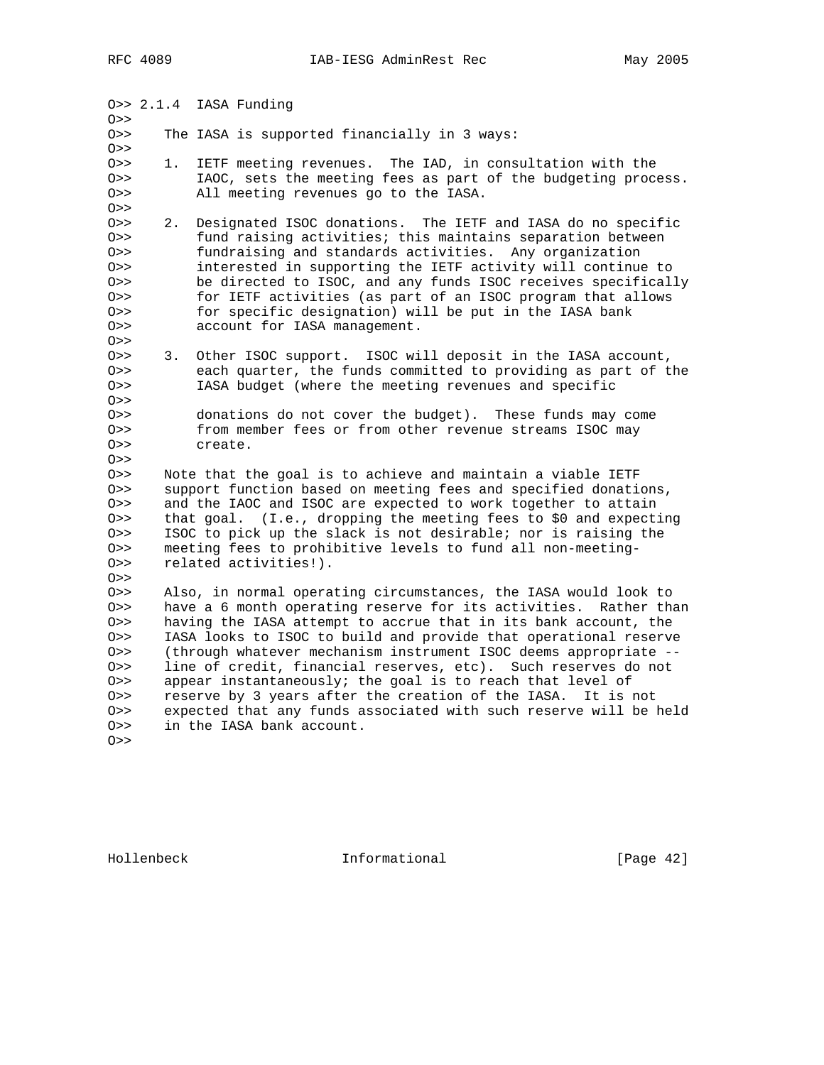O>> 2.1.4  IASA Funding
O>>
O>>    The IASA is supported financially in 3 ways:
O>>
O>>    1.  IETF meeting revenues.  The IAD, in consultation with the
O>>        IAOC, sets the meeting fees as part of the budgeting process.
O>>        All meeting revenues go to the IASA.
O>>
O>>    2.  Designated ISOC donations.  The IETF and IASA do no specific
O>>        fund raising activities; this maintains separation between
O>>        fundraising and standards activities.  Any organization
O>>        interested in supporting the IETF activity will continue to
O>>        be directed to ISOC, and any funds ISOC receives specifically
O>>        for IETF activities (as part of an ISOC program that allows
O>>        for specific designation) will be put in the IASA bank
O>>        account for IASA management.
O>>
O>>    3.  Other ISOC support.  ISOC will deposit in the IASA account,
O>>        each quarter, the funds committed to providing as part of the
O>>        IASA budget (where the meeting revenues and specific
O>>
O>>        donations do not cover the budget).  These funds may come
O>>        from member fees or from other revenue streams ISOC may
O>>        create.
O>>
O>>    Note that the goal is to achieve and maintain a viable IETF
O>>    support function based on meeting fees and specified donations,
O>>    and the IAOC and ISOC are expected to work together to attain
O>>    that goal.  (I.e., dropping the meeting fees to $0 and expecting
O>>    ISOC to pick up the slack is not desirable; nor is raising the
O>>    meeting fees to prohibitive levels to fund all non-meeting-
O>>    related activities!).
O>>
O>>    Also, in normal operating circumstances, the IASA would look to
O>>    have a 6 month operating reserve for its activities.  Rather than
O>>    having the IASA attempt to accrue that in its bank account, the
O>>    IASA looks to ISOC to build and provide that operational reserve
O>>    (through whatever mechanism instrument ISOC deems appropriate --
O>>    line of credit, financial reserves, etc).  Such reserves do not
O>>    appear instantaneously; the goal is to reach that level of
O>>    reserve by 3 years after the creation of the IASA.  It is not
O>>    expected that any funds associated with such reserve will be held
O>>    in the IASA bank account.
O>>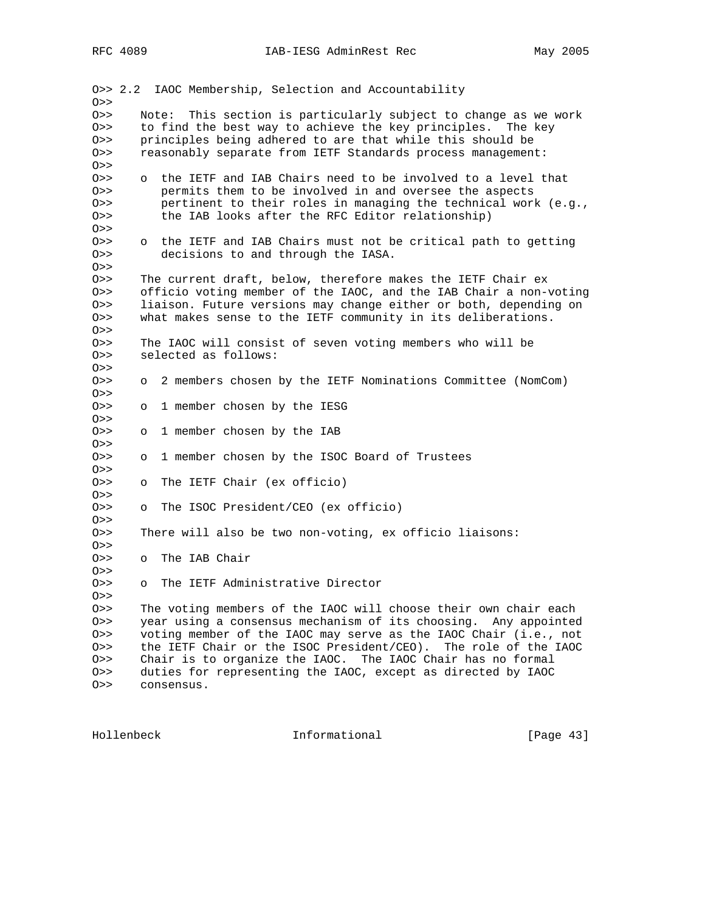O>> 2.2  IAOC Membership, Selection and Accountability
O>>
O>>    Note:  This section is particularly subject to change as we work
O>>    to find the best way to achieve the key principles.  The key
O>>    principles being adhered to are that while this should be
O>>    reasonably separate from IETF Standards process management:
O>>
O>>    o  the IETF and IAB Chairs need to be involved to a level that
O>>       permits them to be involved in and oversee the aspects
O>>       pertinent to their roles in managing the technical work (e.g.,
O>>       the IAB looks after the RFC Editor relationship)
O>>
O>>    o  the IETF and IAB Chairs must not be critical path to getting
O>>       decisions to and through the IASA.
O>>
O>>    The current draft, below, therefore makes the IETF Chair ex
O>>    officio voting member of the IAOC, and the IAB Chair a non-voting
O>>    liaison. Future versions may change either or both, depending on
O>>    what makes sense to the IETF community in its deliberations.
O>>
O>>    The IAOC will consist of seven voting members who will be
O>>    selected as follows:
O>>
O>>    o  2 members chosen by the IETF Nominations Committee (NomCom)
O>>
O>>    o  1 member chosen by the IESG
O>>
O>>    o  1 member chosen by the IAB
O>>
O>>    o  1 member chosen by the ISOC Board of Trustees
O>>
O>>    o  The IETF Chair (ex officio)
O>>
O>>    o  The ISOC President/CEO (ex officio)
O>>
O>>    There will also be two non-voting, ex officio liaisons:
O>>
O>>    o  The IAB Chair
O>>
O>>    o  The IETF Administrative Director
O>>
O>>    The voting members of the IAOC will choose their own chair each
O>>    year using a consensus mechanism of its choosing.  Any appointed
O>>    voting member of the IAOC may serve as the IAOC Chair (i.e., not
O>>    the IETF Chair or the ISOC President/CEO).  The role of the IAOC
O>>    Chair is to organize the IAOC.  The IAOC Chair has no formal
O>>    duties for representing the IAOC, except as directed by IAOC
O>>    consensus.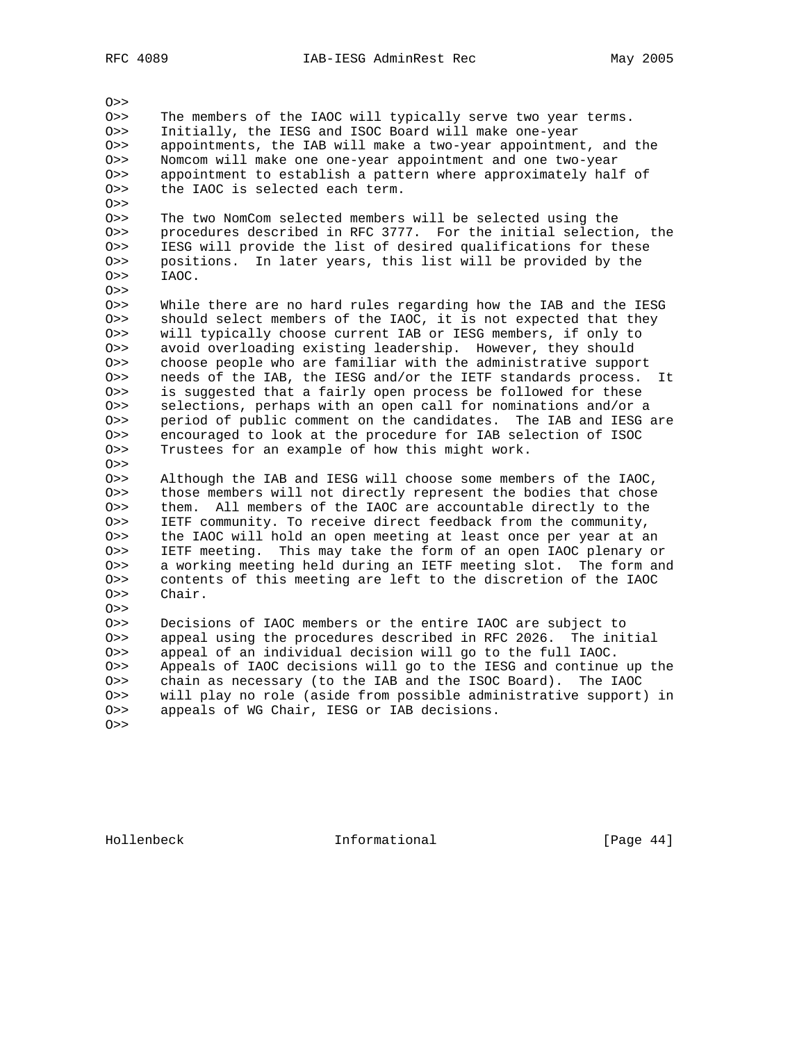```
O>>
O>>     The members of the IAOC will typically serve two year terms.
O>>     Initially, the IESG and ISOC Board will make one-year
O>>     appointments, the IAB will make a two-year appointment, and the
O>>     Nomcom will make one one-year appointment and one two-year
O>>     appointment to establish a pattern where approximately half of
O>>     the IAOC is selected each term.
O>>
O>>     The two NomCom selected members will be selected using the
O>>     procedures described in RFC 3777.  For the initial selection, the
O>>     IESG will provide the list of desired qualifications for these
O>>     positions.  In later years, this list will be provided by the
O>>     IAOC.
O>>
O>>     While there are no hard rules regarding how the IAB and the IESG
O>>     should select members of the IAOC, it is not expected that they
O>>     will typically choose current IAB or IESG members, if only to
O>>     avoid overloading existing leadership.  However, they should
O>>     choose people who are familiar with the administrative support
O>>     needs of the IAB, the IESG and/or the IETF standards process.  It
O>>     is suggested that a fairly open process be followed for these
O>>     selections, perhaps with an open call for nominations and/or a
O>>     period of public comment on the candidates.  The IAB and IESG are
O>>     encouraged to look at the procedure for IAB selection of ISOC
O>>     Trustees for an example of how this might work.
O>>
O>>     Although the IAB and IESG will choose some members of the IAOC,
O>>     those members will not directly represent the bodies that chose
O>>     them.  All members of the IAOC are accountable directly to the
O>>     IETF community. To receive direct feedback from the community,
O>>     the IAOC will hold an open meeting at least once per year at an
O>>     IETF meeting.  This may take the form of an open IAOC plenary or
O>>     a working meeting held during an IETF meeting slot.  The form and
O>>     contents of this meeting are left to the discretion of the IAOC
O>>     Chair.
O>>
O>>     Decisions of IAOC members or the entire IAOC are subject to
O>>     appeal using the procedures described in RFC 2026.  The initial
O>>     appeal of an individual decision will go to the full IAOC.
O>>     Appeals of IAOC decisions will go to the IESG and continue up the
O>>     chain as necessary (to the IAB and the ISOC Board).  The IAOC
O>>     will play no role (aside from possible administrative support) in
O>>     appeals of WG Chair, IESG or IAB decisions.
O>>
```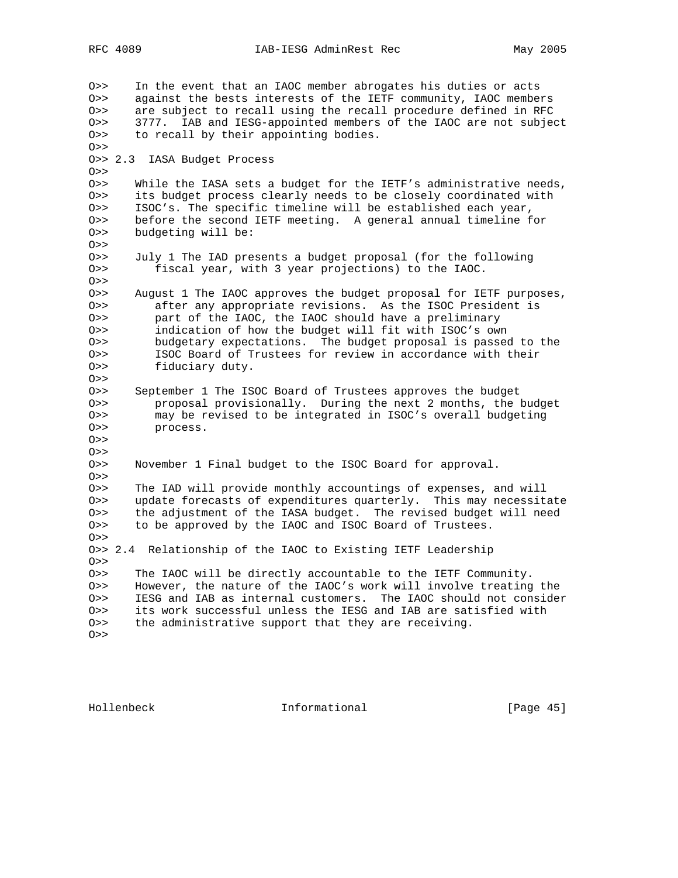O>>    In the event that an IAOC member abrogates his duties or acts
O>>    against the bests interests of the IETF community, IAOC members
O>>    are subject to recall using the recall procedure defined in RFC
O>>    3777.  IAB and IESG-appointed members of the IAOC are not subject
O>>    to recall by their appointing bodies.
O>>
O>> 2.3  IASA Budget Process
O>>
O>>    While the IASA sets a budget for the IETF's administrative needs,
O>>    its budget process clearly needs to be closely coordinated with
O>>    ISOC's. The specific timeline will be established each year,
O>>    before the second IETF meeting.  A general annual timeline for
O>>    budgeting will be:
O>>
O>>    July 1 The IAD presents a budget proposal (for the following
O>>       fiscal year, with 3 year projections) to the IAOC.
O>>
O>>    August 1 The IAOC approves the budget proposal for IETF purposes,
O>>       after any appropriate revisions.  As the ISOC President is
O>>       part of the IAOC, the IAOC should have a preliminary
O>>       indication of how the budget will fit with ISOC's own
O>>       budgetary expectations.  The budget proposal is passed to the
O>>       ISOC Board of Trustees for review in accordance with their
O>>       fiduciary duty.
O>>
O>>    September 1 The ISOC Board of Trustees approves the budget
O>>       proposal provisionally.  During the next 2 months, the budget
O>>       may be revised to be integrated in ISOC's overall budgeting
O>>       process.
O>>
O>>
O>>    November 1 Final budget to the ISOC Board for approval.
O>>
O>>    The IAD will provide monthly accountings of expenses, and will
O>>    update forecasts of expenditures quarterly.  This may necessitate
O>>    the adjustment of the IASA budget.  The revised budget will need
O>>    to be approved by the IAOC and ISOC Board of Trustees.
O>>
O>> 2.4  Relationship of the IAOC to Existing IETF Leadership
O>>
O>>    The IAOC will be directly accountable to the IETF Community.
O>>    However, the nature of the IAOC's work will involve treating the
O>>    IESG and IAB as internal customers.  The IAOC should not consider
O>>    its work successful unless the IESG and IAB are satisfied with
O>>    the administrative support that they are receiving.
O>>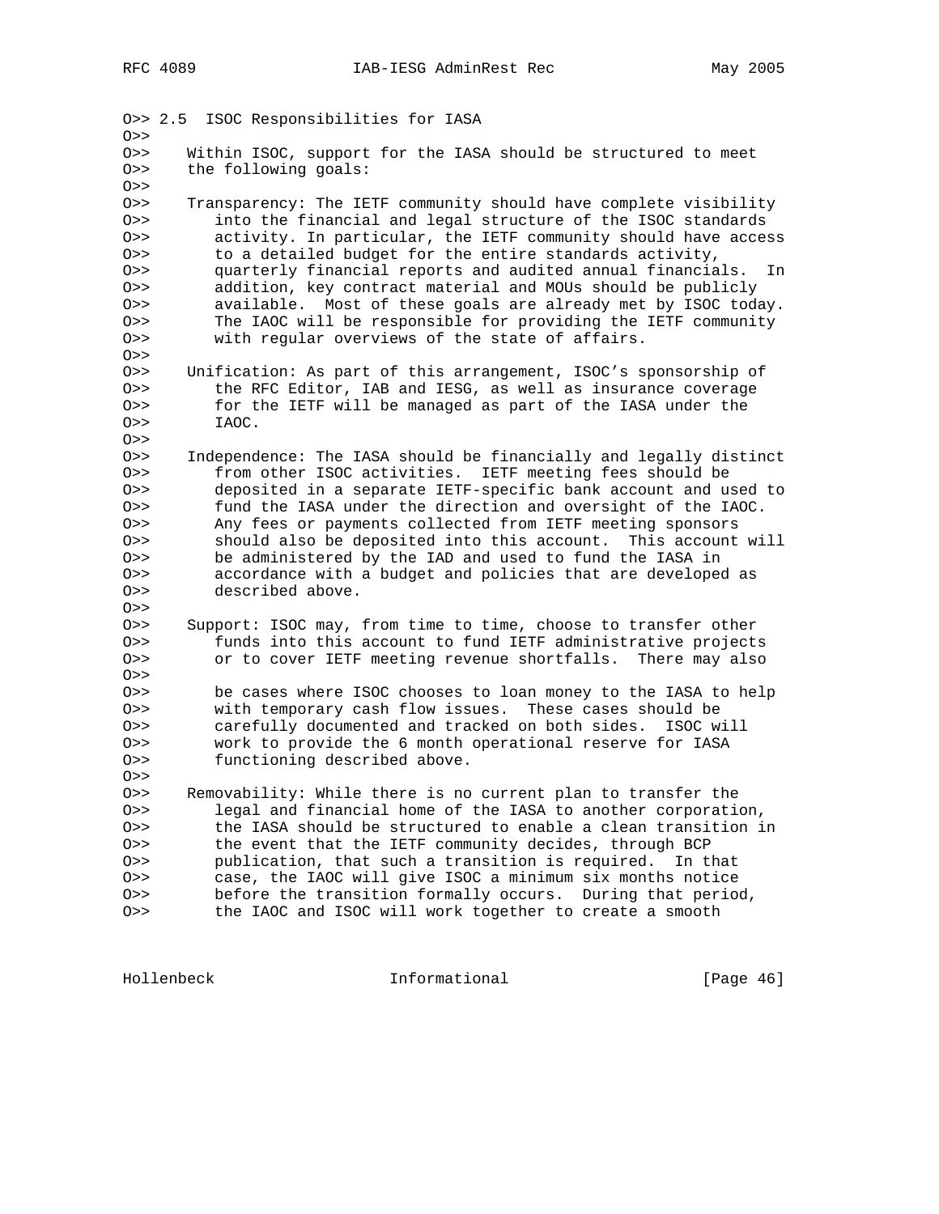O>> 2.5  ISOC Responsibilities for IASA
O>>
O>>    Within ISOC, support for the IASA should be structured to meet
O>>    the following goals:
O>>
O>>    Transparency: The IETF community should have complete visibility
O>>       into the financial and legal structure of the ISOC standards
O>>       activity. In particular, the IETF community should have access
O>>       to a detailed budget for the entire standards activity,
O>>       quarterly financial reports and audited annual financials.  In
O>>       addition, key contract material and MOUs should be publicly
O>>       available.  Most of these goals are already met by ISOC today.
O>>       The IAOC will be responsible for providing the IETF community
O>>       with regular overviews of the state of affairs.
O>>
O>>    Unification: As part of this arrangement, ISOC's sponsorship of
O>>       the RFC Editor, IAB and IESG, as well as insurance coverage
O>>       for the IETF will be managed as part of the IASA under the
O>>       IAOC.
O>>
O>>    Independence: The IASA should be financially and legally distinct
O>>       from other ISOC activities.  IETF meeting fees should be
O>>       deposited in a separate IETF-specific bank account and used to
O>>       fund the IASA under the direction and oversight of the IAOC.
O>>       Any fees or payments collected from IETF meeting sponsors
O>>       should also be deposited into this account.  This account will
O>>       be administered by the IAD and used to fund the IASA in
O>>       accordance with a budget and policies that are developed as
O>>       described above.
O>>
O>>    Support: ISOC may, from time to time, choose to transfer other
O>>       funds into this account to fund IETF administrative projects
O>>       or to cover IETF meeting revenue shortfalls.  There may also
O>>
O>>       be cases where ISOC chooses to loan money to the IASA to help
O>>       with temporary cash flow issues.  These cases should be
O>>       carefully documented and tracked on both sides.  ISOC will
O>>       work to provide the 6 month operational reserve for IASA
O>>       functioning described above.
O>>
O>>    Removability: While there is no current plan to transfer the
O>>       legal and financial home of the IASA to another corporation,
O>>       the IASA should be structured to enable a clean transition in
O>>       the event that the IETF community decides, through BCP
O>>       publication, that such a transition is required.  In that
O>>       case, the IAOC will give ISOC a minimum six months notice
O>>       before the transition formally occurs.  During that period,
O>>       the IAOC and ISOC will work together to create a smooth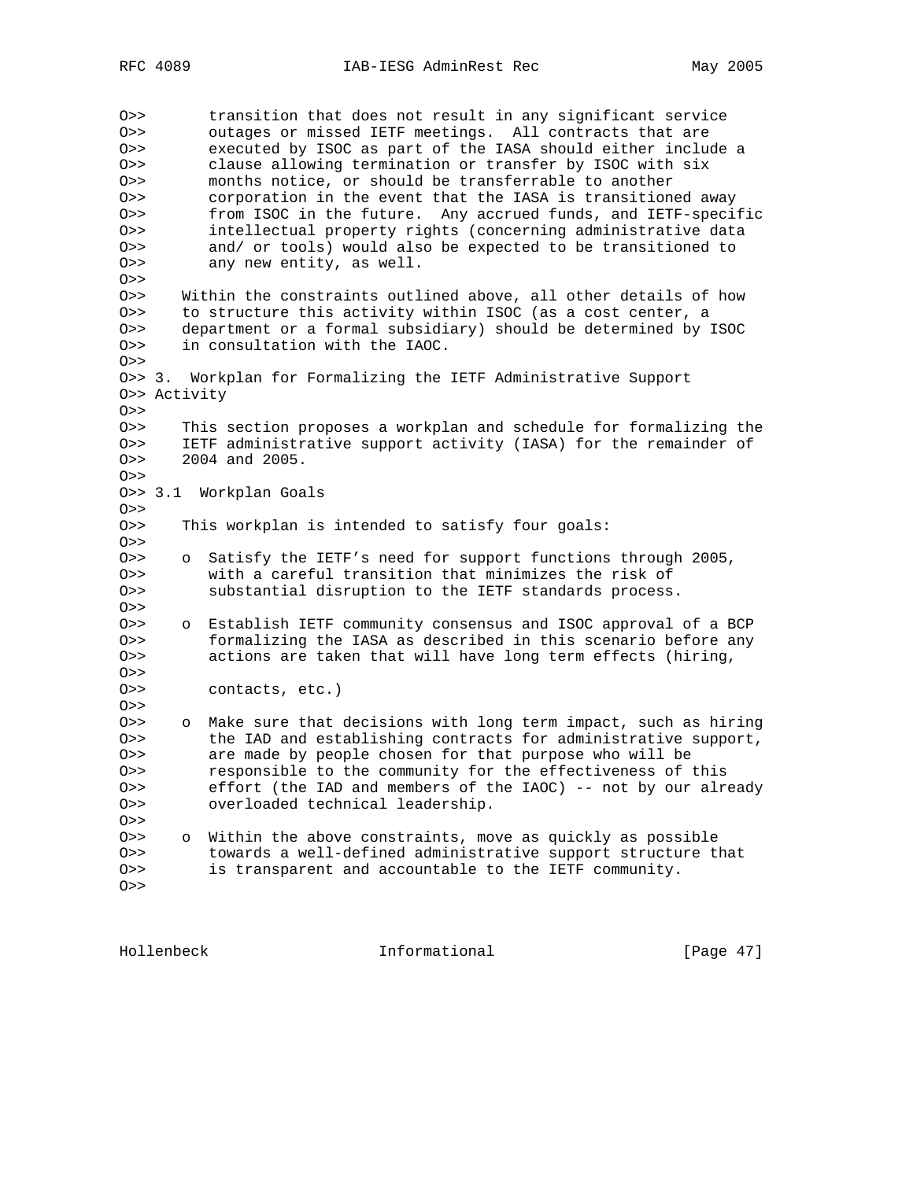O>> transition that does not result in any significant service
O>> outages or missed IETF meetings. All contracts that are
O>> executed by ISOC as part of the IASA should either include a
O>> clause allowing termination or transfer by ISOC with six
O>> months notice, or should be transferrable to another
O>> corporation in the event that the IASA is transitioned away
O>> from ISOC in the future. Any accrued funds, and IETF-specific
O>> intellectual property rights (concerning administrative data
O>> and/ or tools) would also be expected to be transitioned to
O>> any new entity, as well.
O>>
O>> Within the constraints outlined above, all other details of how
O>> to structure this activity within ISOC (as a cost center, a
O>> department or a formal subsidiary) should be determined by ISOC
O>> in consultation with the IAOC.
O>>
O>> 3. Workplan for Formalizing the IETF Administrative Support
O>> Activity
O>>
O>> This section proposes a workplan and schedule for formalizing the
O>> IETF administrative support activity (IASA) for the remainder of
O>> 2004 and 2005.
O>>
O>> 3.1 Workplan Goals
O>>
O>> This workplan is intended to satisfy four goals:
O>>
O>> o Satisfy the IETF's need for support functions through 2005,
O>> with a careful transition that minimizes the risk of
O>> substantial disruption to the IETF standards process.
O>>
O>> o Establish IETF community consensus and ISOC approval of a BCP
O>> formalizing the IASA as described in this scenario before any
O>> actions are taken that will have long term effects (hiring,
O>>
O>> contacts, etc.)
O>>
O>> o Make sure that decisions with long term impact, such as hiring
O>> the IAD and establishing contracts for administrative support,
O>> are made by people chosen for that purpose who will be
O>> responsible to the community for the effectiveness of this
O>> effort (the IAD and members of the IAOC) -- not by our already
O>> overloaded technical leadership.
O>>
O>> o Within the above constraints, move as quickly as possible
O>> towards a well-defined administrative support structure that
O>> is transparent and accountable to the IETF community.
O>>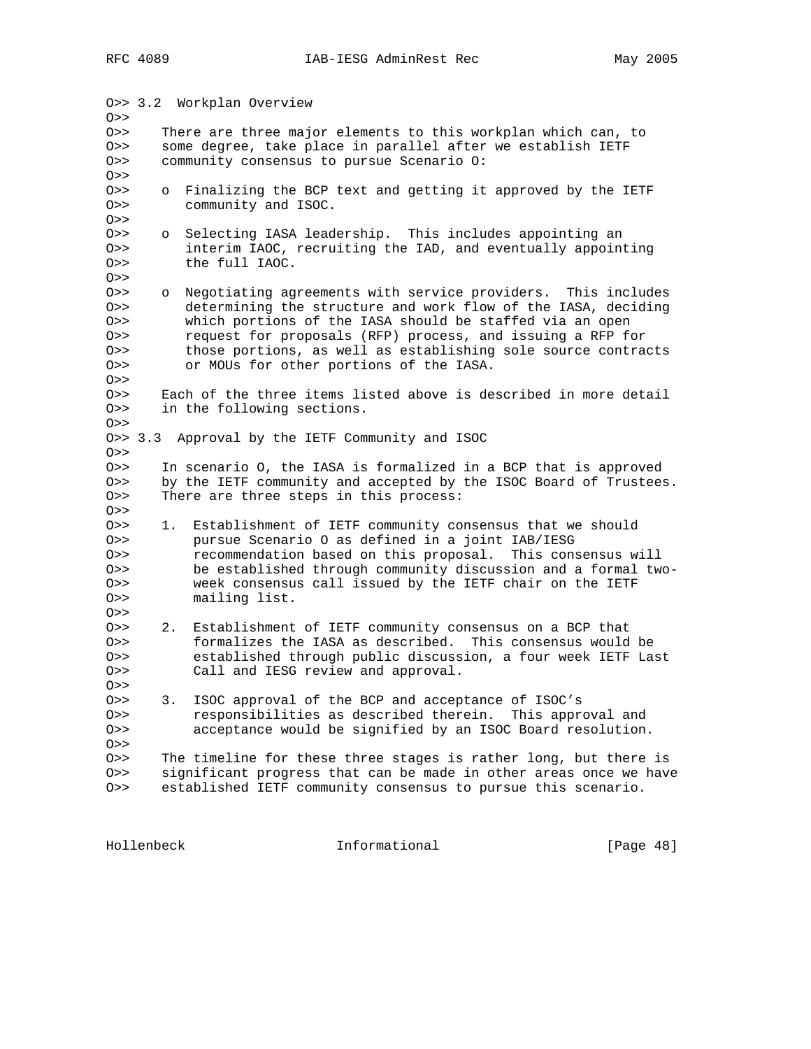O>> 3.2 Workplan Overview
O>>
O>> There are three major elements to this workplan which can, to
O>> some degree, take place in parallel after we establish IETF
O>> community consensus to pursue Scenario O:
O>>
O>> o Finalizing the BCP text and getting it approved by the IETF
O>> community and ISOC.
O>>
O>> o Selecting IASA leadership. This includes appointing an
O>> interim IAOC, recruiting the IAD, and eventually appointing
O>> the full IAOC.
O>>
O>> o Negotiating agreements with service providers. This includes
O>> determining the structure and work flow of the IASA, deciding
O>> which portions of the IASA should be staffed via an open
O>> request for proposals (RFP) process, and issuing a RFP for
O>> those portions, as well as establishing sole source contracts
O>> or MOUs for other portions of the IASA.
O>>
O>> Each of the three items listed above is described in more detail
O>> in the following sections.
O>>
O>> 3.3 Approval by the IETF Community and ISOC
O>>
O>> In scenario O, the IASA is formalized in a BCP that is approved
O>> by the IETF community and accepted by the ISOC Board of Trustees.
O>> There are three steps in this process:
O>>
O>> 1. Establishment of IETF community consensus that we should
O>> pursue Scenario O as defined in a joint IAB/IESG
O>> recommendation based on this proposal. This consensus will
O>> be established through community discussion and a formal two-
O>> week consensus call issued by the IETF chair on the IETF
O>> mailing list.
O>>
O>> 2. Establishment of IETF community consensus on a BCP that
O>> formalizes the IASA as described. This consensus would be
O>> established through public discussion, a four week IETF Last
O>> Call and IESG review and approval.
O>>
O>> 3. ISOC approval of the BCP and acceptance of ISOC's
O>> responsibilities as described therein. This approval and
O>> acceptance would be signified by an ISOC Board resolution.
O>>
O>> The timeline for these three stages is rather long, but there is
O>> significant progress that can be made in other areas once we have
O>> established IETF community consensus to pursue this scenario.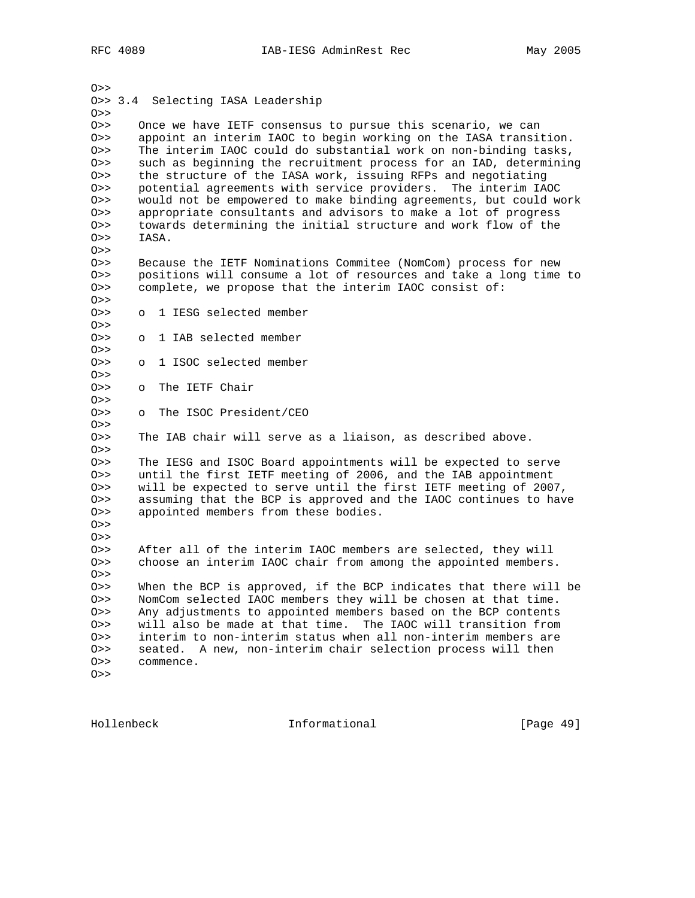```
O>>
O>> 3.4  Selecting IASA Leadership
O>>
O>>    Once we have IETF consensus to pursue this scenario, we can
O>>    appoint an interim IAOC to begin working on the IASA transition.
O>>    The interim IAOC could do substantial work on non-binding tasks,
O>>    such as beginning the recruitment process for an IAD, determining
O>>    the structure of the IASA work, issuing RFPs and negotiating
O>>    potential agreements with service providers.  The interim IAOC
O>>    would not be empowered to make binding agreements, but could work
O>>    appropriate consultants and advisors to make a lot of progress
O>>    towards determining the initial structure and work flow of the
O>>    IASA.
O>>
O>>    Because the IETF Nominations Commitee (NomCom) process for new
O>>    positions will consume a lot of resources and take a long time to
O>>    complete, we propose that the interim IAOC consist of:
O>>
O>>    o  1 IESG selected member
O>>
O>>    o  1 IAB selected member
O>>
O>>    o  1 ISOC selected member
O>>
O>>    o  The IETF Chair
O>>
O>>    o  The ISOC President/CEO
O>>
O>>    The IAB chair will serve as a liaison, as described above.
O>>
O>>    The IESG and ISOC Board appointments will be expected to serve
O>>    until the first IETF meeting of 2006, and the IAB appointment
O>>    will be expected to serve until the first IETF meeting of 2007,
O>>    assuming that the BCP is approved and the IAOC continues to have
O>>    appointed members from these bodies.
O>>
O>>
O>>    After all of the interim IAOC members are selected, they will
O>>    choose an interim IAOC chair from among the appointed members.
O>>
O>>    When the BCP is approved, if the BCP indicates that there will be
O>>    NomCom selected IAOC members they will be chosen at that time.
O>>    Any adjustments to appointed members based on the BCP contents
O>>    will also be made at that time.  The IAOC will transition from
O>>    interim to non-interim status when all non-interim members are
O>>    seated.  A new, non-interim chair selection process will then
O>>    commence.
O>>
```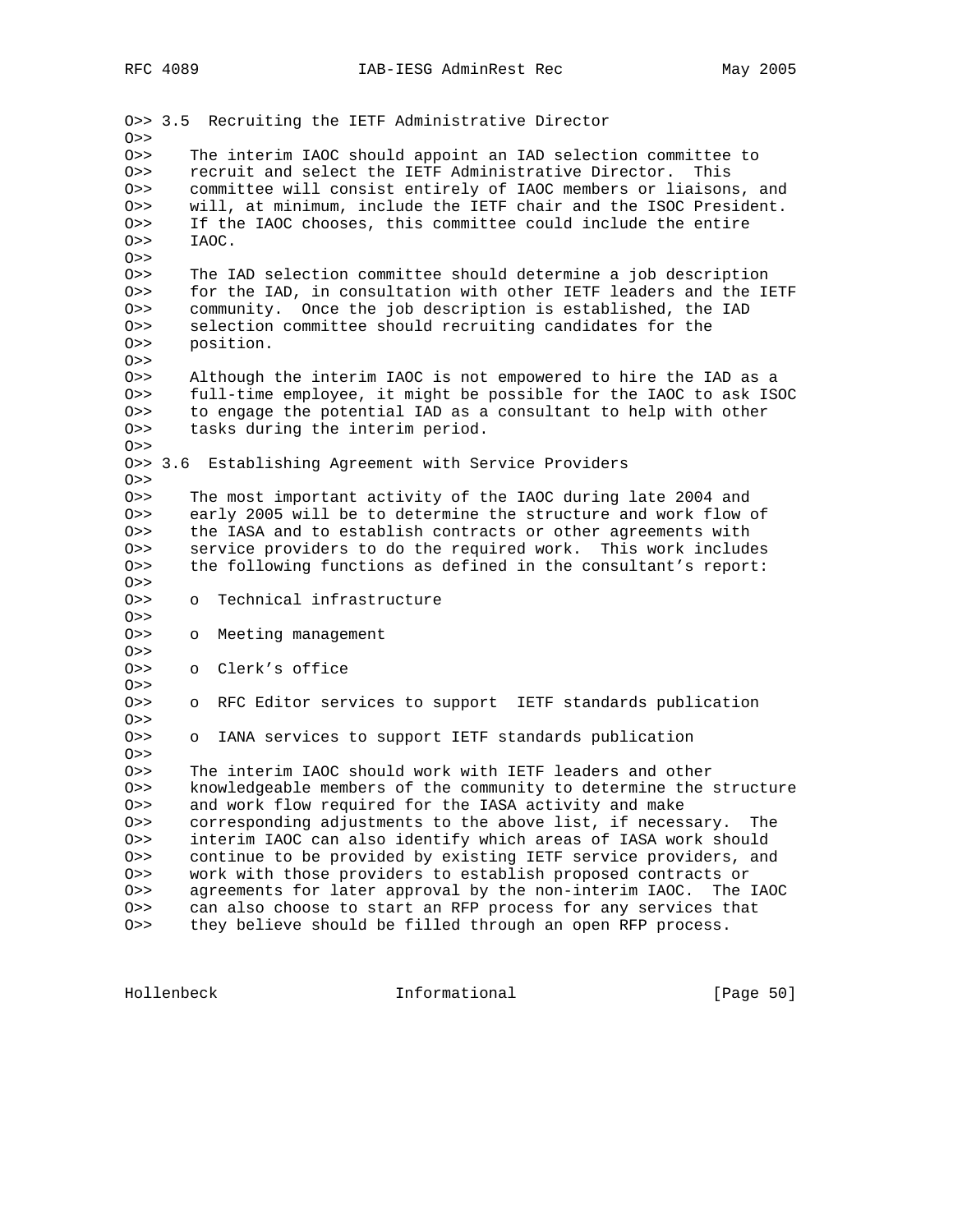O>> 3.5  Recruiting the IETF Administrative Director
O>>
O>>    The interim IAOC should appoint an IAD selection committee to
O>>    recruit and select the IETF Administrative Director.  This
O>>    committee will consist entirely of IAOC members or liaisons, and
O>>    will, at minimum, include the IETF chair and the ISOC President.
O>>    If the IAOC chooses, this committee could include the entire
O>>    IAOC.
O>>
O>>    The IAD selection committee should determine a job description
O>>    for the IAD, in consultation with other IETF leaders and the IETF
O>>    community.  Once the job description is established, the IAD
O>>    selection committee should recruiting candidates for the
O>>    position.
O>>
O>>    Although the interim IAOC is not empowered to hire the IAD as a
O>>    full-time employee, it might be possible for the IAOC to ask ISOC
O>>    to engage the potential IAD as a consultant to help with other
O>>    tasks during the interim period.
O>>
O>> 3.6  Establishing Agreement with Service Providers
O>>
O>>    The most important activity of the IAOC during late 2004 and
O>>    early 2005 will be to determine the structure and work flow of
O>>    the IASA and to establish contracts or other agreements with
O>>    service providers to do the required work.  This work includes
O>>    the following functions as defined in the consultant's report:
O>>
O>>    o  Technical infrastructure
O>>
O>>    o  Meeting management
O>>
O>>    o  Clerk's office
O>>
O>>    o  RFC Editor services to support  IETF standards publication
O>>
O>>    o  IANA services to support IETF standards publication
O>>
O>>    The interim IAOC should work with IETF leaders and other
O>>    knowledgeable members of the community to determine the structure
O>>    and work flow required for the IASA activity and make
O>>    corresponding adjustments to the above list, if necessary.  The
O>>    interim IAOC can also identify which areas of IASA work should
O>>    continue to be provided by existing IETF service providers, and
O>>    work with those providers to establish proposed contracts or
O>>    agreements for later approval by the non-interim IAOC.  The IAOC
O>>    can also choose to start an RFP process for any services that
O>>    they believe should be filled through an open RFP process.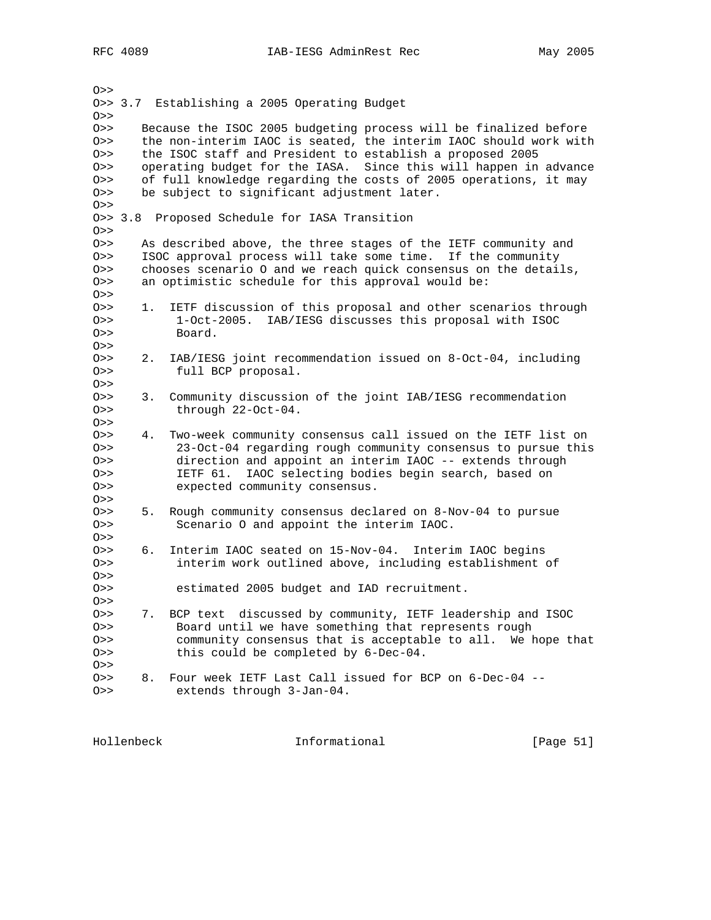```
O>>
O>> 3.7  Establishing a 2005 Operating Budget
O>>
O>>    Because the ISOC 2005 budgeting process will be finalized before
O>>    the non-interim IAOC is seated, the interim IAOC should work with
O>>    the ISOC staff and President to establish a proposed 2005
O>>    operating budget for the IASA.  Since this will happen in advance
O>>    of full knowledge regarding the costs of 2005 operations, it may
O>>    be subject to significant adjustment later.
O>>
O>> 3.8  Proposed Schedule for IASA Transition
O>>
O>>    As described above, the three stages of the IETF community and
O>>    ISOC approval process will take some time.  If the community
O>>    chooses scenario O and we reach quick consensus on the details,
O>>    an optimistic schedule for this approval would be:
O>>
O>>    1.  IETF discussion of this proposal and other scenarios through
O>>         1-Oct-2005.  IAB/IESG discusses this proposal with ISOC
O>>         Board.
O>>
O>>    2.  IAB/IESG joint recommendation issued on 8-Oct-04, including
O>>         full BCP proposal.
O>>
O>>    3.  Community discussion of the joint IAB/IESG recommendation
O>>         through 22-Oct-04.
O>>
O>>    4.  Two-week community consensus call issued on the IETF list on
O>>         23-Oct-04 regarding rough community consensus to pursue this
O>>         direction and appoint an interim IAOC -- extends through
O>>         IETF 61.  IAOC selecting bodies begin search, based on
O>>         expected community consensus.
O>>
O>>    5.  Rough community consensus declared on 8-Nov-04 to pursue
O>>         Scenario O and appoint the interim IAOC.
O>>
O>>    6.  Interim IAOC seated on 15-Nov-04.  Interim IAOC begins
O>>         interim work outlined above, including establishment of
O>>
O>>         estimated 2005 budget and IAD recruitment.
O>>
O>>    7.  BCP text  discussed by community, IETF leadership and ISOC
O>>         Board until we have something that represents rough
O>>         community consensus that is acceptable to all.  We hope that
O>>         this could be completed by 6-Dec-04.
O>>
O>>    8.  Four week IETF Last Call issued for BCP on 6-Dec-04 --
O>>         extends through 3-Jan-04.
```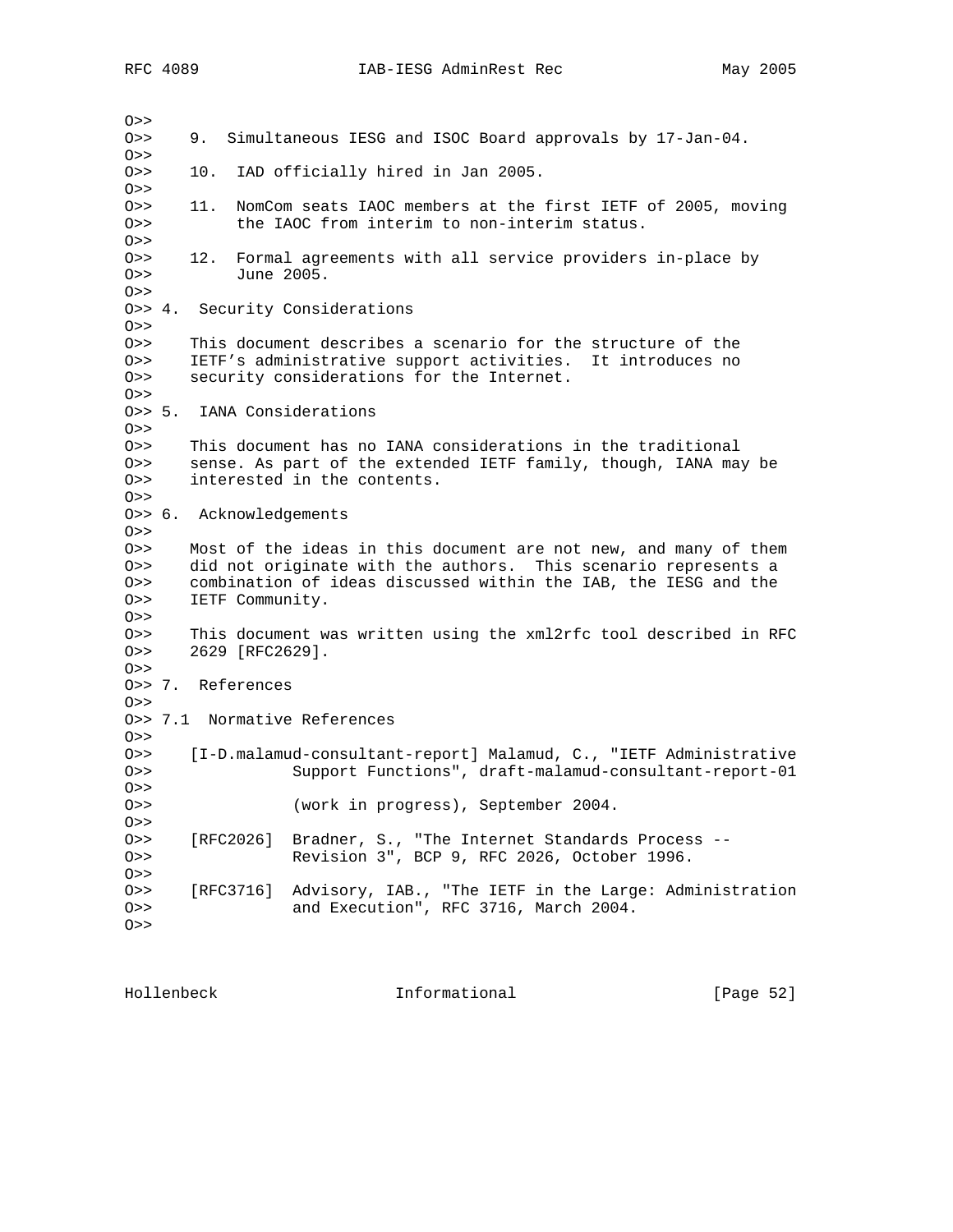```
O>>
O>>    9.  Simultaneous IESG and ISOC Board approvals by 17-Jan-04.
O>>
O>>    10.  IAD officially hired in Jan 2005.
O>>
O>>    11.  NomCom seats IAOC members at the first IETF of 2005, moving
O>>         the IAOC from interim to non-interim status.
O>>
O>>    12.  Formal agreements with all service providers in-place by
O>>         June 2005.
O>>
O>> 4.  Security Considerations
O>>
O>>    This document describes a scenario for the structure of the
O>>    IETF's administrative support activities.  It introduces no
O>>    security considerations for the Internet.
O>>
O>> 5.  IANA Considerations
O>>
O>>    This document has no IANA considerations in the traditional
O>>    sense. As part of the extended IETF family, though, IANA may be
O>>    interested in the contents.
O>>
O>> 6.  Acknowledgements
O>>
O>>    Most of the ideas in this document are not new, and many of them
O>>    did not originate with the authors.  This scenario represents a
O>>    combination of ideas discussed within the IAB, the IESG and the
O>>    IETF Community.
O>>
O>>    This document was written using the xml2rfc tool described in RFC
O>>    2629 [RFC2629].
O>>
O>> 7.  References
O>>
O>> 7.1  Normative References
O>>
O>>    [I-D.malamud-consultant-report] Malamud, C., "IETF Administrative
O>>               Support Functions", draft-malamud-consultant-report-01
O>>
O>>               (work in progress), September 2004.
O>>
O>>    [RFC2026]  Bradner, S., "The Internet Standards Process --
O>>               Revision 3", BCP 9, RFC 2026, October 1996.
O>>
O>>    [RFC3716]  Advisory, IAB., "The IETF in the Large: Administration
O>>               and Execution", RFC 3716, March 2004.
O>>
```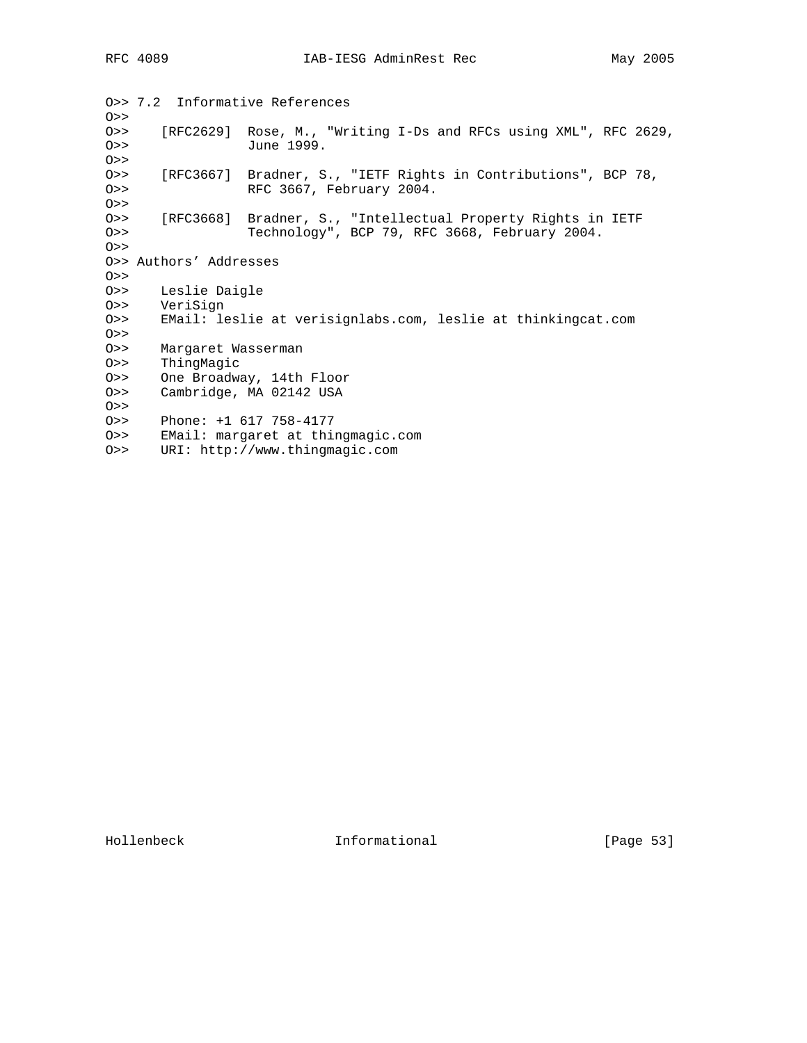```
O>> 7.2  Informative References
O>>
O>>    [RFC2629]  Rose, M., "Writing I-Ds and RFCs using XML", RFC 2629,
O>>               June 1999.
O>>
O>>    [RFC3667]  Bradner, S., "IETF Rights in Contributions", BCP 78,
O>>               RFC 3667, February 2004.
O>>
O>>    [RFC3668]  Bradner, S., "Intellectual Property Rights in IETF
O>>               Technology", BCP 79, RFC 3668, February 2004.
O>>
O>> Authors' Addresses
O>>
O>>    Leslie Daigle
O>>    VeriSign
O>>    EMail: leslie at verisignlabs.com, leslie at thinkingcat.com
O>>
O>>    Margaret Wasserman
O>>    ThingMagic
O>>    One Broadway, 14th Floor
O>>    Cambridge, MA 02142 USA
O>>
O>>    Phone: +1 617 758-4177
O>>    EMail: margaret at thingmagic.com
O>>    URI: http://www.thingmagic.com
```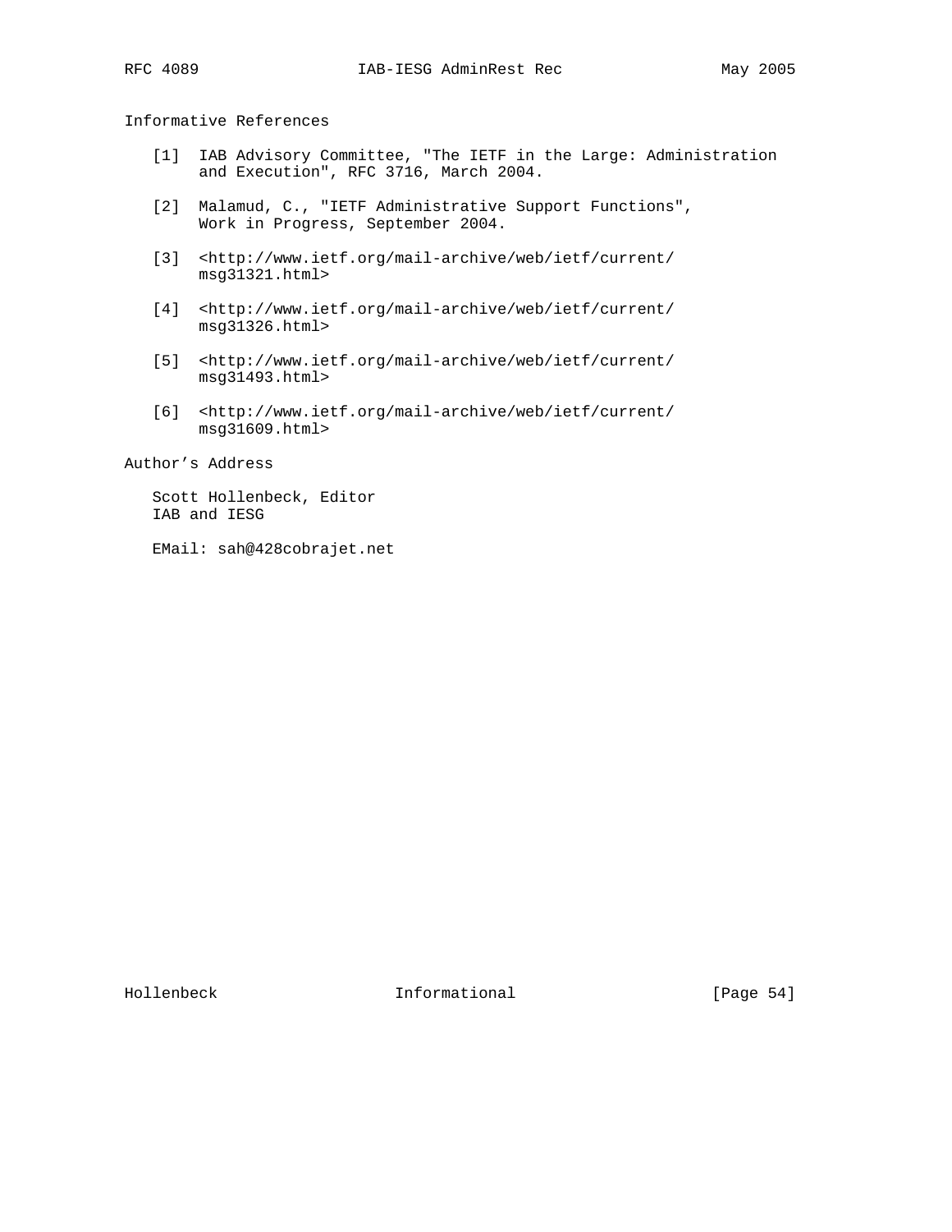## Informative References

[1] IAB Advisory Committee, "The IETF in the Large: Administration and Execution", RFC 3716, March 2004.

[2] Malamud, C., "IETF Administrative Support Functions", Work in Progress, September 2004.

[3] <http://www.ietf.org/mail-archive/web/ietf/current/msg31321.html>

[4] <http://www.ietf.org/mail-archive/web/ietf/current/msg31326.html>

[5] <http://www.ietf.org/mail-archive/web/ietf/current/msg31493.html>

[6] <http://www.ietf.org/mail-archive/web/ietf/current/msg31609.html>

## Author's Address

Scott Hollenbeck, Editor
IAB and IESG

EMail: sah@428cobrajet.net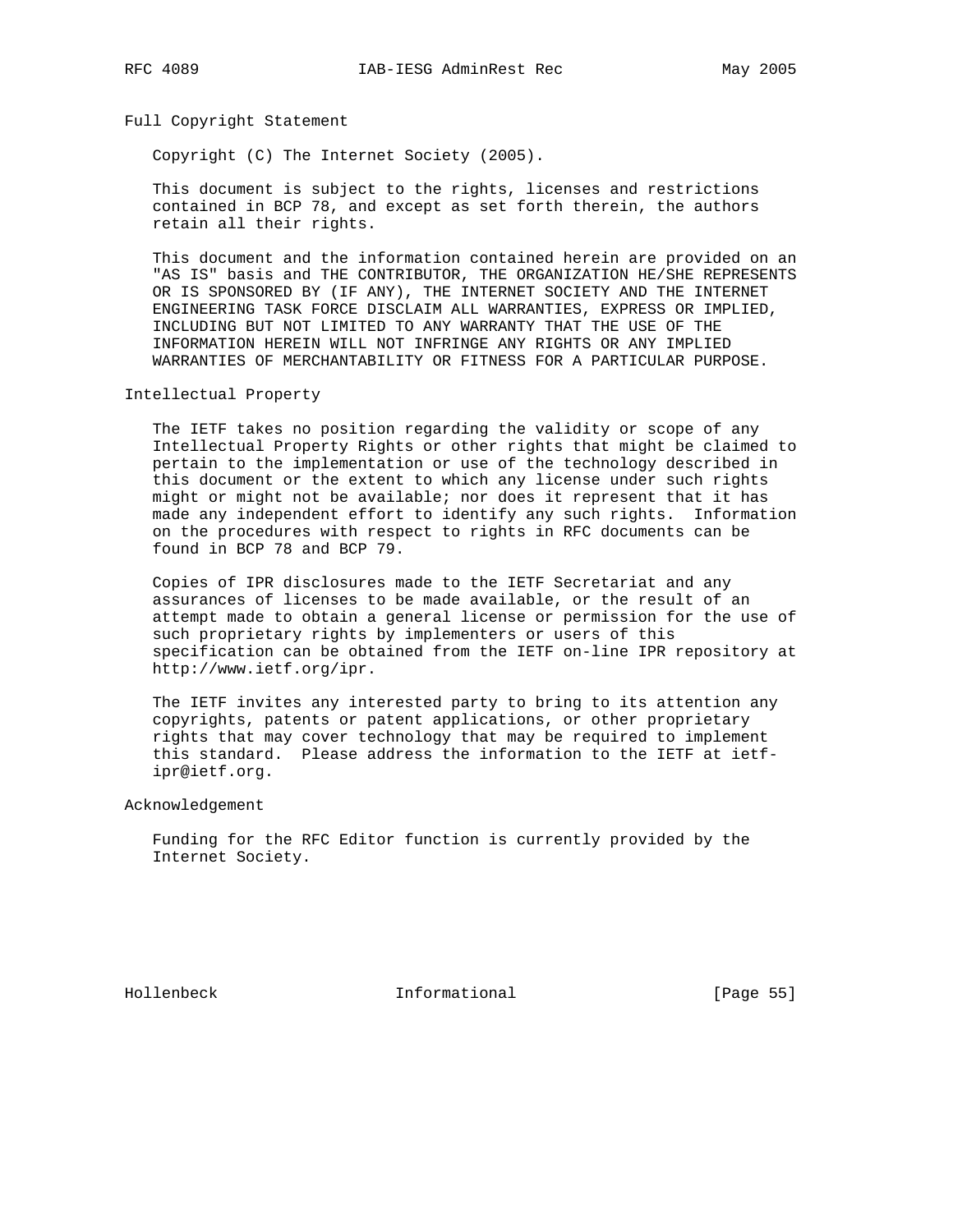## Full Copyright Statement

Copyright (C) The Internet Society (2005).

This document is subject to the rights, licenses and restrictions contained in BCP 78, and except as set forth therein, the authors retain all their rights.

This document and the information contained herein are provided on an "AS IS" basis and THE CONTRIBUTOR, THE ORGANIZATION HE/SHE REPRESENTS OR IS SPONSORED BY (IF ANY), THE INTERNET SOCIETY AND THE INTERNET ENGINEERING TASK FORCE DISCLAIM ALL WARRANTIES, EXPRESS OR IMPLIED, INCLUDING BUT NOT LIMITED TO ANY WARRANTY THAT THE USE OF THE INFORMATION HEREIN WILL NOT INFRINGE ANY RIGHTS OR ANY IMPLIED WARRANTIES OF MERCHANTABILITY OR FITNESS FOR A PARTICULAR PURPOSE.

## Intellectual Property

The IETF takes no position regarding the validity or scope of any Intellectual Property Rights or other rights that might be claimed to pertain to the implementation or use of the technology described in this document or the extent to which any license under such rights might or might not be available; nor does it represent that it has made any independent effort to identify any such rights. Information on the procedures with respect to rights in RFC documents can be found in BCP 78 and BCP 79.

Copies of IPR disclosures made to the IETF Secretariat and any assurances of licenses to be made available, or the result of an attempt made to obtain a general license or permission for the use of such proprietary rights by implementers or users of this specification can be obtained from the IETF on-line IPR repository at http://www.ietf.org/ipr.

The IETF invites any interested party to bring to its attention any copyrights, patents or patent applications, or other proprietary rights that may cover technology that may be required to implement this standard. Please address the information to the IETF at ietf-ipr@ietf.org.

## Acknowledgement

Funding for the RFC Editor function is currently provided by the Internet Society.